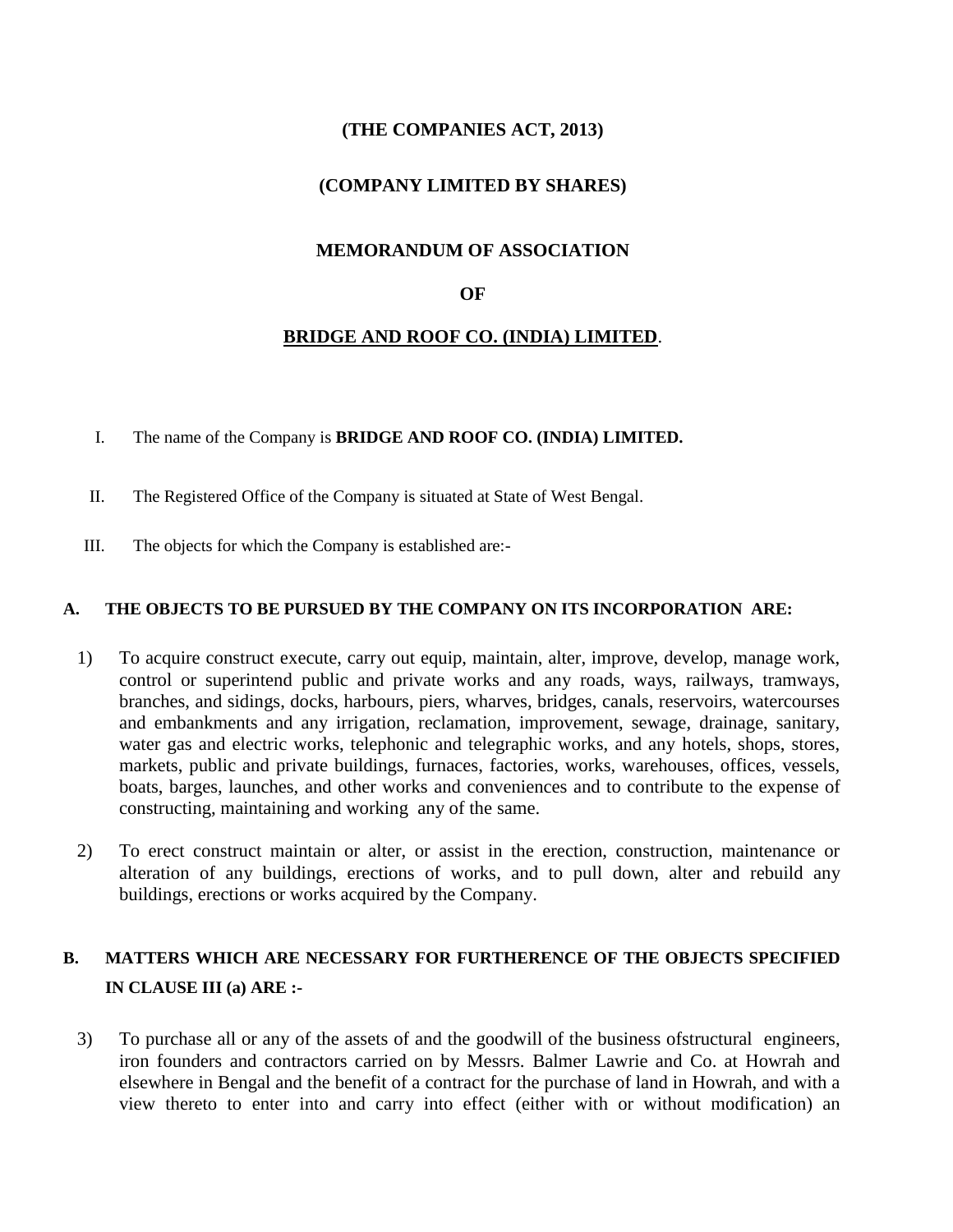**(THE COMPANIES ACT, 2013)**

**(COMPANY LIMITED BY SHARES)**

# MEMORANDUM OF ASSOCIATION

**OF**

**BRIDGE AND ROOF CO. (INDIA) LIMITED**.

I. The name of the Company is **BRIDGE AND ROOF CO. (INDIA) LIMITED.**

II. The Registered Office of the Company is situated at State of West Bengal.

III. The objects for which the Company is established are:-

## A. THE OBJECTS TO BE PURSUED BY THE COMPANY ON ITS INCORPORATION ARE:

1) To acquire construct execute, carry out equip, maintain, alter, improve, develop, manage work, control or superintend public and private works and any roads, ways, railways, tramways, branches, and sidings, docks, harbours, piers, wharves, bridges, canals, reservoirs, watercourses and embankments and any irrigation, reclamation, improvement, sewage, drainage, sanitary, water gas and electric works, telephonic and telegraphic works, and any hotels, shops, stores, markets, public and private buildings, furnaces, factories, works, warehouses, offices, vessels, boats, barges, launches, and other works and conveniences and to contribute to the expense of constructing, maintaining and working any of the same.

2) To erect construct maintain or alter, or assist in the erection, construction, maintenance or alteration of any buildings, erections of works, and to pull down, alter and rebuild any buildings, erections or works acquired by the Company.

## B. MATTERS WHICH ARE NECESSARY FOR FURTHERENCE OF THE OBJECTS SPECIFIED IN CLAUSE III (a) ARE :-

3) To purchase all or any of the assets of and the goodwill of the business ofstructural engineers, iron founders and contractors carried on by Messrs. Balmer Lawrie and Co. at Howrah and elsewhere in Bengal and the benefit of a contract for the purchase of land in Howrah, and with a view thereto to enter into and carry into effect (either with or without modification) an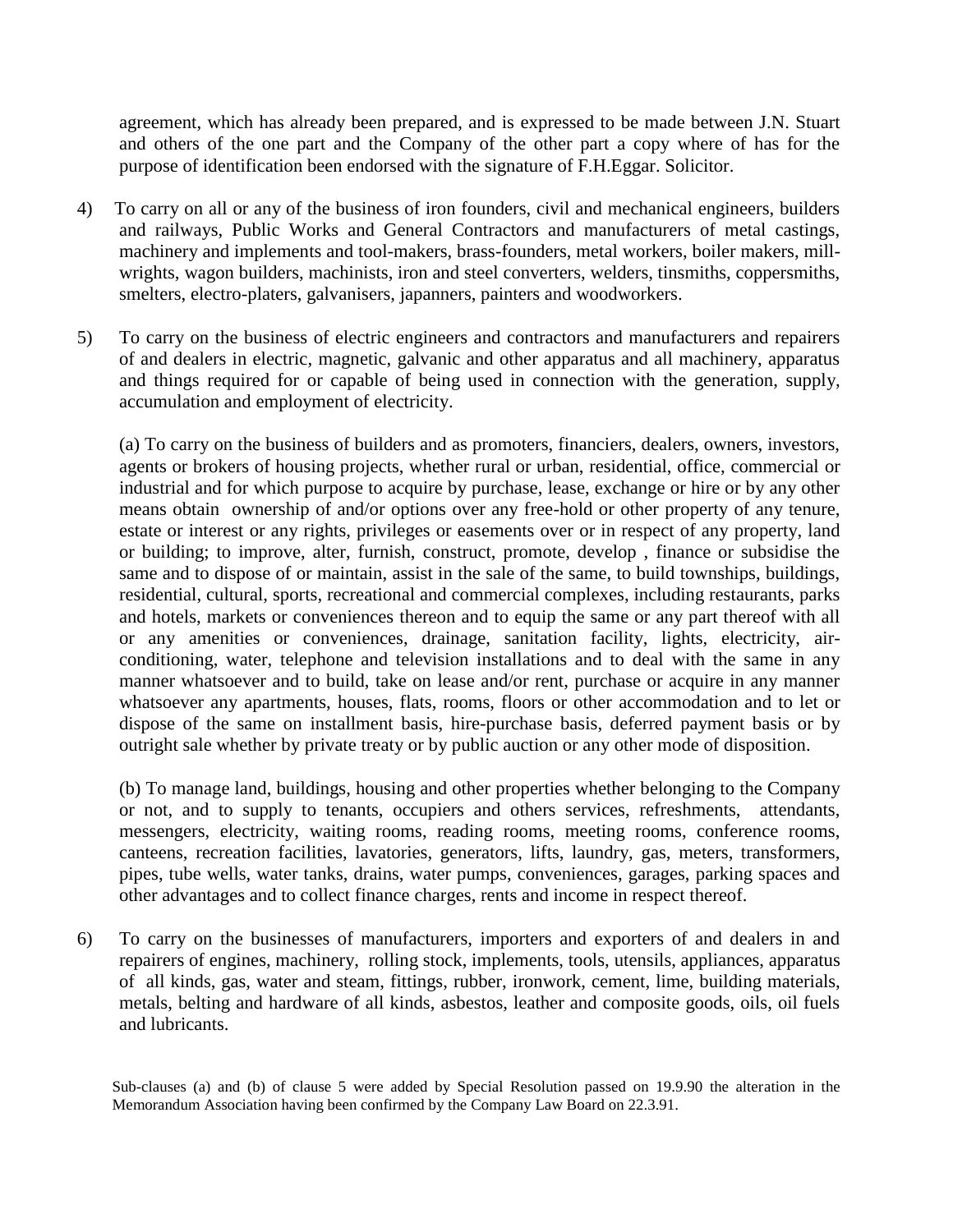agreement, which has already been prepared, and is expressed to be made between J.N. Stuart and others of the one part and the Company of the other part a copy where of has for the purpose of identification been endorsed with the signature of F.H.Eggar. Solicitor.

4) To carry on all or any of the business of iron founders, civil and mechanical engineers, builders and railways, Public Works and General Contractors and manufacturers of metal castings, machinery and implements and tool-makers, brass-founders, metal workers, boiler makers, mill-wrights, wagon builders, machinists, iron and steel converters, welders, tinsmiths, coppersmiths, smelters, electro-platers, galvanisers, japanners, painters and woodworkers.

5) To carry on the business of electric engineers and contractors and manufacturers and repairers of and dealers in electric, magnetic, galvanic and other apparatus and all machinery, apparatus and things required for or capable of being used in connection with the generation, supply, accumulation and employment of electricity.

(a) To carry on the business of builders and as promoters, financiers, dealers, owners, investors, agents or brokers of housing projects, whether rural or urban, residential, office, commercial or industrial and for which purpose to acquire by purchase, lease, exchange or hire or by any other means obtain ownership of and/or options over any free-hold or other property of any tenure, estate or interest or any rights, privileges or easements over or in respect of any property, land or building; to improve, alter, furnish, construct, promote, develop , finance or subsidise the same and to dispose of or maintain, assist in the sale of the same, to build townships, buildings, residential, cultural, sports, recreational and commercial complexes, including restaurants, parks and hotels, markets or conveniences thereon and to equip the same or any part thereof with all or any amenities or conveniences, drainage, sanitation facility, lights, electricity, air-conditioning, water, telephone and television installations and to deal with the same in any manner whatsoever and to build, take on lease and/or rent, purchase or acquire in any manner whatsoever any apartments, houses, flats, rooms, floors or other accommodation and to let or dispose of the same on installment basis, hire-purchase basis, deferred payment basis or by outright sale whether by private treaty or by public auction or any other mode of disposition.

(b) To manage land, buildings, housing and other properties whether belonging to the Company or not, and to supply to tenants, occupiers and others services, refreshments, attendants, messengers, electricity, waiting rooms, reading rooms, meeting rooms, conference rooms, canteens, recreation facilities, lavatories, generators, lifts, laundry, gas, meters, transformers, pipes, tube wells, water tanks, drains, water pumps, conveniences, garages, parking spaces and other advantages and to collect finance charges, rents and income in respect thereof.

6) To carry on the businesses of manufacturers, importers and exporters of and dealers in and repairers of engines, machinery, rolling stock, implements, tools, utensils, appliances, apparatus of all kinds, gas, water and steam, fittings, rubber, ironwork, cement, lime, building materials, metals, belting and hardware of all kinds, asbestos, leather and composite goods, oils, oil fuels and lubricants.

Sub-clauses (a) and (b) of clause 5 were added by Special Resolution passed on 19.9.90 the alteration in the Memorandum Association having been confirmed by the Company Law Board on 22.3.91.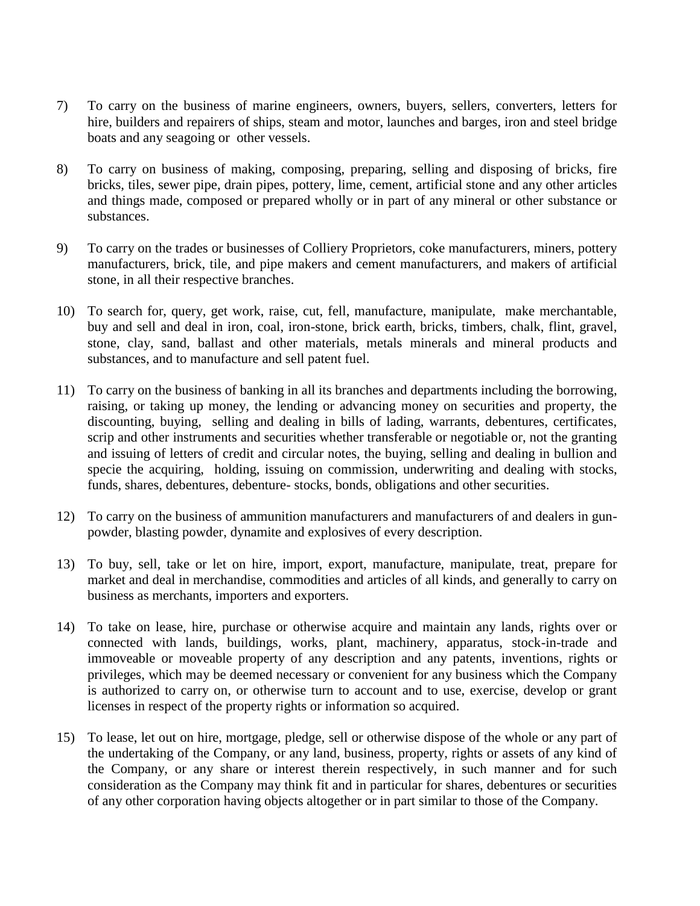7) To carry on the business of marine engineers, owners, buyers, sellers, converters, letters for hire, builders and repairers of ships, steam and motor, launches and barges, iron and steel bridge boats and any seagoing or other vessels.

8) To carry on business of making, composing, preparing, selling and disposing of bricks, fire bricks, tiles, sewer pipe, drain pipes, pottery, lime, cement, artificial stone and any other articles and things made, composed or prepared wholly or in part of any mineral or other substance or substances.

9) To carry on the trades or businesses of Colliery Proprietors, coke manufacturers, miners, pottery manufacturers, brick, tile, and pipe makers and cement manufacturers, and makers of artificial stone, in all their respective branches.

10) To search for, query, get work, raise, cut, fell, manufacture, manipulate, make merchantable, buy and sell and deal in iron, coal, iron-stone, brick earth, bricks, timbers, chalk, flint, gravel, stone, clay, sand, ballast and other materials, metals minerals and mineral products and substances, and to manufacture and sell patent fuel.

11) To carry on the business of banking in all its branches and departments including the borrowing, raising, or taking up money, the lending or advancing money on securities and property, the discounting, buying, selling and dealing in bills of lading, warrants, debentures, certificates, scrip and other instruments and securities whether transferable or negotiable or, not the granting and issuing of letters of credit and circular notes, the buying, selling and dealing in bullion and specie the acquiring, holding, issuing on commission, underwriting and dealing with stocks, funds, shares, debentures, debenture- stocks, bonds, obligations and other securities.

12) To carry on the business of ammunition manufacturers and manufacturers of and dealers in gun-powder, blasting powder, dynamite and explosives of every description.

13) To buy, sell, take or let on hire, import, export, manufacture, manipulate, treat, prepare for market and deal in merchandise, commodities and articles of all kinds, and generally to carry on business as merchants, importers and exporters.

14) To take on lease, hire, purchase or otherwise acquire and maintain any lands, rights over or connected with lands, buildings, works, plant, machinery, apparatus, stock-in-trade and immoveable or moveable property of any description and any patents, inventions, rights or privileges, which may be deemed necessary or convenient for any business which the Company is authorized to carry on, or otherwise turn to account and to use, exercise, develop or grant licenses in respect of the property rights or information so acquired.

15) To lease, let out on hire, mortgage, pledge, sell or otherwise dispose of the whole or any part of the undertaking of the Company, or any land, business, property, rights or assets of any kind of the Company, or any share or interest therein respectively, in such manner and for such consideration as the Company may think fit and in particular for shares, debentures or securities of any other corporation having objects altogether or in part similar to those of the Company.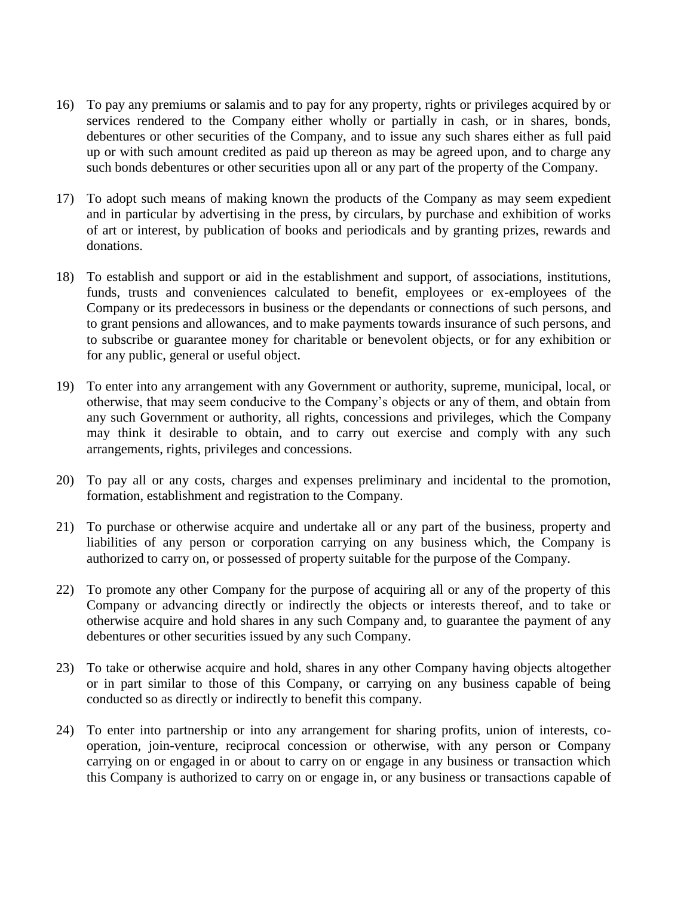16) To pay any premiums or salamis and to pay for any property, rights or privileges acquired by or services rendered to the Company either wholly or partially in cash, or in shares, bonds, debentures or other securities of the Company, and to issue any such shares either as full paid up or with such amount credited as paid up thereon as may be agreed upon, and to charge any such bonds debentures or other securities upon all or any part of the property of the Company.

17) To adopt such means of making known the products of the Company as may seem expedient and in particular by advertising in the press, by circulars, by purchase and exhibition of works of art or interest, by publication of books and periodicals and by granting prizes, rewards and donations.

18) To establish and support or aid in the establishment and support, of associations, institutions, funds, trusts and conveniences calculated to benefit, employees or ex-employees of the Company or its predecessors in business or the dependants or connections of such persons, and to grant pensions and allowances, and to make payments towards insurance of such persons, and to subscribe or guarantee money for charitable or benevolent objects, or for any exhibition or for any public, general or useful object.

19) To enter into any arrangement with any Government or authority, supreme, municipal, local, or otherwise, that may seem conducive to the Company's objects or any of them, and obtain from any such Government or authority, all rights, concessions and privileges, which the Company may think it desirable to obtain, and to carry out exercise and comply with any such arrangements, rights, privileges and concessions.

20) To pay all or any costs, charges and expenses preliminary and incidental to the promotion, formation, establishment and registration to the Company.

21) To purchase or otherwise acquire and undertake all or any part of the business, property and liabilities of any person or corporation carrying on any business which, the Company is authorized to carry on, or possessed of property suitable for the purpose of the Company.

22) To promote any other Company for the purpose of acquiring all or any of the property of this Company or advancing directly or indirectly the objects or interests thereof, and to take or otherwise acquire and hold shares in any such Company and, to guarantee the payment of any debentures or other securities issued by any such Company.

23) To take or otherwise acquire and hold, shares in any other Company having objects altogether or in part similar to those of this Company, or carrying on any business capable of being conducted so as directly or indirectly to benefit this company.

24) To enter into partnership or into any arrangement for sharing profits, union of interests, co-operation, join-venture, reciprocal concession or otherwise, with any person or Company carrying on or engaged in or about to carry on or engage in any business or transaction which this Company is authorized to carry on or engage in, or any business or transactions capable of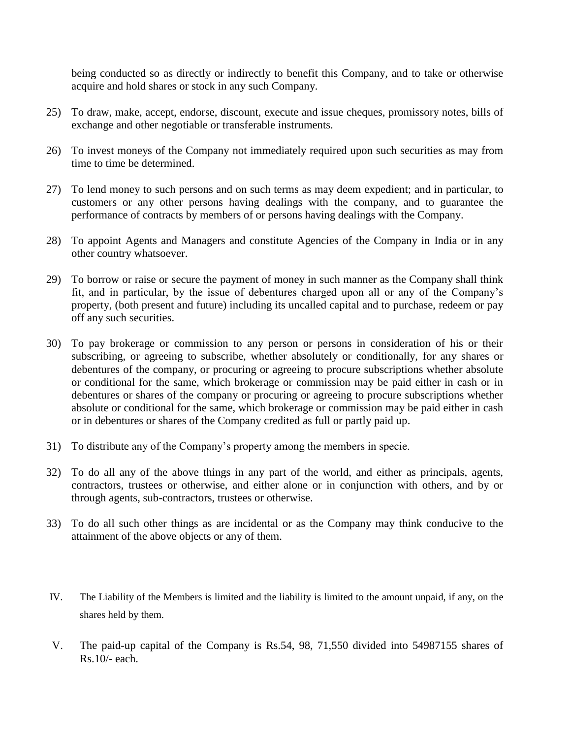being conducted so as directly or indirectly to benefit this Company, and to take or otherwise acquire and hold shares or stock in any such Company.

25) To draw, make, accept, endorse, discount, execute and issue cheques, promissory notes, bills of exchange and other negotiable or transferable instruments.

26) To invest moneys of the Company not immediately required upon such securities as may from time to time be determined.

27) To lend money to such persons and on such terms as may deem expedient; and in particular, to customers or any other persons having dealings with the company, and to guarantee the performance of contracts by members of or persons having dealings with the Company.

28) To appoint Agents and Managers and constitute Agencies of the Company in India or in any other country whatsoever.

29) To borrow or raise or secure the payment of money in such manner as the Company shall think fit, and in particular, by the issue of debentures charged upon all or any of the Company's property, (both present and future) including its uncalled capital and to purchase, redeem or pay off any such securities.

30) To pay brokerage or commission to any person or persons in consideration of his or their subscribing, or agreeing to subscribe, whether absolutely or conditionally, for any shares or debentures of the company, or procuring or agreeing to procure subscriptions whether absolute or conditional for the same, which brokerage or commission may be paid either in cash or in debentures or shares of the company or procuring or agreeing to procure subscriptions whether absolute or conditional for the same, which brokerage or commission may be paid either in cash or in debentures or shares of the Company credited as full or partly paid up.

31) To distribute any of the Company's property among the members in specie.

32) To do all any of the above things in any part of the world, and either as principals, agents, contractors, trustees or otherwise, and either alone or in conjunction with others, and by or through agents, sub-contractors, trustees or otherwise.

33) To do all such other things as are incidental or as the Company may think conducive to the attainment of the above objects or any of them.

IV. The Liability of the Members is limited and the liability is limited to the amount unpaid, if any, on the shares held by them.

V. The paid-up capital of the Company is Rs.54, 98, 71,550 divided into 54987155 shares of Rs.10/- each.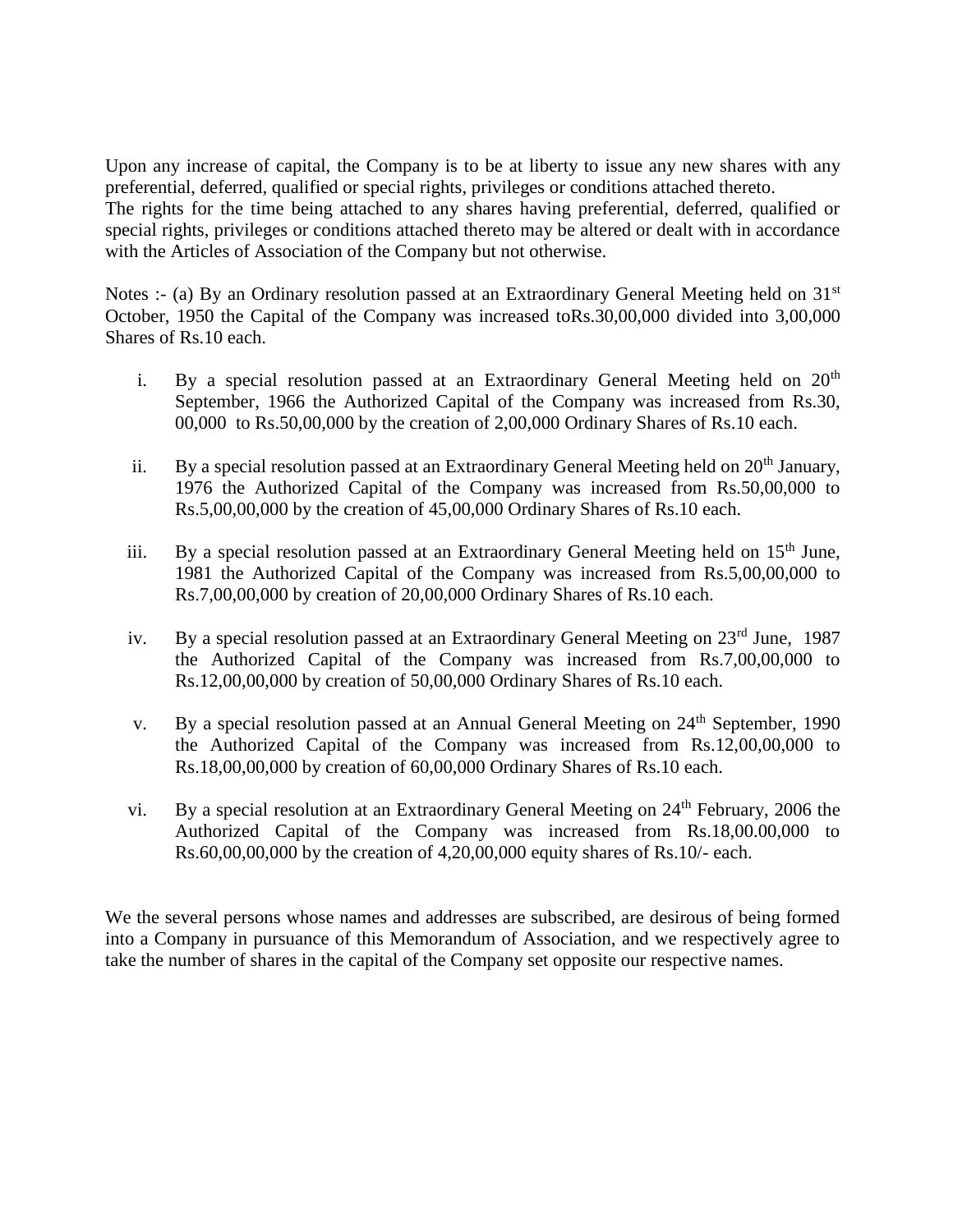Upon any increase of capital, the Company is to be at liberty to issue any new shares with any preferential, deferred, qualified or special rights, privileges or conditions attached thereto.
The rights for the time being attached to any shares having preferential, deferred, qualified or special rights, privileges or conditions attached thereto may be altered or dealt with in accordance with the Articles of Association of the Company but not otherwise.

Notes :- (a) By an Ordinary resolution passed at an Extraordinary General Meeting held on 31st October, 1950 the Capital of the Company was increased toRs.30,00,000 divided into 3,00,000 Shares of Rs.10 each.

i. By a special resolution passed at an Extraordinary General Meeting held on 20th September, 1966 the Authorized Capital of the Company was increased from Rs.30, 00,000 to Rs.50,00,000 by the creation of 2,00,000 Ordinary Shares of Rs.10 each.

ii. By a special resolution passed at an Extraordinary General Meeting held on 20th January, 1976 the Authorized Capital of the Company was increased from Rs.50,00,000 to Rs.5,00,00,000 by the creation of 45,00,000 Ordinary Shares of Rs.10 each.

iii. By a special resolution passed at an Extraordinary General Meeting held on 15th June, 1981 the Authorized Capital of the Company was increased from Rs.5,00,00,000 to Rs.7,00,00,000 by creation of 20,00,000 Ordinary Shares of Rs.10 each.

iv. By a special resolution passed at an Extraordinary General Meeting on 23rd June, 1987 the Authorized Capital of the Company was increased from Rs.7,00,00,000 to Rs.12,00,00,000 by creation of 50,00,000 Ordinary Shares of Rs.10 each.

v. By a special resolution passed at an Annual General Meeting on 24th September, 1990 the Authorized Capital of the Company was increased from Rs.12,00,00,000 to Rs.18,00,00,000 by creation of 60,00,000 Ordinary Shares of Rs.10 each.

vi. By a special resolution at an Extraordinary General Meeting on 24th February, 2006 the Authorized Capital of the Company was increased from Rs.18,00.00,000 to Rs.60,00,00,000 by the creation of 4,20,00,000 equity shares of Rs.10/- each.

We the several persons whose names and addresses are subscribed, are desirous of being formed into a Company in pursuance of this Memorandum of Association, and we respectively agree to take the number of shares in the capital of the Company set opposite our respective names.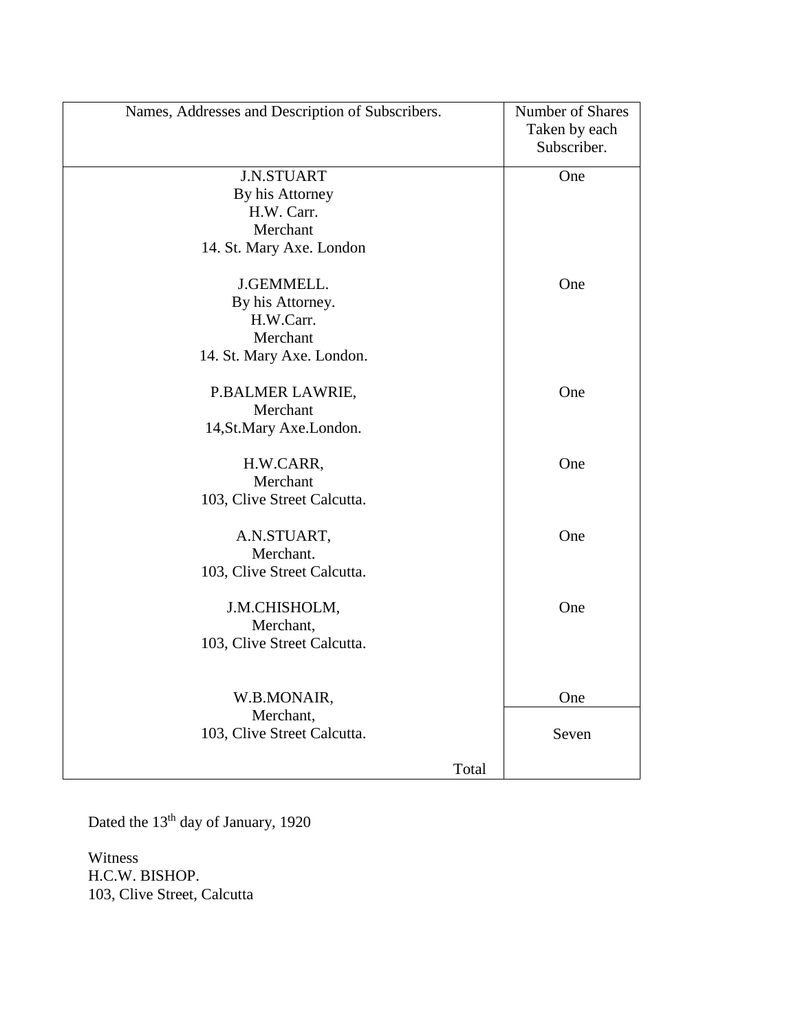| Names, Addresses and Description of Subscribers. | Number of Shares Taken by each Subscriber. |
|---|---|
| J.N.STUART<br>By his Attorney<br>H.W. Carr.<br>Merchant<br>14. St. Mary Axe. London | One |
| J.GEMMELL.<br>By his Attorney.<br>H.W.Carr.<br>Merchant<br>14. St. Mary Axe. London. | One |
| P.BALMER LAWRIE,<br>Merchant<br>14,St.Mary Axe.London. | One |
| H.W.CARR,<br>Merchant<br>103, Clive Street Calcutta. | One |
| A.N.STUART,<br>Merchant.<br>103, Clive Street Calcutta. | One |
| J.M.CHISHOLM,<br>Merchant,<br>103, Clive Street Calcutta. | One |
| W.B.MONAIR,<br>Merchant,<br>103, Clive Street Calcutta. | One |
| Total | Seven |

Dated the 13th day of January, 1920

Witness
H.C.W. BISHOP.
103, Clive Street, Calcutta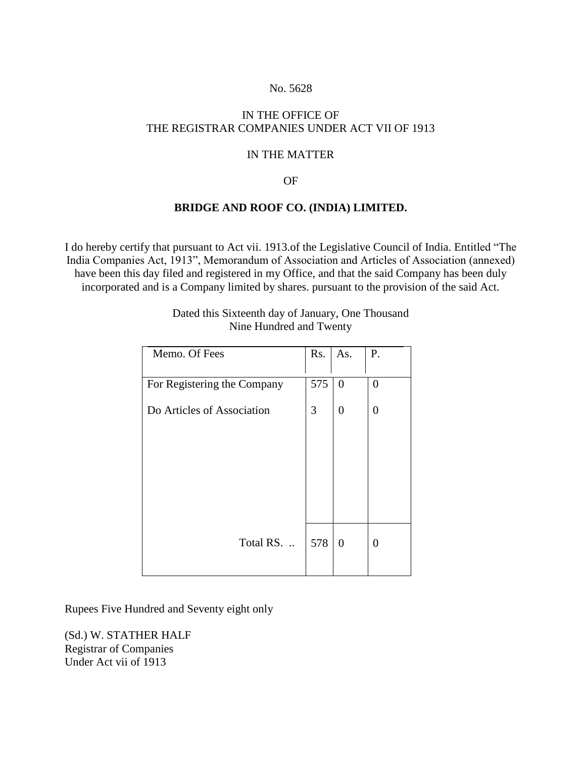No. 5628

IN THE OFFICE OF
THE REGISTRAR COMPANIES UNDER ACT VII OF 1913

IN THE MATTER

OF

**BRIDGE AND ROOF CO. (INDIA) LIMITED.**

I do hereby certify that pursuant to Act vii. 1913.of the Legislative Council of India. Entitled "The India Companies Act, 1913", Memorandum of Association and Articles of Association (annexed) have been this day filed and registered in my Office, and that the said Company has been duly incorporated and is a Company limited by shares. pursuant to the provision of the said Act.

Dated this Sixteenth day of January, One Thousand Nine Hundred and Twenty

| Memo. Of Fees | Rs. | As. | P. |
|---|---|---|---|
| For Registering the Company | 575 | 0 | 0 |
| Do Articles of Association | 3 | 0 | 0 |
| Total RS. .. | 578 | 0 | 0 |

Rupees Five Hundred and Seventy eight only

(Sd.) W. STATHER HALF
Registrar of Companies
Under Act vii of 1913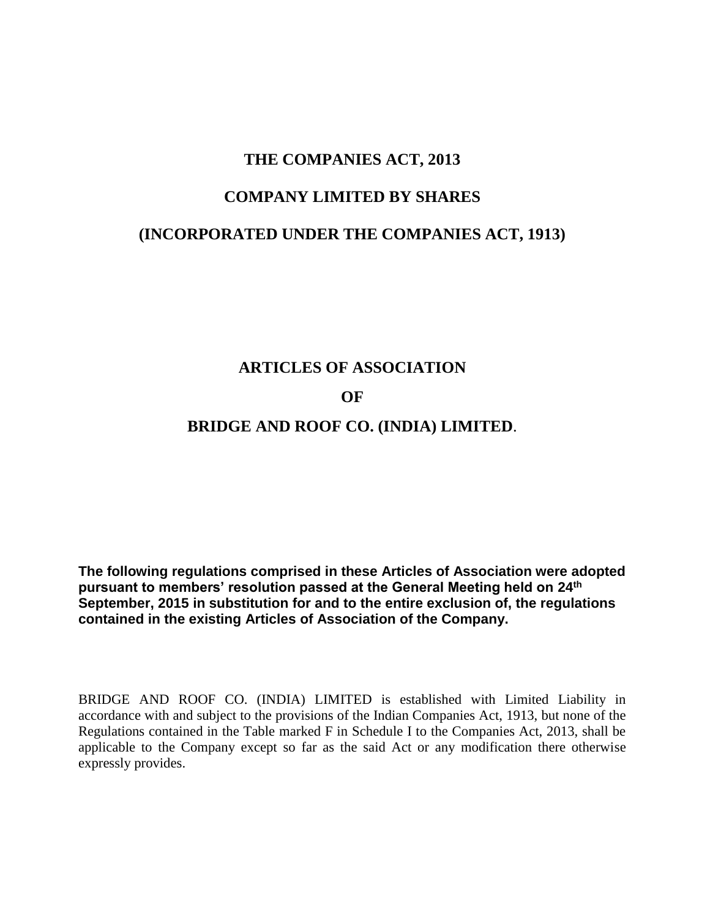# THE COMPANIES ACT, 2013

## COMPANY LIMITED BY SHARES

## (INCORPORATED UNDER THE COMPANIES ACT, 1913)

# ARTICLES OF ASSOCIATION

# OF

# BRIDGE AND ROOF CO. (INDIA) LIMITED.

**The following regulations comprised in these Articles of Association were adopted pursuant to members' resolution passed at the General Meeting held on 24th September, 2015 in substitution for and to the entire exclusion of, the regulations contained in the existing Articles of Association of the Company.**

BRIDGE AND ROOF CO. (INDIA) LIMITED is established with Limited Liability in accordance with and subject to the provisions of the Indian Companies Act, 1913, but none of the Regulations contained in the Table marked F in Schedule I to the Companies Act, 2013, shall be applicable to the Company except so far as the said Act or any modification there otherwise expressly provides.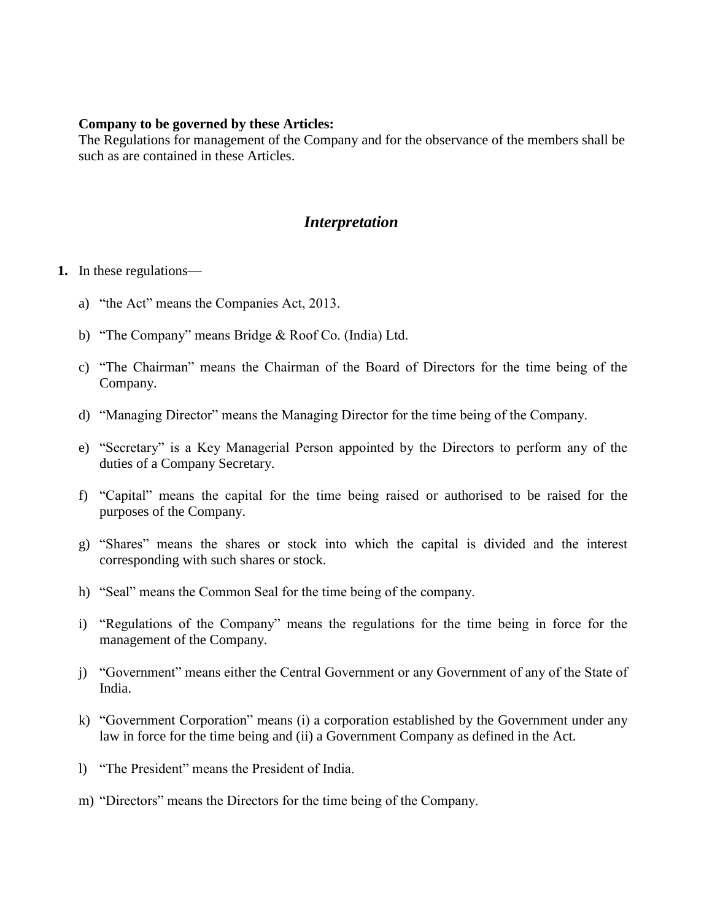**Company to be governed by these Articles:**
The Regulations for management of the Company and for the observance of the members shall be such as are contained in these Articles.

## *Interpretation*

**1.** In these regulations—

a) "the Act" means the Companies Act, 2013.

b) "The Company" means Bridge & Roof Co. (India) Ltd.

c) "The Chairman" means the Chairman of the Board of Directors for the time being of the Company.

d) "Managing Director" means the Managing Director for the time being of the Company.

e) "Secretary" is a Key Managerial Person appointed by the Directors to perform any of the duties of a Company Secretary.

f) "Capital" means the capital for the time being raised or authorised to be raised for the purposes of the Company.

g) "Shares" means the shares or stock into which the capital is divided and the interest corresponding with such shares or stock.

h) "Seal" means the Common Seal for the time being of the company.

i) "Regulations of the Company" means the regulations for the time being in force for the management of the Company.

j) "Government" means either the Central Government or any Government of any of the State of India.

k) "Government Corporation" means (i) a corporation established by the Government under any law in force for the time being and (ii) a Government Company as defined in the Act.

l) "The President" means the President of India.

m) "Directors" means the Directors for the time being of the Company.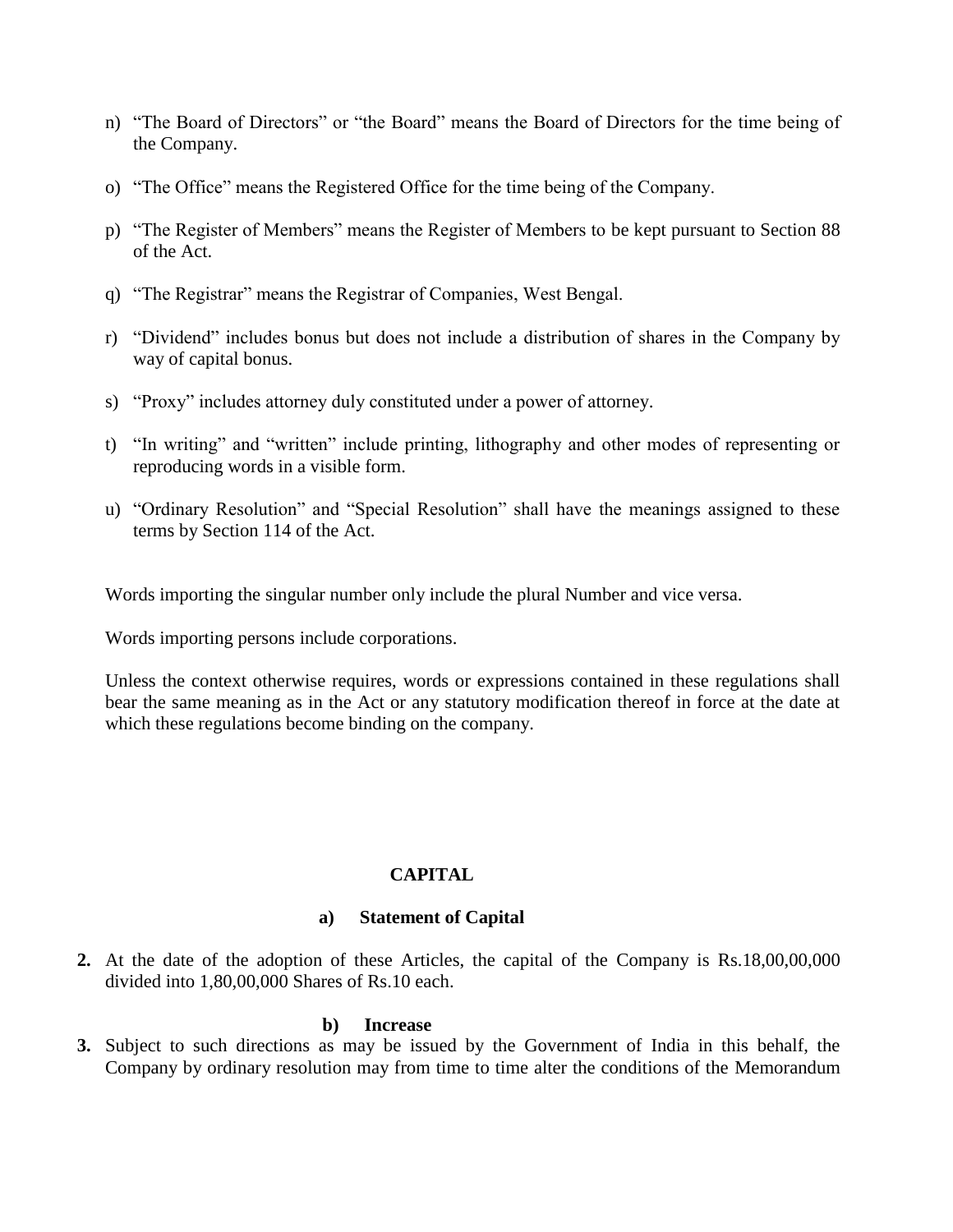n) "The Board of Directors" or "the Board" means the Board of Directors for the time being of the Company.

o) "The Office" means the Registered Office for the time being of the Company.

p) "The Register of Members" means the Register of Members to be kept pursuant to Section 88 of the Act.

q) "The Registrar" means the Registrar of Companies, West Bengal.

r) "Dividend" includes bonus but does not include a distribution of shares in the Company by way of capital bonus.

s) "Proxy" includes attorney duly constituted under a power of attorney.

t) "In writing" and "written" include printing, lithography and other modes of representing or reproducing words in a visible form.

u) "Ordinary Resolution" and "Special Resolution" shall have the meanings assigned to these terms by Section 114 of the Act.

Words importing the singular number only include the plural Number and vice versa.

Words importing persons include corporations.

Unless the context otherwise requires, words or expressions contained in these regulations shall bear the same meaning as in the Act or any statutory modification thereof in force at the date at which these regulations become binding on the company.

## CAPITAL

### a) Statement of Capital

**2.** At the date of the adoption of these Articles, the capital of the Company is Rs.18,00,00,000 divided into 1,80,00,000 Shares of Rs.10 each.

### b) Increase

**3.** Subject to such directions as may be issued by the Government of India in this behalf, the Company by ordinary resolution may from time to time alter the conditions of the Memorandum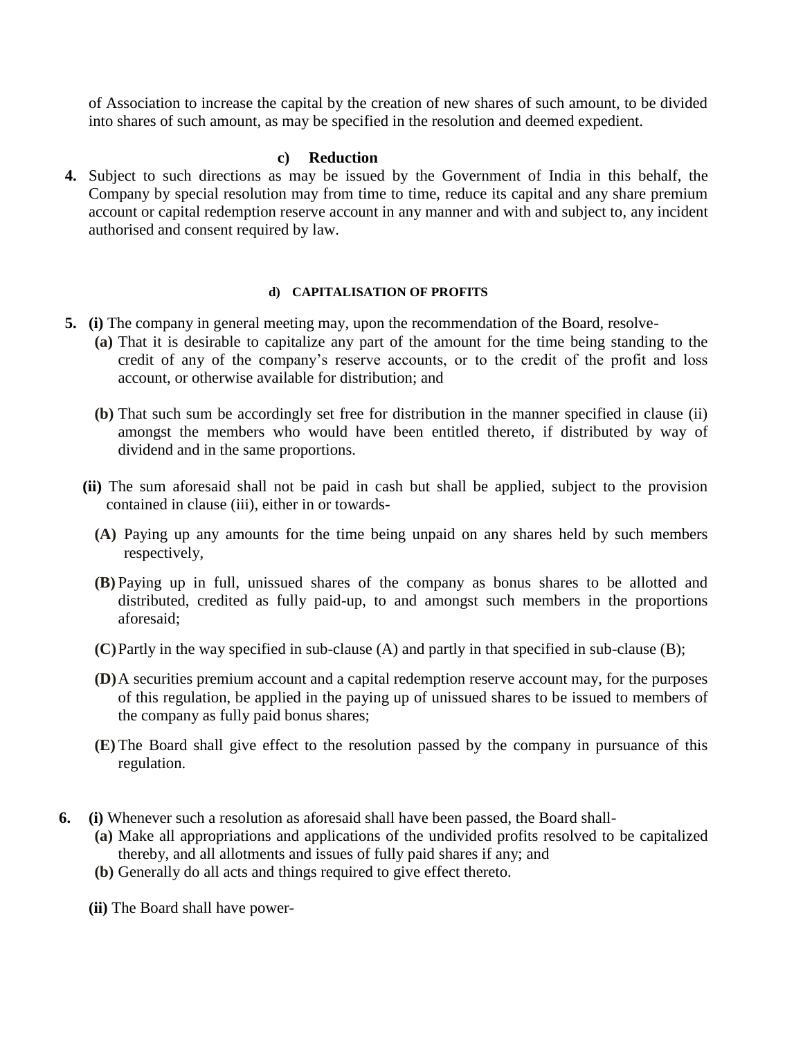of Association to increase the capital by the creation of new shares of such amount, to be divided into shares of such amount, as may be specified in the resolution and deemed expedient.

### c) Reduction

**4.** Subject to such directions as may be issued by the Government of India in this behalf, the Company by special resolution may from time to time, reduce its capital and any share premium account or capital redemption reserve account in any manner and with and subject to, any incident authorised and consent required by law.

### d) CAPITALISATION OF PROFITS

**5. (i)** The company in general meeting may, upon the recommendation of the Board, resolve-

**(a)** That it is desirable to capitalize any part of the amount for the time being standing to the credit of any of the company's reserve accounts, or to the credit of the profit and loss account, or otherwise available for distribution; and

**(b)** That such sum be accordingly set free for distribution in the manner specified in clause (ii) amongst the members who would have been entitled thereto, if distributed by way of dividend and in the same proportions.

**(ii)** The sum aforesaid shall not be paid in cash but shall be applied, subject to the provision contained in clause (iii), either in or towards-

**(A)** Paying up any amounts for the time being unpaid on any shares held by such members respectively,

**(B)** Paying up in full, unissued shares of the company as bonus shares to be allotted and distributed, credited as fully paid-up, to and amongst such members in the proportions aforesaid;

**(C)** Partly in the way specified in sub-clause (A) and partly in that specified in sub-clause (B);

**(D)** A securities premium account and a capital redemption reserve account may, for the purposes of this regulation, be applied in the paying up of unissued shares to be issued to members of the company as fully paid bonus shares;

**(E)** The Board shall give effect to the resolution passed by the company in pursuance of this regulation.

**6. (i)** Whenever such a resolution as aforesaid shall have been passed, the Board shall-

**(a)** Make all appropriations and applications of the undivided profits resolved to be capitalized thereby, and all allotments and issues of fully paid shares if any; and

**(b)** Generally do all acts and things required to give effect thereto.

**(ii)** The Board shall have power-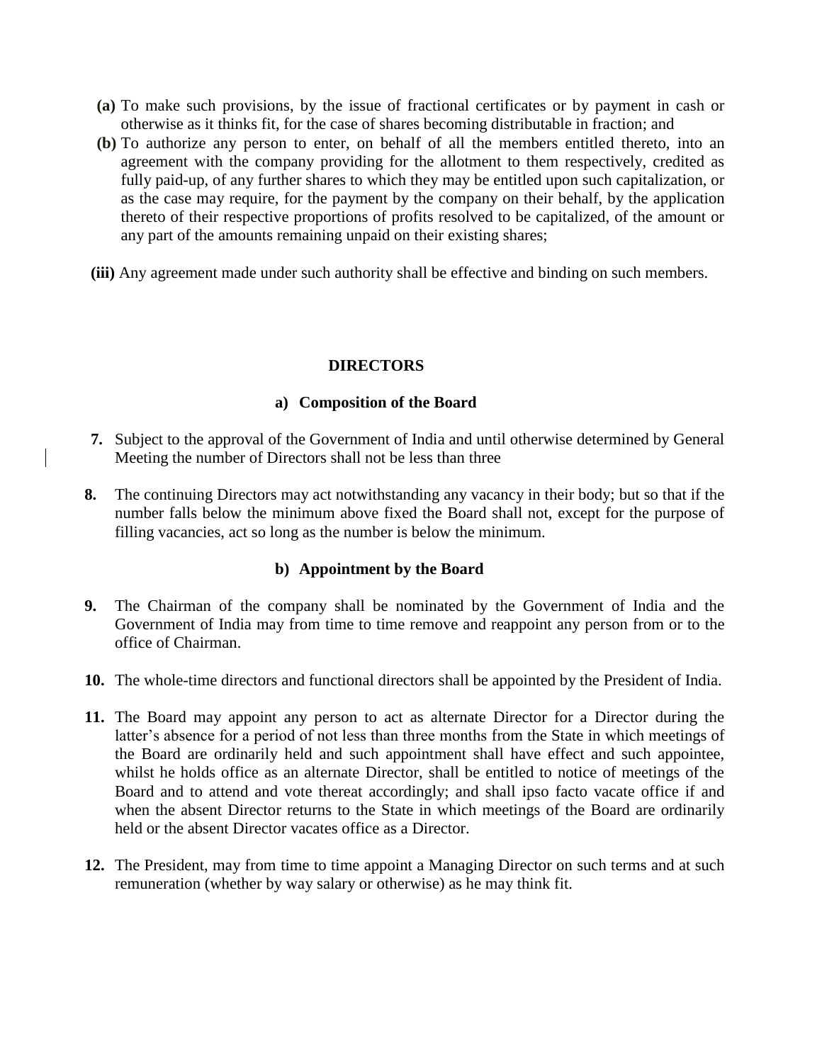**(a)** To make such provisions, by the issue of fractional certificates or by payment in cash or otherwise as it thinks fit, for the case of shares becoming distributable in fraction; and

**(b)** To authorize any person to enter, on behalf of all the members entitled thereto, into an agreement with the company providing for the allotment to them respectively, credited as fully paid-up, of any further shares to which they may be entitled upon such capitalization, or as the case may require, for the payment by the company on their behalf, by the application thereto of their respective proportions of profits resolved to be capitalized, of the amount or any part of the amounts remaining unpaid on their existing shares;

**(iii)** Any agreement made under such authority shall be effective and binding on such members.

## DIRECTORS

### a) Composition of the Board

**7.** Subject to the approval of the Government of India and until otherwise determined by General Meeting the number of Directors shall not be less than three

**8.** The continuing Directors may act notwithstanding any vacancy in their body; but so that if the number falls below the minimum above fixed the Board shall not, except for the purpose of filling vacancies, act so long as the number is below the minimum.

### b) Appointment by the Board

**9.** The Chairman of the company shall be nominated by the Government of India and the Government of India may from time to time remove and reappoint any person from or to the office of Chairman.

**10.** The whole-time directors and functional directors shall be appointed by the President of India.

**11.** The Board may appoint any person to act as alternate Director for a Director during the latter's absence for a period of not less than three months from the State in which meetings of the Board are ordinarily held and such appointment shall have effect and such appointee, whilst he holds office as an alternate Director, shall be entitled to notice of meetings of the Board and to attend and vote thereat accordingly; and shall ipso facto vacate office if and when the absent Director returns to the State in which meetings of the Board are ordinarily held or the absent Director vacates office as a Director.

**12.** The President, may from time to time appoint a Managing Director on such terms and at such remuneration (whether by way salary or otherwise) as he may think fit.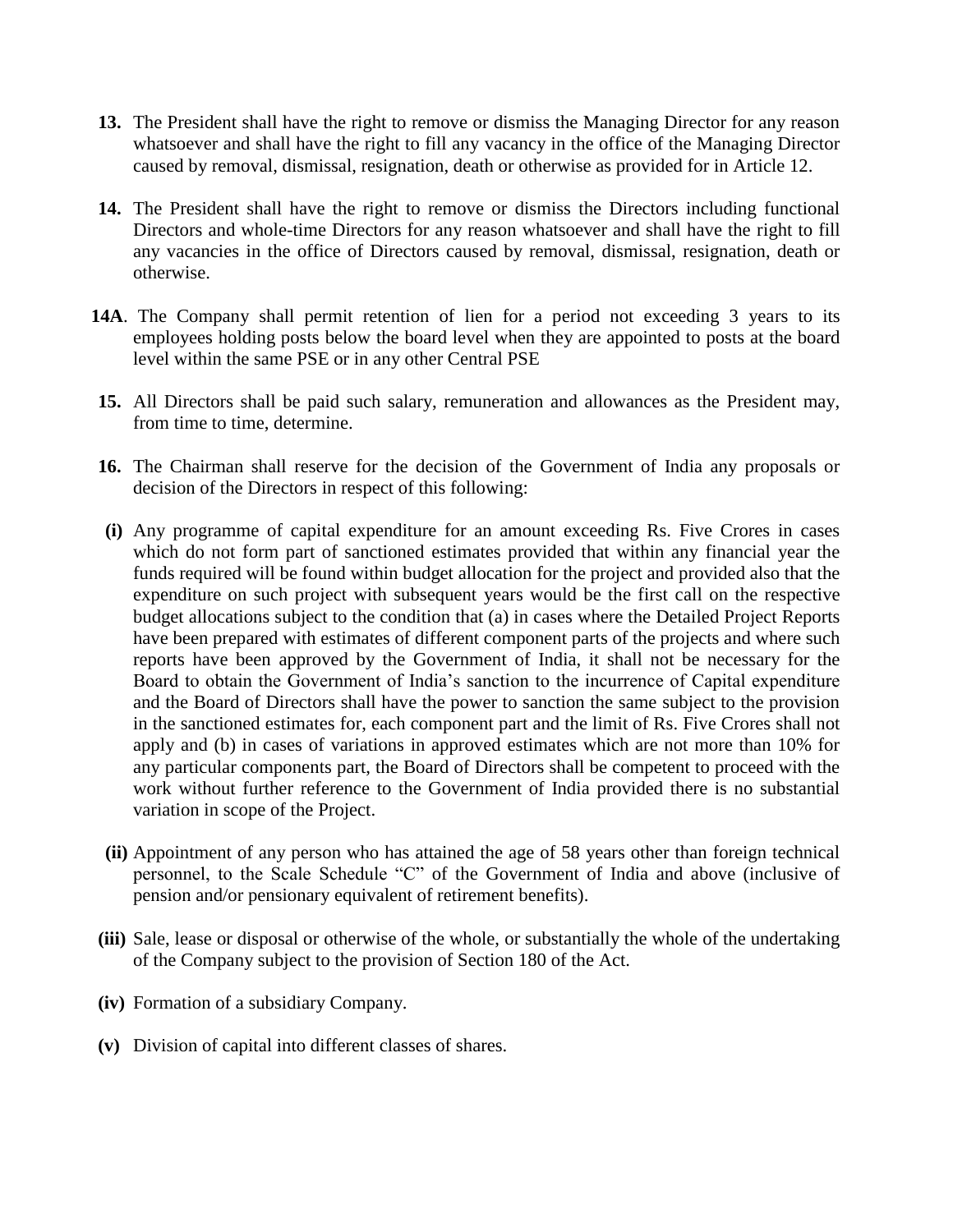**13.** The President shall have the right to remove or dismiss the Managing Director for any reason whatsoever and shall have the right to fill any vacancy in the office of the Managing Director caused by removal, dismissal, resignation, death or otherwise as provided for in Article 12.

**14.** The President shall have the right to remove or dismiss the Directors including functional Directors and whole-time Directors for any reason whatsoever and shall have the right to fill any vacancies in the office of Directors caused by removal, dismissal, resignation, death or otherwise.

**14A**. The Company shall permit retention of lien for a period not exceeding 3 years to its employees holding posts below the board level when they are appointed to posts at the board level within the same PSE or in any other Central PSE

**15.** All Directors shall be paid such salary, remuneration and allowances as the President may, from time to time, determine.

**16.** The Chairman shall reserve for the decision of the Government of India any proposals or decision of the Directors in respect of this following:

**(i)** Any programme of capital expenditure for an amount exceeding Rs. Five Crores in cases which do not form part of sanctioned estimates provided that within any financial year the funds required will be found within budget allocation for the project and provided also that the expenditure on such project with subsequent years would be the first call on the respective budget allocations subject to the condition that (a) in cases where the Detailed Project Reports have been prepared with estimates of different component parts of the projects and where such reports have been approved by the Government of India, it shall not be necessary for the Board to obtain the Government of India's sanction to the incurrence of Capital expenditure and the Board of Directors shall have the power to sanction the same subject to the provision in the sanctioned estimates for, each component part and the limit of Rs. Five Crores shall not apply and (b) in cases of variations in approved estimates which are not more than 10% for any particular components part, the Board of Directors shall be competent to proceed with the work without further reference to the Government of India provided there is no substantial variation in scope of the Project.

**(ii)** Appointment of any person who has attained the age of 58 years other than foreign technical personnel, to the Scale Schedule "C" of the Government of India and above (inclusive of pension and/or pensionary equivalent of retirement benefits).

**(iii)** Sale, lease or disposal or otherwise of the whole, or substantially the whole of the undertaking of the Company subject to the provision of Section 180 of the Act.

**(iv)** Formation of a subsidiary Company.

**(v)** Division of capital into different classes of shares.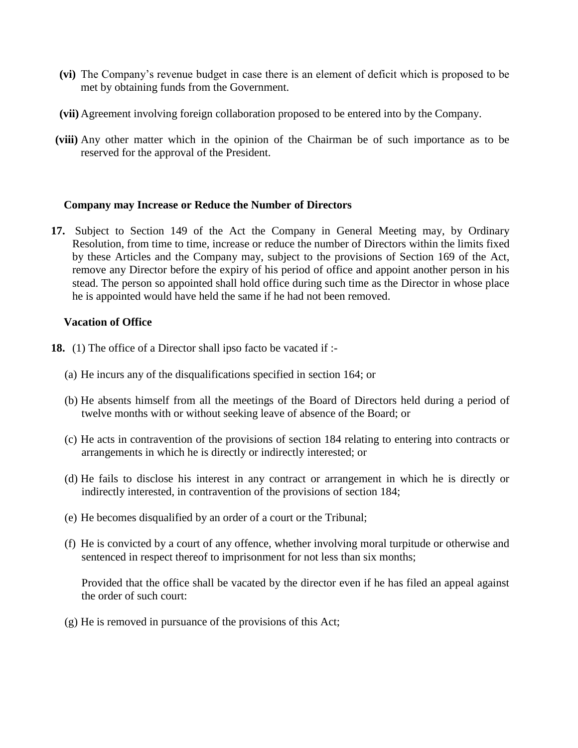**(vi)** The Company's revenue budget in case there is an element of deficit which is proposed to be met by obtaining funds from the Government.

**(vii)** Agreement involving foreign collaboration proposed to be entered into by the Company.

**(viii)** Any other matter which in the opinion of the Chairman be of such importance as to be reserved for the approval of the President.

**Company may Increase or Reduce the Number of Directors**

**17.** Subject to Section 149 of the Act the Company in General Meeting may, by Ordinary Resolution, from time to time, increase or reduce the number of Directors within the limits fixed by these Articles and the Company may, subject to the provisions of Section 169 of the Act, remove any Director before the expiry of his period of office and appoint another person in his stead. The person so appointed shall hold office during such time as the Director in whose place he is appointed would have held the same if he had not been removed.

**Vacation of Office**

**18.** (1) The office of a Director shall ipso facto be vacated if :-

(a) He incurs any of the disqualifications specified in section 164; or

(b) He absents himself from all the meetings of the Board of Directors held during a period of twelve months with or without seeking leave of absence of the Board; or

(c) He acts in contravention of the provisions of section 184 relating to entering into contracts or arrangements in which he is directly or indirectly interested; or

(d) He fails to disclose his interest in any contract or arrangement in which he is directly or indirectly interested, in contravention of the provisions of section 184;

(e) He becomes disqualified by an order of a court or the Tribunal;

(f) He is convicted by a court of any offence, whether involving moral turpitude or otherwise and sentenced in respect thereof to imprisonment for not less than six months;

Provided that the office shall be vacated by the director even if he has filed an appeal against the order of such court:

(g) He is removed in pursuance of the provisions of this Act;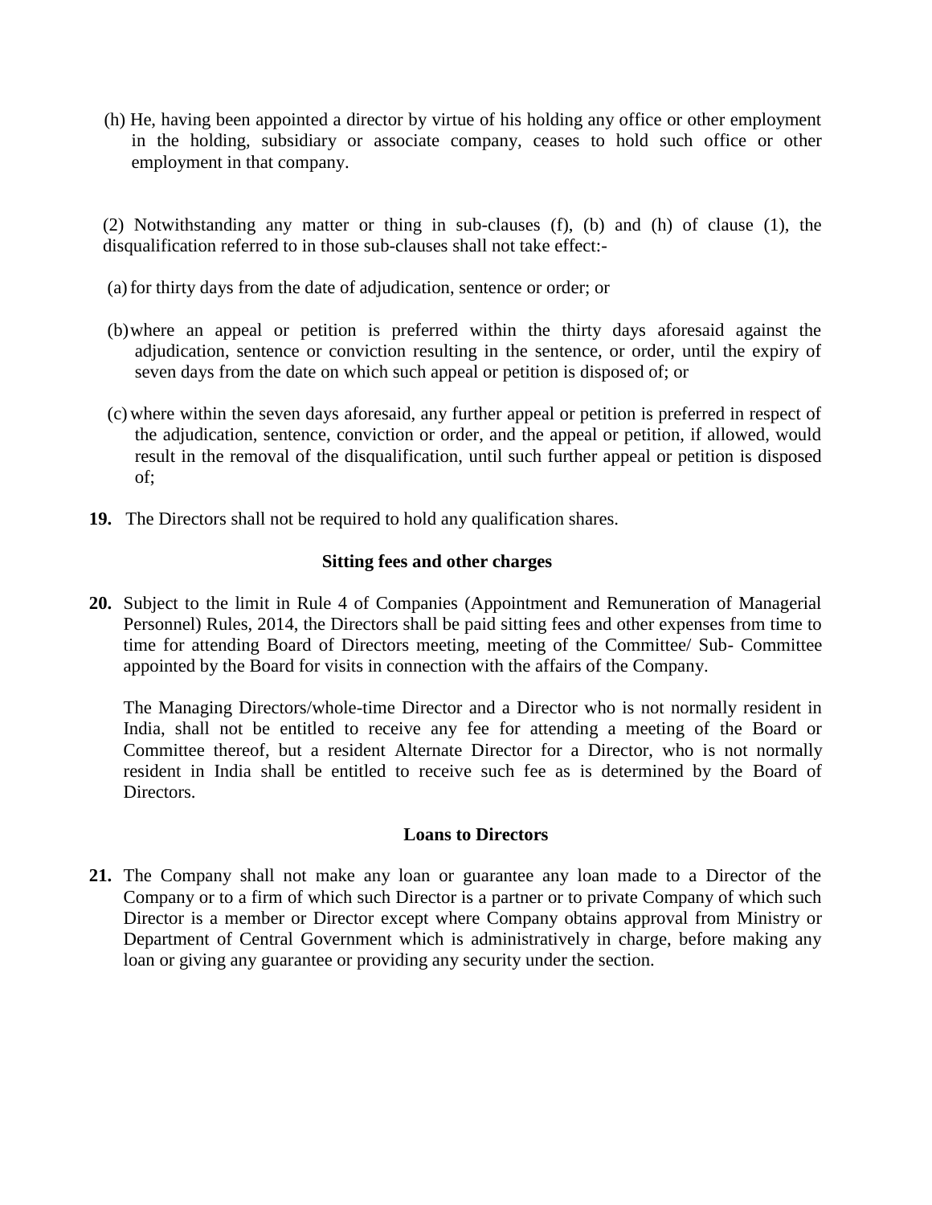(h) He, having been appointed a director by virtue of his holding any office or other employment in the holding, subsidiary or associate company, ceases to hold such office or other employment in that company.

(2) Notwithstanding any matter or thing in sub-clauses (f), (b) and (h) of clause (1), the disqualification referred to in those sub-clauses shall not take effect:-

(a) for thirty days from the date of adjudication, sentence or order; or

(b) where an appeal or petition is preferred within the thirty days aforesaid against the adjudication, sentence or conviction resulting in the sentence, or order, until the expiry of seven days from the date on which such appeal or petition is disposed of; or

(c) where within the seven days aforesaid, any further appeal or petition is preferred in respect of the adjudication, sentence, conviction or order, and the appeal or petition, if allowed, would result in the removal of the disqualification, until such further appeal or petition is disposed of;

**19.** The Directors shall not be required to hold any qualification shares.

### Sitting fees and other charges

**20.** Subject to the limit in Rule 4 of Companies (Appointment and Remuneration of Managerial Personnel) Rules, 2014, the Directors shall be paid sitting fees and other expenses from time to time for attending Board of Directors meeting, meeting of the Committee/ Sub- Committee appointed by the Board for visits in connection with the affairs of the Company.

The Managing Directors/whole-time Director and a Director who is not normally resident in India, shall not be entitled to receive any fee for attending a meeting of the Board or Committee thereof, but a resident Alternate Director for a Director, who is not normally resident in India shall be entitled to receive such fee as is determined by the Board of Directors.

### Loans to Directors

**21.** The Company shall not make any loan or guarantee any loan made to a Director of the Company or to a firm of which such Director is a partner or to private Company of which such Director is a member or Director except where Company obtains approval from Ministry or Department of Central Government which is administratively in charge, before making any loan or giving any guarantee or providing any security under the section.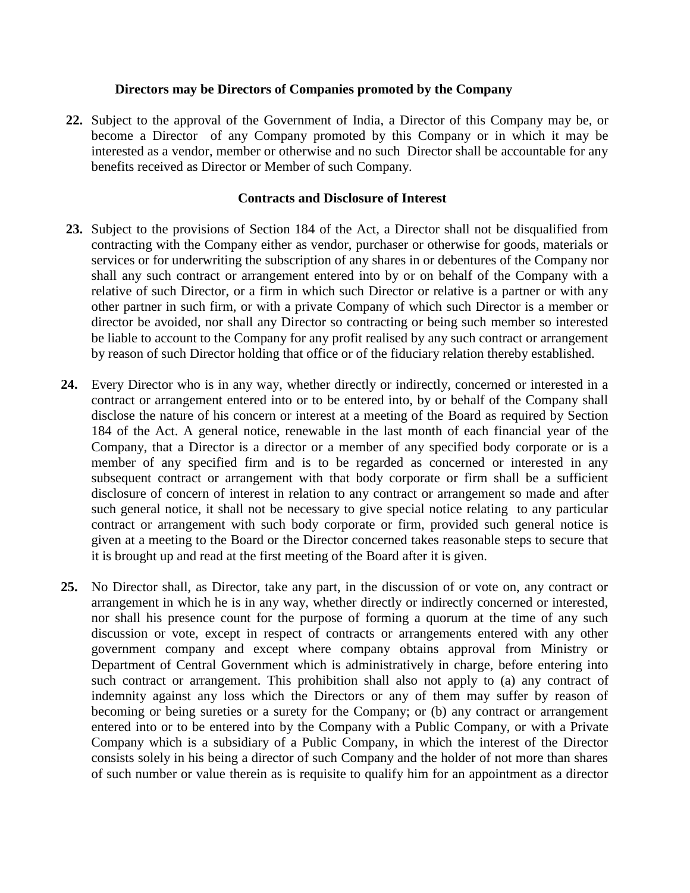**Directors may be Directors of Companies promoted by the Company**

**22.** Subject to the approval of the Government of India, a Director of this Company may be, or become a Director of any Company promoted by this Company or in which it may be interested as a vendor, member or otherwise and no such Director shall be accountable for any benefits received as Director or Member of such Company.

**Contracts and Disclosure of Interest**

**23.** Subject to the provisions of Section 184 of the Act, a Director shall not be disqualified from contracting with the Company either as vendor, purchaser or otherwise for goods, materials or services or for underwriting the subscription of any shares in or debentures of the Company nor shall any such contract or arrangement entered into by or on behalf of the Company with a relative of such Director, or a firm in which such Director or relative is a partner or with any other partner in such firm, or with a private Company of which such Director is a member or director be avoided, nor shall any Director so contracting or being such member so interested be liable to account to the Company for any profit realised by any such contract or arrangement by reason of such Director holding that office or of the fiduciary relation thereby established.

**24.** Every Director who is in any way, whether directly or indirectly, concerned or interested in a contract or arrangement entered into or to be entered into, by or behalf of the Company shall disclose the nature of his concern or interest at a meeting of the Board as required by Section 184 of the Act. A general notice, renewable in the last month of each financial year of the Company, that a Director is a director or a member of any specified body corporate or is a member of any specified firm and is to be regarded as concerned or interested in any subsequent contract or arrangement with that body corporate or firm shall be a sufficient disclosure of concern of interest in relation to any contract or arrangement so made and after such general notice, it shall not be necessary to give special notice relating to any particular contract or arrangement with such body corporate or firm, provided such general notice is given at a meeting to the Board or the Director concerned takes reasonable steps to secure that it is brought up and read at the first meeting of the Board after it is given.

**25.** No Director shall, as Director, take any part, in the discussion of or vote on, any contract or arrangement in which he is in any way, whether directly or indirectly concerned or interested, nor shall his presence count for the purpose of forming a quorum at the time of any such discussion or vote, except in respect of contracts or arrangements entered with any other government company and except where company obtains approval from Ministry or Department of Central Government which is administratively in charge, before entering into such contract or arrangement. This prohibition shall also not apply to (a) any contract of indemnity against any loss which the Directors or any of them may suffer by reason of becoming or being sureties or a surety for the Company; or (b) any contract or arrangement entered into or to be entered into by the Company with a Public Company, or with a Private Company which is a subsidiary of a Public Company, in which the interest of the Director consists solely in his being a director of such Company and the holder of not more than shares of such number or value therein as is requisite to qualify him for an appointment as a director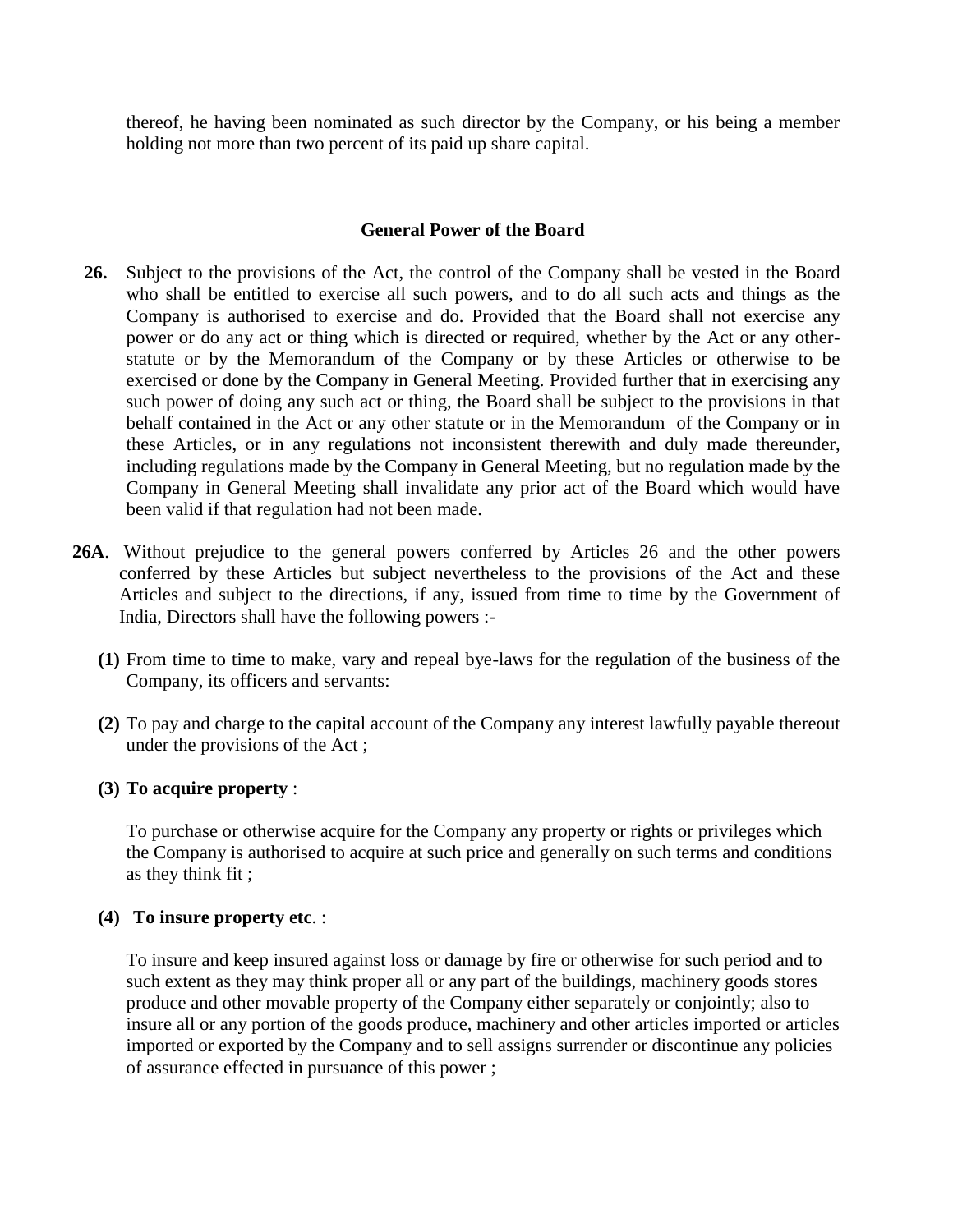thereof, he having been nominated as such director by the Company, or his being a member holding not more than two percent of its paid up share capital.

### General Power of the Board

**26.** Subject to the provisions of the Act, the control of the Company shall be vested in the Board who shall be entitled to exercise all such powers, and to do all such acts and things as the Company is authorised to exercise and do. Provided that the Board shall not exercise any power or do any act or thing which is directed or required, whether by the Act or any other-statute or by the Memorandum of the Company or by these Articles or otherwise to be exercised or done by the Company in General Meeting. Provided further that in exercising any such power of doing any such act or thing, the Board shall be subject to the provisions in that behalf contained in the Act or any other statute or in the Memorandum of the Company or in these Articles, or in any regulations not inconsistent therewith and duly made thereunder, including regulations made by the Company in General Meeting, but no regulation made by the Company in General Meeting shall invalidate any prior act of the Board which would have been valid if that regulation had not been made.

**26A**. Without prejudice to the general powers conferred by Articles 26 and the other powers conferred by these Articles but subject nevertheless to the provisions of the Act and these Articles and subject to the directions, if any, issued from time to time by the Government of India, Directors shall have the following powers :-

**(1)** From time to time to make, vary and repeal bye-laws for the regulation of the business of the Company, its officers and servants:

**(2)** To pay and charge to the capital account of the Company any interest lawfully payable thereout under the provisions of the Act ;

**(3) To acquire property** :

To purchase or otherwise acquire for the Company any property or rights or privileges which the Company is authorised to acquire at such price and generally on such terms and conditions as they think fit ;

**(4) To insure property etc**. :

To insure and keep insured against loss or damage by fire or otherwise for such period and to such extent as they may think proper all or any part of the buildings, machinery goods stores produce and other movable property of the Company either separately or conjointly; also to insure all or any portion of the goods produce, machinery and other articles imported or articles imported or exported by the Company and to sell assigns surrender or discontinue any policies of assurance effected in pursuance of this power ;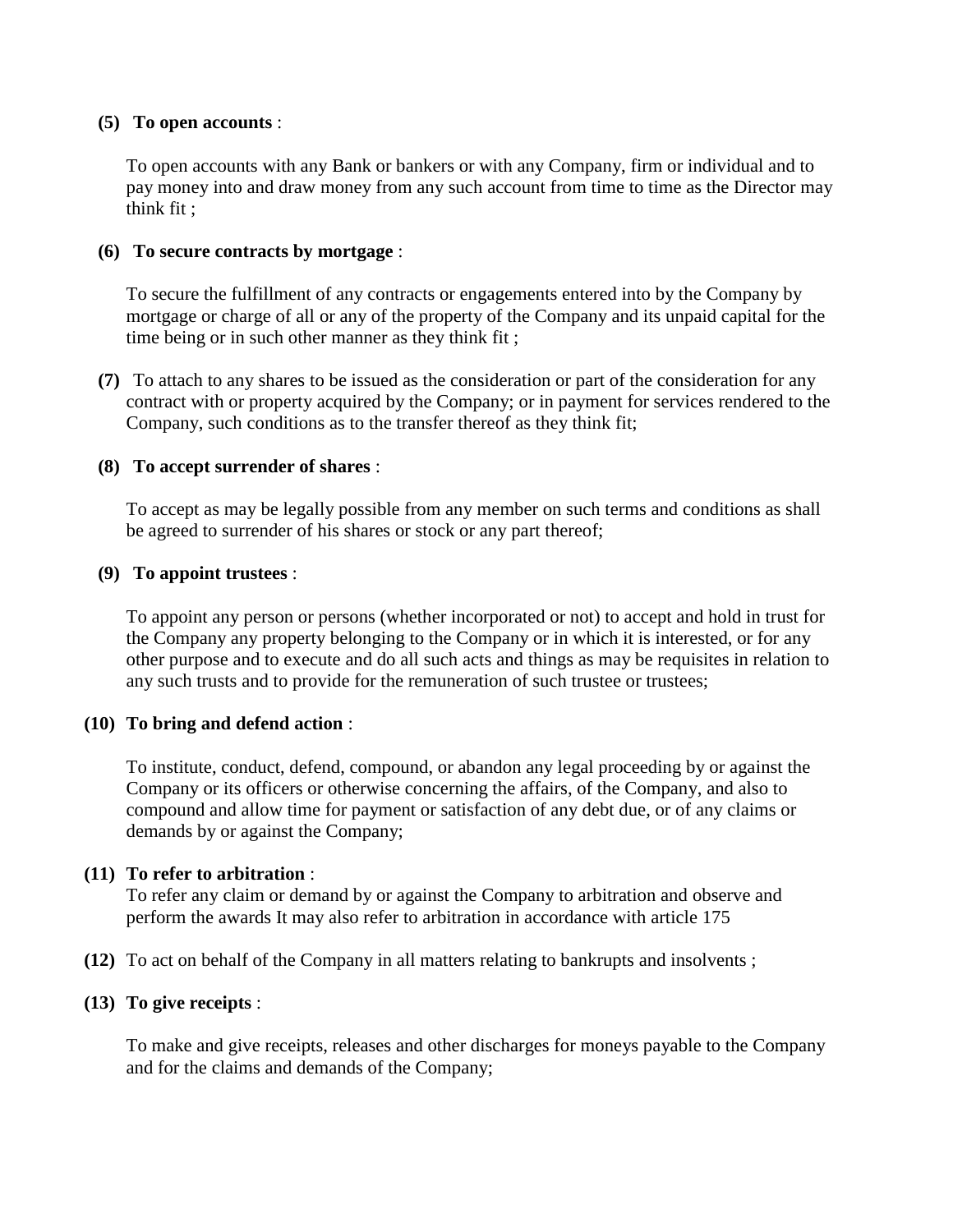**(5) To open accounts** :

To open accounts with any Bank or bankers or with any Company, firm or individual and to pay money into and draw money from any such account from time to time as the Director may think fit ;

**(6) To secure contracts by mortgage** :

To secure the fulfillment of any contracts or engagements entered into by the Company by mortgage or charge of all or any of the property of the Company and its unpaid capital for the time being or in such other manner as they think fit ;

**(7)** To attach to any shares to be issued as the consideration or part of the consideration for any contract with or property acquired by the Company; or in payment for services rendered to the Company, such conditions as to the transfer thereof as they think fit;

**(8) To accept surrender of shares** :

To accept as may be legally possible from any member on such terms and conditions as shall be agreed to surrender of his shares or stock or any part thereof;

**(9) To appoint trustees** :

To appoint any person or persons (whether incorporated or not) to accept and hold in trust for the Company any property belonging to the Company or in which it is interested, or for any other purpose and to execute and do all such acts and things as may be requisites in relation to any such trusts and to provide for the remuneration of such trustee or trustees;

**(10) To bring and defend action** :

To institute, conduct, defend, compound, or abandon any legal proceeding by or against the Company or its officers or otherwise concerning the affairs, of the Company, and also to compound and allow time for payment or satisfaction of any debt due, or of any claims or demands by or against the Company;

**(11) To refer to arbitration** :

To refer any claim or demand by or against the Company to arbitration and observe and perform the awards It may also refer to arbitration in accordance with article 175

**(12)** To act on behalf of the Company in all matters relating to bankrupts and insolvents ;

**(13) To give receipts** :

To make and give receipts, releases and other discharges for moneys payable to the Company and for the claims and demands of the Company;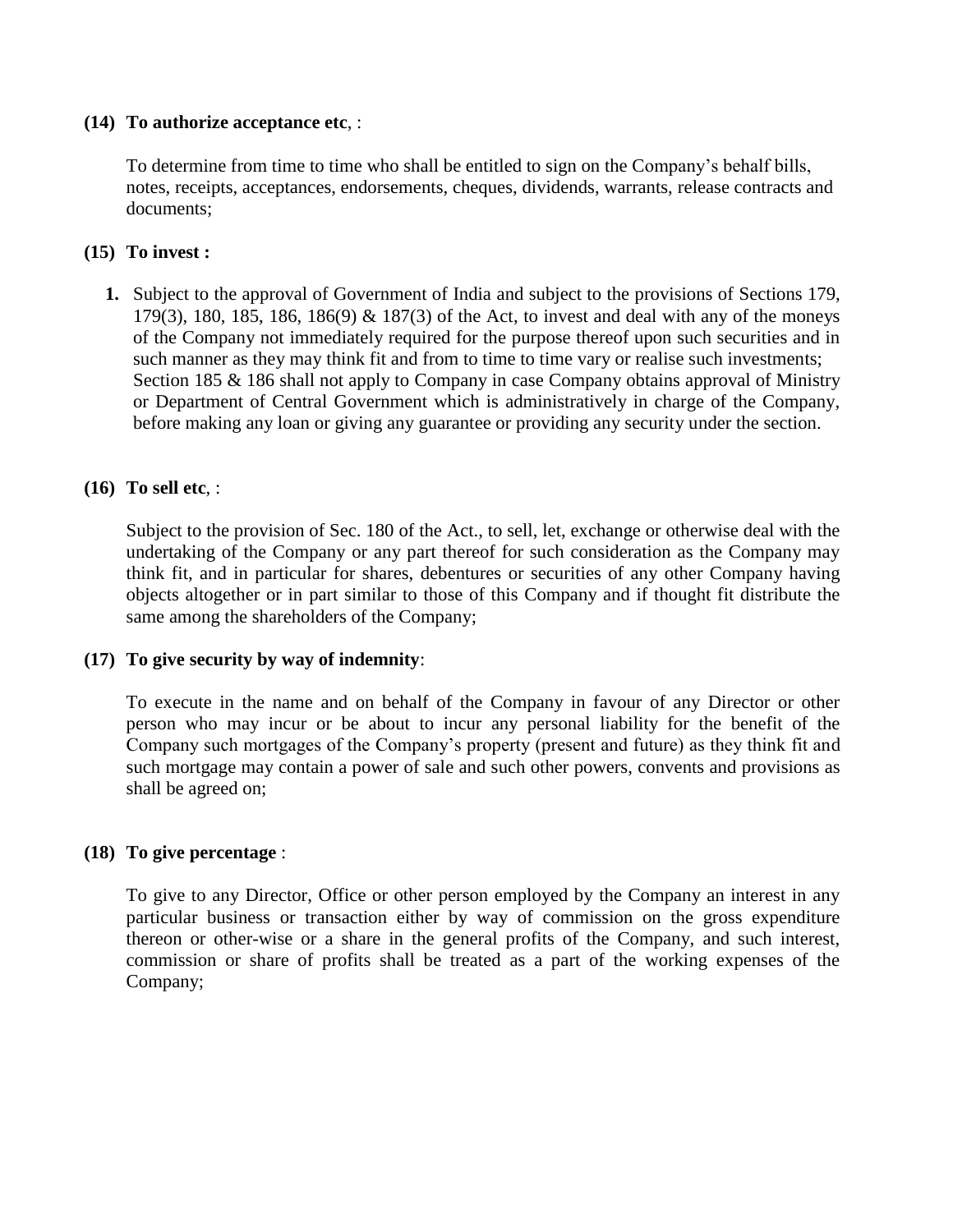**(14) To authorize acceptance etc**, :

To determine from time to time who shall be entitled to sign on the Company's behalf bills, notes, receipts, acceptances, endorsements, cheques, dividends, warrants, release contracts and documents;

**(15) To invest :**

1. Subject to the approval of Government of India and subject to the provisions of Sections 179, 179(3), 180, 185, 186, 186(9) & 187(3) of the Act, to invest and deal with any of the moneys of the Company not immediately required for the purpose thereof upon such securities and in such manner as they may think fit and from to time to time vary or realise such investments; Section 185 & 186 shall not apply to Company in case Company obtains approval of Ministry or Department of Central Government which is administratively in charge of the Company, before making any loan or giving any guarantee or providing any security under the section.

**(16) To sell etc**, :

Subject to the provision of Sec. 180 of the Act., to sell, let, exchange or otherwise deal with the undertaking of the Company or any part thereof for such consideration as the Company may think fit, and in particular for shares, debentures or securities of any other Company having objects altogether or in part similar to those of this Company and if thought fit distribute the same among the shareholders of the Company;

**(17) To give security by way of indemnity**:

To execute in the name and on behalf of the Company in favour of any Director or other person who may incur or be about to incur any personal liability for the benefit of the Company such mortgages of the Company's property (present and future) as they think fit and such mortgage may contain a power of sale and such other powers, convents and provisions as shall be agreed on;

**(18) To give percentage** :

To give to any Director, Office or other person employed by the Company an interest in any particular business or transaction either by way of commission on the gross expenditure thereon or other-wise or a share in the general profits of the Company, and such interest, commission or share of profits shall be treated as a part of the working expenses of the Company;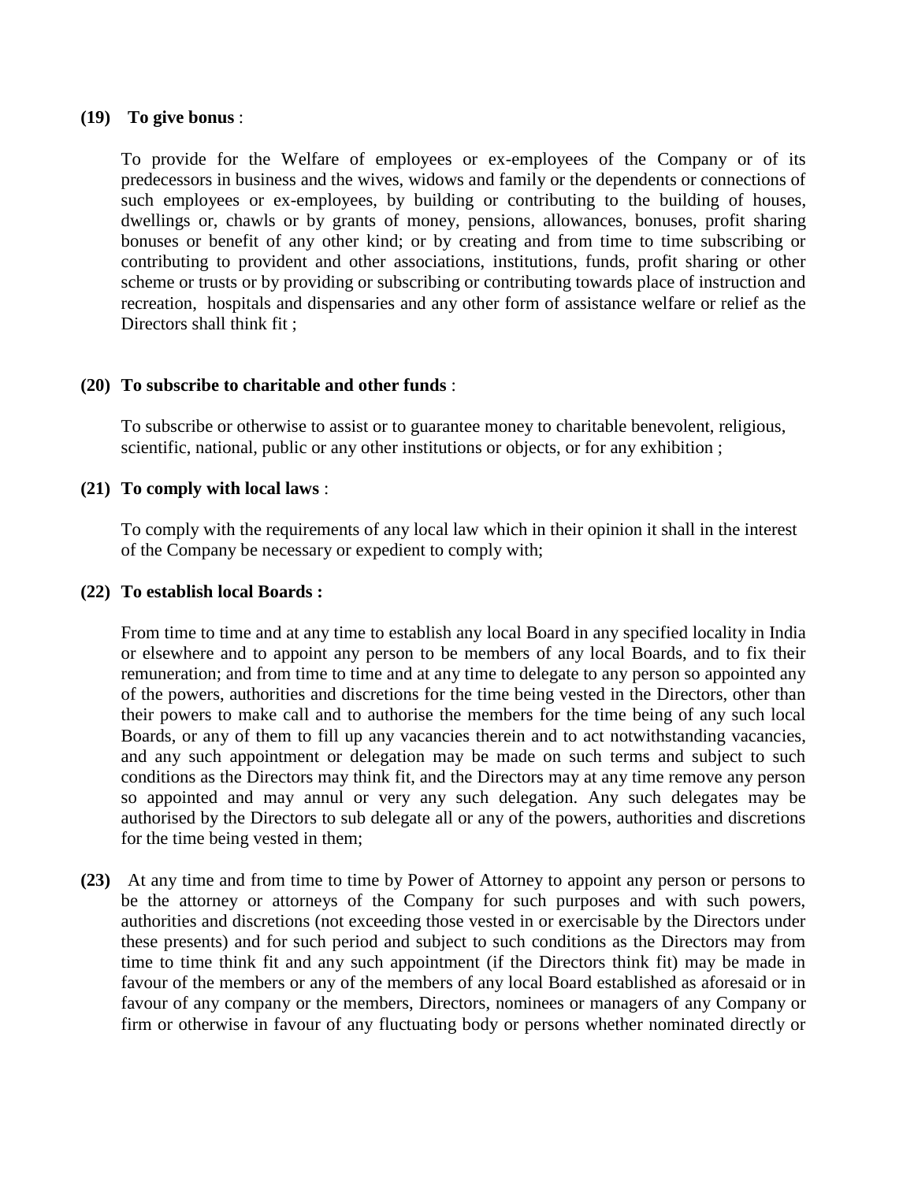**(19) To give bonus** :

To provide for the Welfare of employees or ex-employees of the Company or of its predecessors in business and the wives, widows and family or the dependents or connections of such employees or ex-employees, by building or contributing to the building of houses, dwellings or, chawls or by grants of money, pensions, allowances, bonuses, profit sharing bonuses or benefit of any other kind; or by creating and from time to time subscribing or contributing to provident and other associations, institutions, funds, profit sharing or other scheme or trusts or by providing or subscribing or contributing towards place of instruction and recreation, hospitals and dispensaries and any other form of assistance welfare or relief as the Directors shall think fit ;

**(20) To subscribe to charitable and other funds** :

To subscribe or otherwise to assist or to guarantee money to charitable benevolent, religious, scientific, national, public or any other institutions or objects, or for any exhibition ;

**(21) To comply with local laws** :

To comply with the requirements of any local law which in their opinion it shall in the interest of the Company be necessary or expedient to comply with;

**(22) To establish local Boards :**

From time to time and at any time to establish any local Board in any specified locality in India or elsewhere and to appoint any person to be members of any local Boards, and to fix their remuneration; and from time to time and at any time to delegate to any person so appointed any of the powers, authorities and discretions for the time being vested in the Directors, other than their powers to make call and to authorise the members for the time being of any such local Boards, or any of them to fill up any vacancies therein and to act notwithstanding vacancies, and any such appointment or delegation may be made on such terms and subject to such conditions as the Directors may think fit, and the Directors may at any time remove any person so appointed and may annul or very any such delegation. Any such delegates may be authorised by the Directors to sub delegate all or any of the powers, authorities and discretions for the time being vested in them;

**(23)** At any time and from time to time by Power of Attorney to appoint any person or persons to be the attorney or attorneys of the Company for such purposes and with such powers, authorities and discretions (not exceeding those vested in or exercisable by the Directors under these presents) and for such period and subject to such conditions as the Directors may from time to time think fit and any such appointment (if the Directors think fit) may be made in favour of the members or any of the members of any local Board established as aforesaid or in favour of any company or the members, Directors, nominees or managers of any Company or firm or otherwise in favour of any fluctuating body or persons whether nominated directly or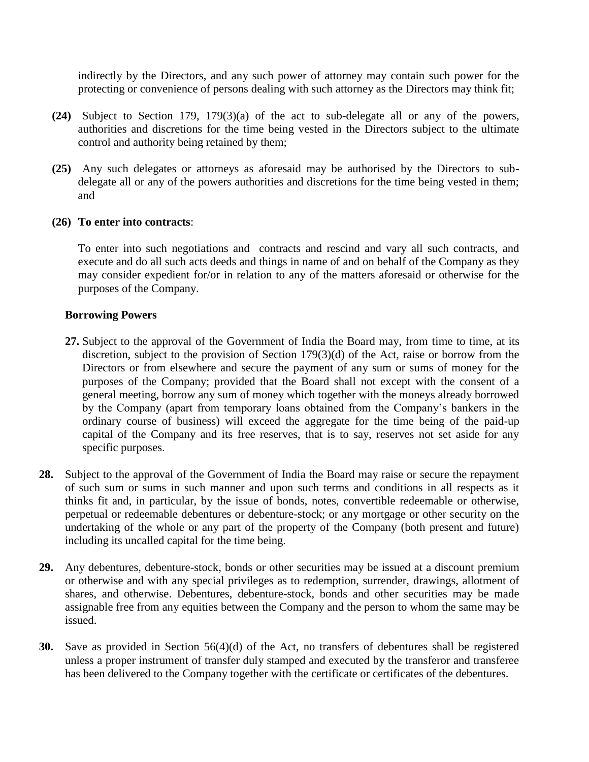indirectly by the Directors, and any such power of attorney may contain such power for the protecting or convenience of persons dealing with such attorney as the Directors may think fit;

**(24)** Subject to Section 179, 179(3)(a) of the act to sub-delegate all or any of the powers, authorities and discretions for the time being vested in the Directors subject to the ultimate control and authority being retained by them;

**(25)** Any such delegates or attorneys as aforesaid may be authorised by the Directors to sub-delegate all or any of the powers authorities and discretions for the time being vested in them; and

**(26) To enter into contracts**:

To enter into such negotiations and contracts and rescind and vary all such contracts, and execute and do all such acts deeds and things in name of and on behalf of the Company as they may consider expedient for/or in relation to any of the matters aforesaid or otherwise for the purposes of the Company.

**Borrowing Powers**

**27.** Subject to the approval of the Government of India the Board may, from time to time, at its discretion, subject to the provision of Section 179(3)(d) of the Act, raise or borrow from the Directors or from elsewhere and secure the payment of any sum or sums of money for the purposes of the Company; provided that the Board shall not except with the consent of a general meeting, borrow any sum of money which together with the moneys already borrowed by the Company (apart from temporary loans obtained from the Company's bankers in the ordinary course of business) will exceed the aggregate for the time being of the paid-up capital of the Company and its free reserves, that is to say, reserves not set aside for any specific purposes.

**28.** Subject to the approval of the Government of India the Board may raise or secure the repayment of such sum or sums in such manner and upon such terms and conditions in all respects as it thinks fit and, in particular, by the issue of bonds, notes, convertible redeemable or otherwise, perpetual or redeemable debentures or debenture-stock; or any mortgage or other security on the undertaking of the whole or any part of the property of the Company (both present and future) including its uncalled capital for the time being.

**29.** Any debentures, debenture-stock, bonds or other securities may be issued at a discount premium or otherwise and with any special privileges as to redemption, surrender, drawings, allotment of shares, and otherwise. Debentures, debenture-stock, bonds and other securities may be made assignable free from any equities between the Company and the person to whom the same may be issued.

**30.** Save as provided in Section 56(4)(d) of the Act, no transfers of debentures shall be registered unless a proper instrument of transfer duly stamped and executed by the transferor and transferee has been delivered to the Company together with the certificate or certificates of the debentures.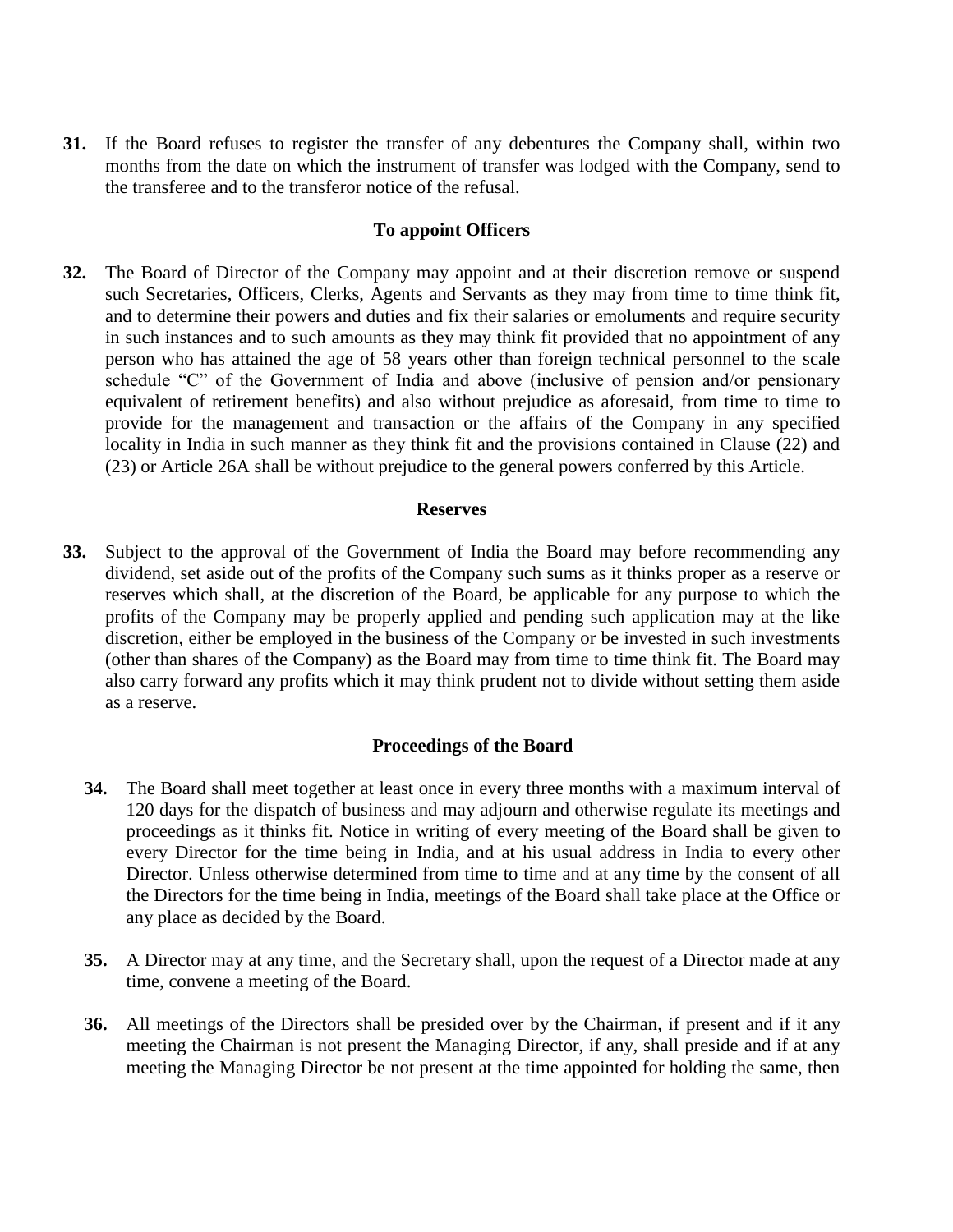**31.** If the Board refuses to register the transfer of any debentures the Company shall, within two months from the date on which the instrument of transfer was lodged with the Company, send to the transferee and to the transferor notice of the refusal.

### To appoint Officers

**32.** The Board of Director of the Company may appoint and at their discretion remove or suspend such Secretaries, Officers, Clerks, Agents and Servants as they may from time to time think fit, and to determine their powers and duties and fix their salaries or emoluments and require security in such instances and to such amounts as they may think fit provided that no appointment of any person who has attained the age of 58 years other than foreign technical personnel to the scale schedule "C" of the Government of India and above (inclusive of pension and/or pensionary equivalent of retirement benefits) and also without prejudice as aforesaid, from time to time to provide for the management and transaction or the affairs of the Company in any specified locality in India in such manner as they think fit and the provisions contained in Clause (22) and (23) or Article 26A shall be without prejudice to the general powers conferred by this Article.

### Reserves

**33.** Subject to the approval of the Government of India the Board may before recommending any dividend, set aside out of the profits of the Company such sums as it thinks proper as a reserve or reserves which shall, at the discretion of the Board, be applicable for any purpose to which the profits of the Company may be properly applied and pending such application may at the like discretion, either be employed in the business of the Company or be invested in such investments (other than shares of the Company) as the Board may from time to time think fit. The Board may also carry forward any profits which it may think prudent not to divide without setting them aside as a reserve.

### Proceedings of the Board

**34.** The Board shall meet together at least once in every three months with a maximum interval of 120 days for the dispatch of business and may adjourn and otherwise regulate its meetings and proceedings as it thinks fit. Notice in writing of every meeting of the Board shall be given to every Director for the time being in India, and at his usual address in India to every other Director. Unless otherwise determined from time to time and at any time by the consent of all the Directors for the time being in India, meetings of the Board shall take place at the Office or any place as decided by the Board.

**35.** A Director may at any time, and the Secretary shall, upon the request of a Director made at any time, convene a meeting of the Board.

**36.** All meetings of the Directors shall be presided over by the Chairman, if present and if it any meeting the Chairman is not present the Managing Director, if any, shall preside and if at any meeting the Managing Director be not present at the time appointed for holding the same, then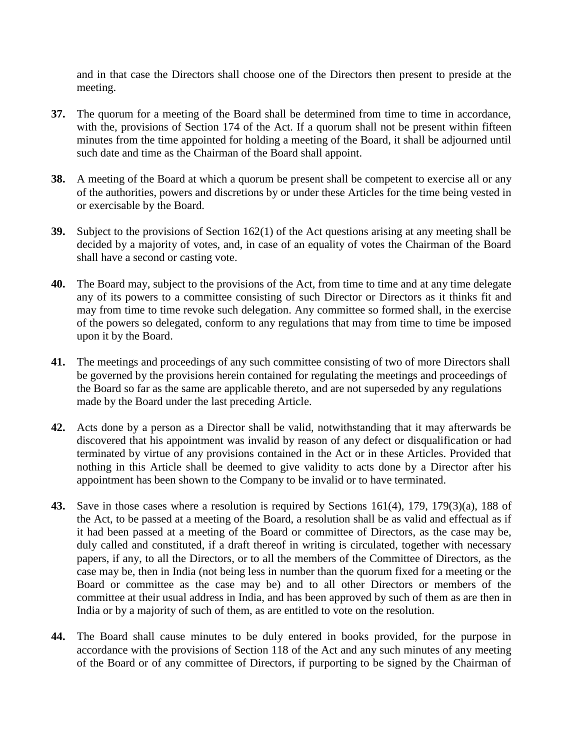and in that case the Directors shall choose one of the Directors then present to preside at the meeting.

**37.** The quorum for a meeting of the Board shall be determined from time to time in accordance, with the, provisions of Section 174 of the Act. If a quorum shall not be present within fifteen minutes from the time appointed for holding a meeting of the Board, it shall be adjourned until such date and time as the Chairman of the Board shall appoint.

**38.** A meeting of the Board at which a quorum be present shall be competent to exercise all or any of the authorities, powers and discretions by or under these Articles for the time being vested in or exercisable by the Board.

**39.** Subject to the provisions of Section 162(1) of the Act questions arising at any meeting shall be decided by a majority of votes, and, in case of an equality of votes the Chairman of the Board shall have a second or casting vote.

**40.** The Board may, subject to the provisions of the Act, from time to time and at any time delegate any of its powers to a committee consisting of such Director or Directors as it thinks fit and may from time to time revoke such delegation. Any committee so formed shall, in the exercise of the powers so delegated, conform to any regulations that may from time to time be imposed upon it by the Board.

**41.** The meetings and proceedings of any such committee consisting of two of more Directors shall be governed by the provisions herein contained for regulating the meetings and proceedings of the Board so far as the same are applicable thereto, and are not superseded by any regulations made by the Board under the last preceding Article.

**42.** Acts done by a person as a Director shall be valid, notwithstanding that it may afterwards be discovered that his appointment was invalid by reason of any defect or disqualification or had terminated by virtue of any provisions contained in the Act or in these Articles. Provided that nothing in this Article shall be deemed to give validity to acts done by a Director after his appointment has been shown to the Company to be invalid or to have terminated.

**43.** Save in those cases where a resolution is required by Sections 161(4), 179, 179(3)(a), 188 of the Act, to be passed at a meeting of the Board, a resolution shall be as valid and effectual as if it had been passed at a meeting of the Board or committee of Directors, as the case may be, duly called and constituted, if a draft thereof in writing is circulated, together with necessary papers, if any, to all the Directors, or to all the members of the Committee of Directors, as the case may be, then in India (not being less in number than the quorum fixed for a meeting or the Board or committee as the case may be) and to all other Directors or members of the committee at their usual address in India, and has been approved by such of them as are then in India or by a majority of such of them, as are entitled to vote on the resolution.

**44.** The Board shall cause minutes to be duly entered in books provided, for the purpose in accordance with the provisions of Section 118 of the Act and any such minutes of any meeting of the Board or of any committee of Directors, if purporting to be signed by the Chairman of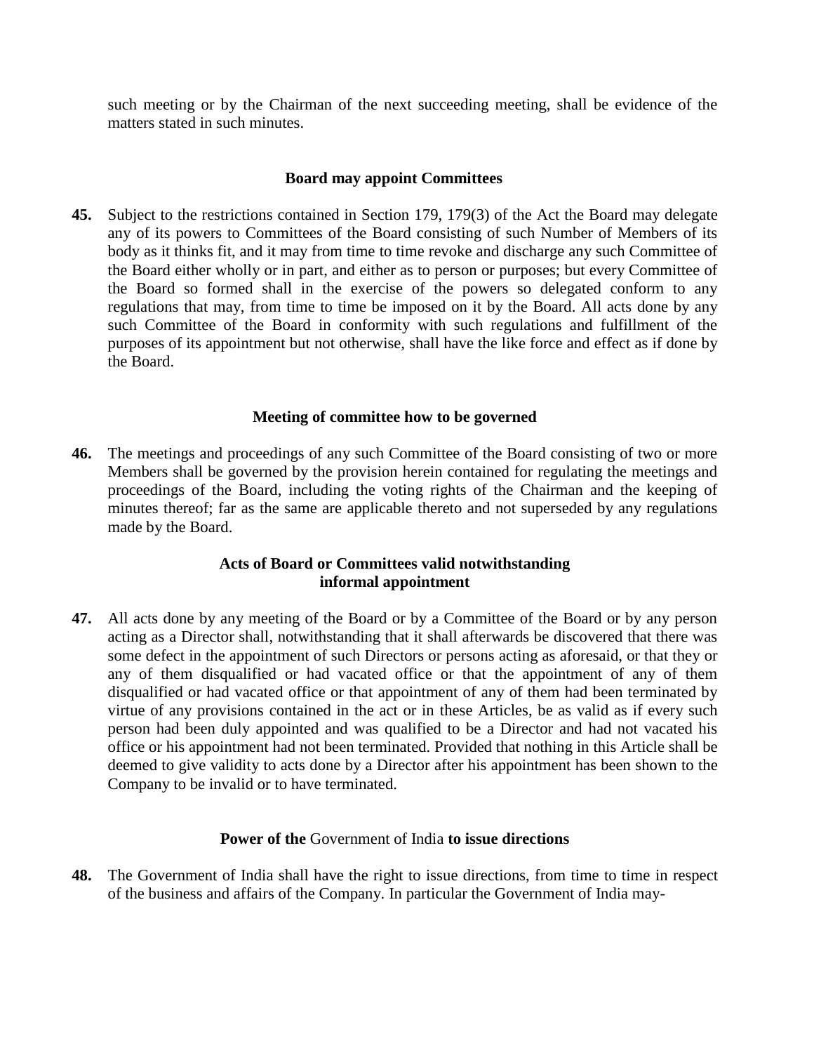such meeting or by the Chairman of the next succeeding meeting, shall be evidence of the matters stated in such minutes.

### Board may appoint Committees

**45.** Subject to the restrictions contained in Section 179, 179(3) of the Act the Board may delegate any of its powers to Committees of the Board consisting of such Number of Members of its body as it thinks fit, and it may from time to time revoke and discharge any such Committee of the Board either wholly or in part, and either as to person or purposes; but every Committee of the Board so formed shall in the exercise of the powers so delegated conform to any regulations that may, from time to time be imposed on it by the Board. All acts done by any such Committee of the Board in conformity with such regulations and fulfillment of the purposes of its appointment but not otherwise, shall have the like force and effect as if done by the Board.

### Meeting of committee how to be governed

**46.** The meetings and proceedings of any such Committee of the Board consisting of two or more Members shall be governed by the provision herein contained for regulating the meetings and proceedings of the Board, including the voting rights of the Chairman and the keeping of minutes thereof; far as the same are applicable thereto and not superseded by any regulations made by the Board.

### Acts of Board or Committees valid notwithstanding informal appointment

**47.** All acts done by any meeting of the Board or by a Committee of the Board or by any person acting as a Director shall, notwithstanding that it shall afterwards be discovered that there was some defect in the appointment of such Directors or persons acting as aforesaid, or that they or any of them disqualified or had vacated office or that the appointment of any of them disqualified or had vacated office or that appointment of any of them had been terminated by virtue of any provisions contained in the act or in these Articles, be as valid as if every such person had been duly appointed and was qualified to be a Director and had not vacated his office or his appointment had not been terminated. Provided that nothing in this Article shall be deemed to give validity to acts done by a Director after his appointment has been shown to the Company to be invalid or to have terminated.

### Power of the Government of India to issue directions

**48.** The Government of India shall have the right to issue directions, from time to time in respect of the business and affairs of the Company. In particular the Government of India may-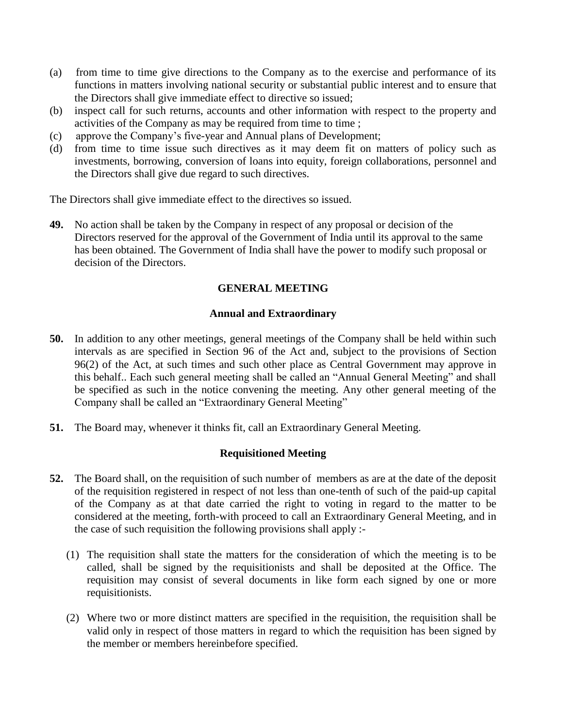(a) from time to time give directions to the Company as to the exercise and performance of its functions in matters involving national security or substantial public interest and to ensure that the Directors shall give immediate effect to directive so issued;
(b) inspect call for such returns, accounts and other information with respect to the property and activities of the Company as may be required from time to time ;
(c) approve the Company's five-year and Annual plans of Development;
(d) from time to time issue such directives as it may deem fit on matters of policy such as investments, borrowing, conversion of loans into equity, foreign collaborations, personnel and the Directors shall give due regard to such directives.

The Directors shall give immediate effect to the directives so issued.

**49.** No action shall be taken by the Company in respect of any proposal or decision of the Directors reserved for the approval of the Government of India until its approval to the same has been obtained. The Government of India shall have the power to modify such proposal or decision of the Directors.

## GENERAL MEETING

### Annual and Extraordinary

**50.** In addition to any other meetings, general meetings of the Company shall be held within such intervals as are specified in Section 96 of the Act and, subject to the provisions of Section 96(2) of the Act, at such times and such other place as Central Government may approve in this behalf.. Each such general meeting shall be called an "Annual General Meeting" and shall be specified as such in the notice convening the meeting. Any other general meeting of the Company shall be called an "Extraordinary General Meeting"

**51.** The Board may, whenever it thinks fit, call an Extraordinary General Meeting.

### Requisitioned Meeting

**52.** The Board shall, on the requisition of such number of members as are at the date of the deposit of the requisition registered in respect of not less than one-tenth of such of the paid-up capital of the Company as at that date carried the right to voting in regard to the matter to be considered at the meeting, forth-with proceed to call an Extraordinary General Meeting, and in the case of such requisition the following provisions shall apply :-

(1) The requisition shall state the matters for the consideration of which the meeting is to be called, shall be signed by the requisitionists and shall be deposited at the Office. The requisition may consist of several documents in like form each signed by one or more requisitionists.

(2) Where two or more distinct matters are specified in the requisition, the requisition shall be valid only in respect of those matters in regard to which the requisition has been signed by the member or members hereinbefore specified.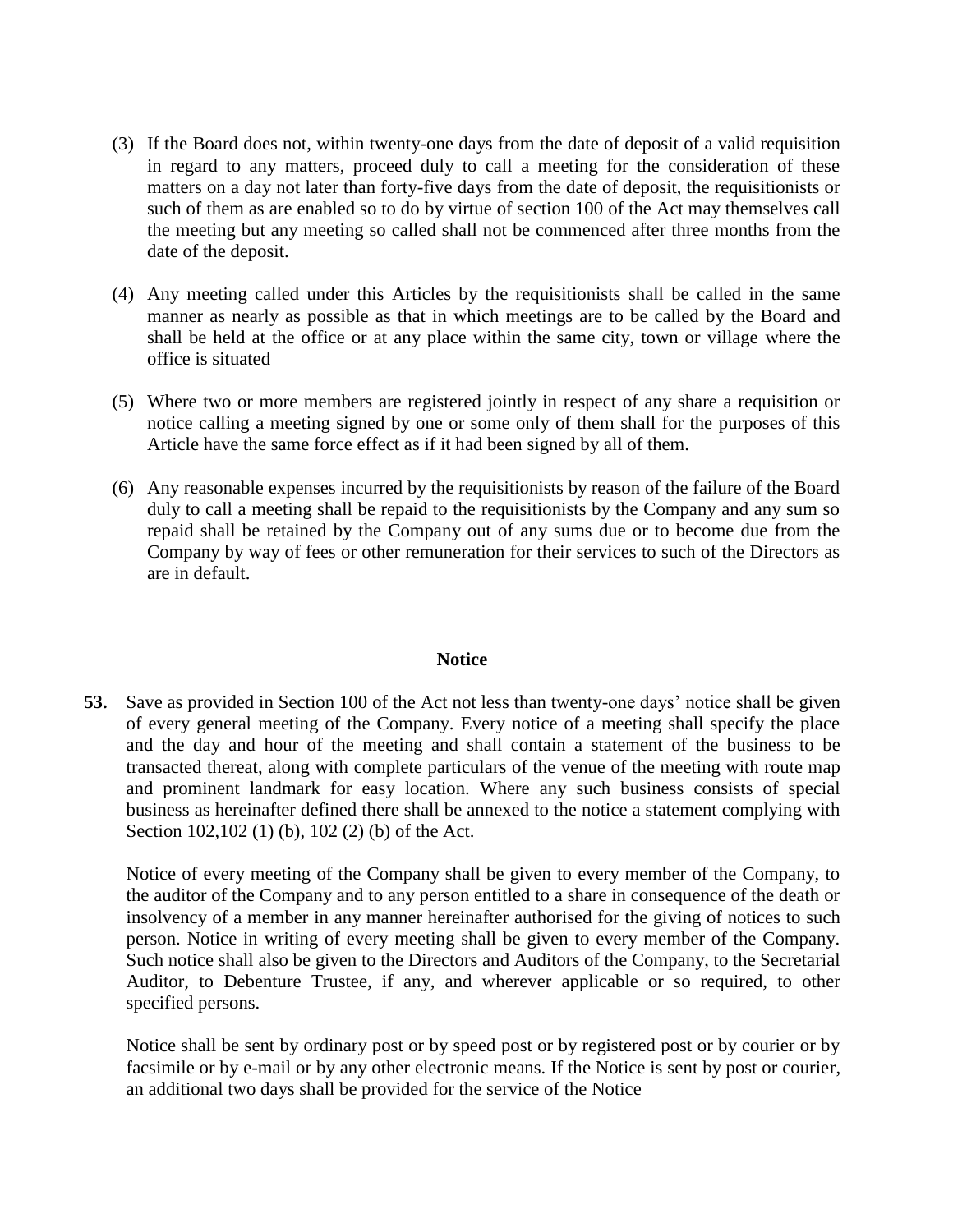(3) If the Board does not, within twenty-one days from the date of deposit of a valid requisition in regard to any matters, proceed duly to call a meeting for the consideration of these matters on a day not later than forty-five days from the date of deposit, the requisitionists or such of them as are enabled so to do by virtue of section 100 of the Act may themselves call the meeting but any meeting so called shall not be commenced after three months from the date of the deposit.

(4) Any meeting called under this Articles by the requisitionists shall be called in the same manner as nearly as possible as that in which meetings are to be called by the Board and shall be held at the office or at any place within the same city, town or village where the office is situated

(5) Where two or more members are registered jointly in respect of any share a requisition or notice calling a meeting signed by one or some only of them shall for the purposes of this Article have the same force effect as if it had been signed by all of them.

(6) Any reasonable expenses incurred by the requisitionists by reason of the failure of the Board duly to call a meeting shall be repaid to the requisitionists by the Company and any sum so repaid shall be retained by the Company out of any sums due or to become due from the Company by way of fees or other remuneration for their services to such of the Directors as are in default.

## Notice

**53.** Save as provided in Section 100 of the Act not less than twenty-one days' notice shall be given of every general meeting of the Company. Every notice of a meeting shall specify the place and the day and hour of the meeting and shall contain a statement of the business to be transacted thereat, along with complete particulars of the venue of the meeting with route map and prominent landmark for easy location. Where any such business consists of special business as hereinafter defined there shall be annexed to the notice a statement complying with Section 102,102 (1) (b), 102 (2) (b) of the Act.

Notice of every meeting of the Company shall be given to every member of the Company, to the auditor of the Company and to any person entitled to a share in consequence of the death or insolvency of a member in any manner hereinafter authorised for the giving of notices to such person. Notice in writing of every meeting shall be given to every member of the Company. Such notice shall also be given to the Directors and Auditors of the Company, to the Secretarial Auditor, to Debenture Trustee, if any, and wherever applicable or so required, to other specified persons.

Notice shall be sent by ordinary post or by speed post or by registered post or by courier or by facsimile or by e-mail or by any other electronic means. If the Notice is sent by post or courier, an additional two days shall be provided for the service of the Notice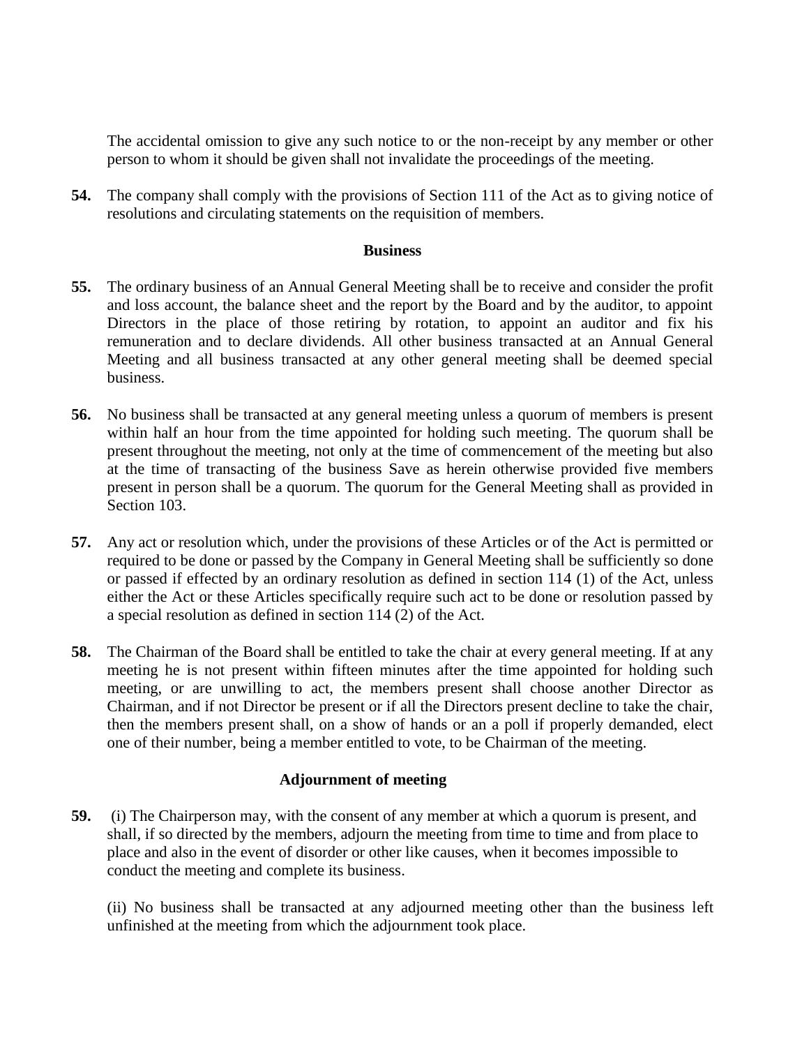The accidental omission to give any such notice to or the non-receipt by any member or other person to whom it should be given shall not invalidate the proceedings of the meeting.

**54.** The company shall comply with the provisions of Section 111 of the Act as to giving notice of resolutions and circulating statements on the requisition of members.

**Business**

**55.** The ordinary business of an Annual General Meeting shall be to receive and consider the profit and loss account, the balance sheet and the report by the Board and by the auditor, to appoint Directors in the place of those retiring by rotation, to appoint an auditor and fix his remuneration and to declare dividends. All other business transacted at an Annual General Meeting and all business transacted at any other general meeting shall be deemed special business.

**56.** No business shall be transacted at any general meeting unless a quorum of members is present within half an hour from the time appointed for holding such meeting. The quorum shall be present throughout the meeting, not only at the time of commencement of the meeting but also at the time of transacting of the business Save as herein otherwise provided five members present in person shall be a quorum. The quorum for the General Meeting shall as provided in Section 103.

**57.** Any act or resolution which, under the provisions of these Articles or of the Act is permitted or required to be done or passed by the Company in General Meeting shall be sufficiently so done or passed if effected by an ordinary resolution as defined in section 114 (1) of the Act, unless either the Act or these Articles specifically require such act to be done or resolution passed by a special resolution as defined in section 114 (2) of the Act.

**58.** The Chairman of the Board shall be entitled to take the chair at every general meeting. If at any meeting he is not present within fifteen minutes after the time appointed for holding such meeting, or are unwilling to act, the members present shall choose another Director as Chairman, and if not Director be present or if all the Directors present decline to take the chair, then the members present shall, on a show of hands or an a poll if properly demanded, elect one of their number, being a member entitled to vote, to be Chairman of the meeting.

**Adjournment of meeting**

**59.** (i) The Chairperson may, with the consent of any member at which a quorum is present, and shall, if so directed by the members, adjourn the meeting from time to time and from place to place and also in the event of disorder or other like causes, when it becomes impossible to conduct the meeting and complete its business.

(ii) No business shall be transacted at any adjourned meeting other than the business left unfinished at the meeting from which the adjournment took place.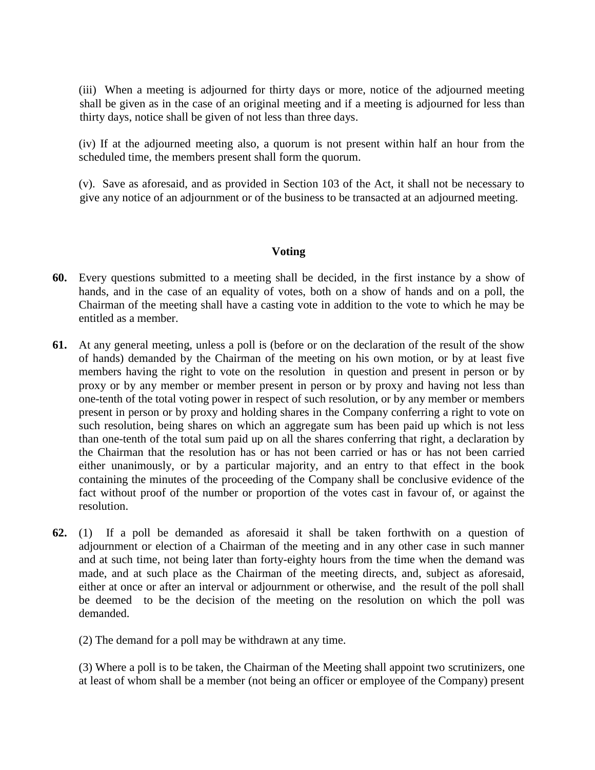(iii) When a meeting is adjourned for thirty days or more, notice of the adjourned meeting shall be given as in the case of an original meeting and if a meeting is adjourned for less than thirty days, notice shall be given of not less than three days.

(iv) If at the adjourned meeting also, a quorum is not present within half an hour from the scheduled time, the members present shall form the quorum.

(v). Save as aforesaid, and as provided in Section 103 of the Act, it shall not be necessary to give any notice of an adjournment or of the business to be transacted at an adjourned meeting.

## Voting

**60.** Every questions submitted to a meeting shall be decided, in the first instance by a show of hands, and in the case of an equality of votes, both on a show of hands and on a poll, the Chairman of the meeting shall have a casting vote in addition to the vote to which he may be entitled as a member.

**61.** At any general meeting, unless a poll is (before or on the declaration of the result of the show of hands) demanded by the Chairman of the meeting on his own motion, or by at least five members having the right to vote on the resolution in question and present in person or by proxy or by any member or member present in person or by proxy and having not less than one-tenth of the total voting power in respect of such resolution, or by any member or members present in person or by proxy and holding shares in the Company conferring a right to vote on such resolution, being shares on which an aggregate sum has been paid up which is not less than one-tenth of the total sum paid up on all the shares conferring that right, a declaration by the Chairman that the resolution has or has not been carried or has or has not been carried either unanimously, or by a particular majority, and an entry to that effect in the book containing the minutes of the proceeding of the Company shall be conclusive evidence of the fact without proof of the number or proportion of the votes cast in favour of, or against the resolution.

**62.** (1) If a poll be demanded as aforesaid it shall be taken forthwith on a question of adjournment or election of a Chairman of the meeting and in any other case in such manner and at such time, not being later than forty-eighty hours from the time when the demand was made, and at such place as the Chairman of the meeting directs, and, subject as aforesaid, either at once or after an interval or adjournment or otherwise, and the result of the poll shall be deemed to be the decision of the meeting on the resolution on which the poll was demanded.

(2) The demand for a poll may be withdrawn at any time.

(3) Where a poll is to be taken, the Chairman of the Meeting shall appoint two scrutinizers, one at least of whom shall be a member (not being an officer or employee of the Company) present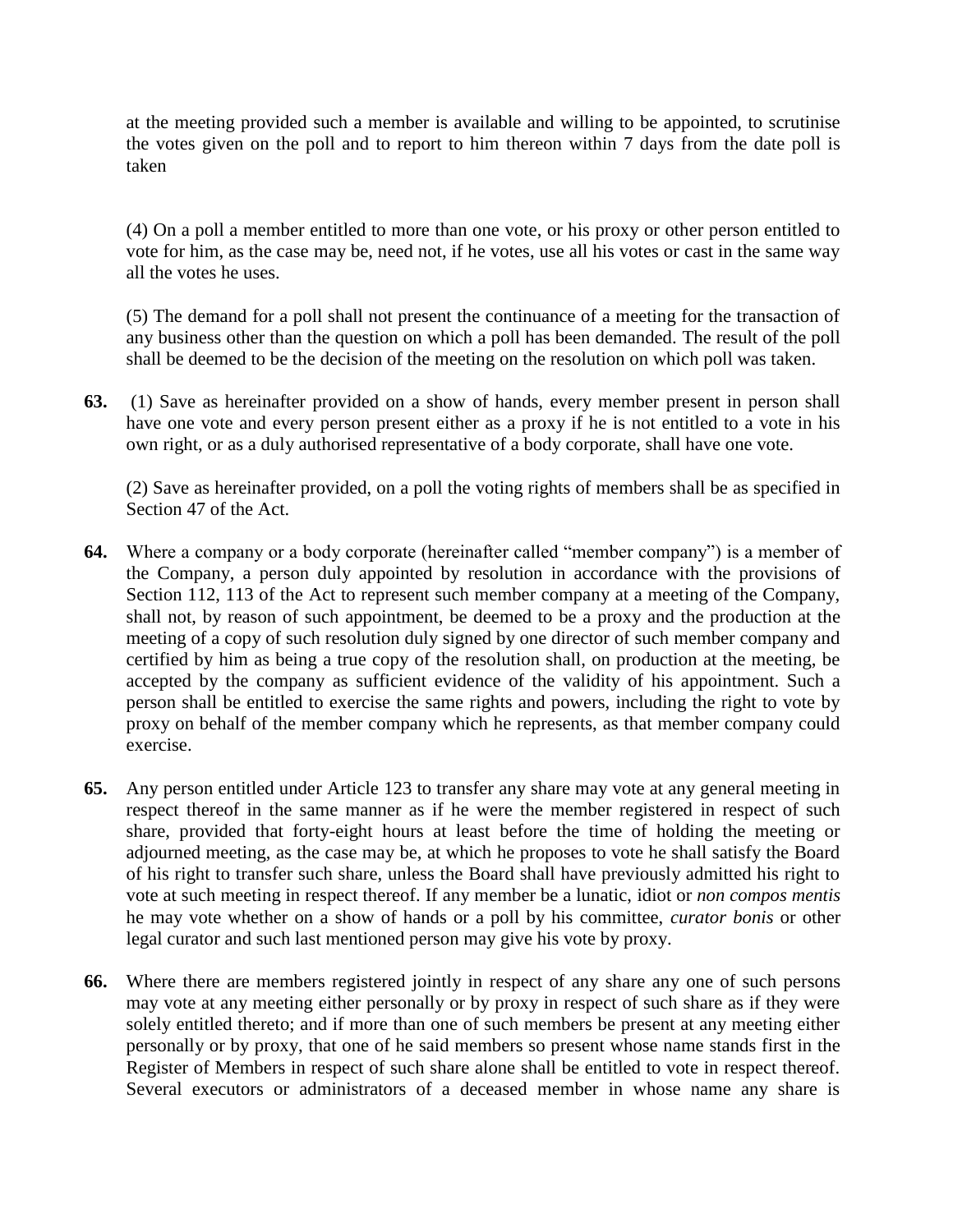at the meeting provided such a member is available and willing to be appointed, to scrutinise the votes given on the poll and to report to him thereon within 7 days from the date poll is taken

(4) On a poll a member entitled to more than one vote, or his proxy or other person entitled to vote for him, as the case may be, need not, if he votes, use all his votes or cast in the same way all the votes he uses.

(5) The demand for a poll shall not present the continuance of a meeting for the transaction of any business other than the question on which a poll has been demanded. The result of the poll shall be deemed to be the decision of the meeting on the resolution on which poll was taken.

**63.** (1) Save as hereinafter provided on a show of hands, every member present in person shall have one vote and every person present either as a proxy if he is not entitled to a vote in his own right, or as a duly authorised representative of a body corporate, shall have one vote.

(2) Save as hereinafter provided, on a poll the voting rights of members shall be as specified in Section 47 of the Act.

**64.** Where a company or a body corporate (hereinafter called "member company") is a member of the Company, a person duly appointed by resolution in accordance with the provisions of Section 112, 113 of the Act to represent such member company at a meeting of the Company, shall not, by reason of such appointment, be deemed to be a proxy and the production at the meeting of a copy of such resolution duly signed by one director of such member company and certified by him as being a true copy of the resolution shall, on production at the meeting, be accepted by the company as sufficient evidence of the validity of his appointment. Such a person shall be entitled to exercise the same rights and powers, including the right to vote by proxy on behalf of the member company which he represents, as that member company could exercise.

**65.** Any person entitled under Article 123 to transfer any share may vote at any general meeting in respect thereof in the same manner as if he were the member registered in respect of such share, provided that forty-eight hours at least before the time of holding the meeting or adjourned meeting, as the case may be, at which he proposes to vote he shall satisfy the Board of his right to transfer such share, unless the Board shall have previously admitted his right to vote at such meeting in respect thereof. If any member be a lunatic, idiot or *non compos mentis* he may vote whether on a show of hands or a poll by his committee, *curator bonis* or other legal curator and such last mentioned person may give his vote by proxy.

**66.** Where there are members registered jointly in respect of any share any one of such persons may vote at any meeting either personally or by proxy in respect of such share as if they were solely entitled thereto; and if more than one of such members be present at any meeting either personally or by proxy, that one of he said members so present whose name stands first in the Register of Members in respect of such share alone shall be entitled to vote in respect thereof. Several executors or administrators of a deceased member in whose name any share is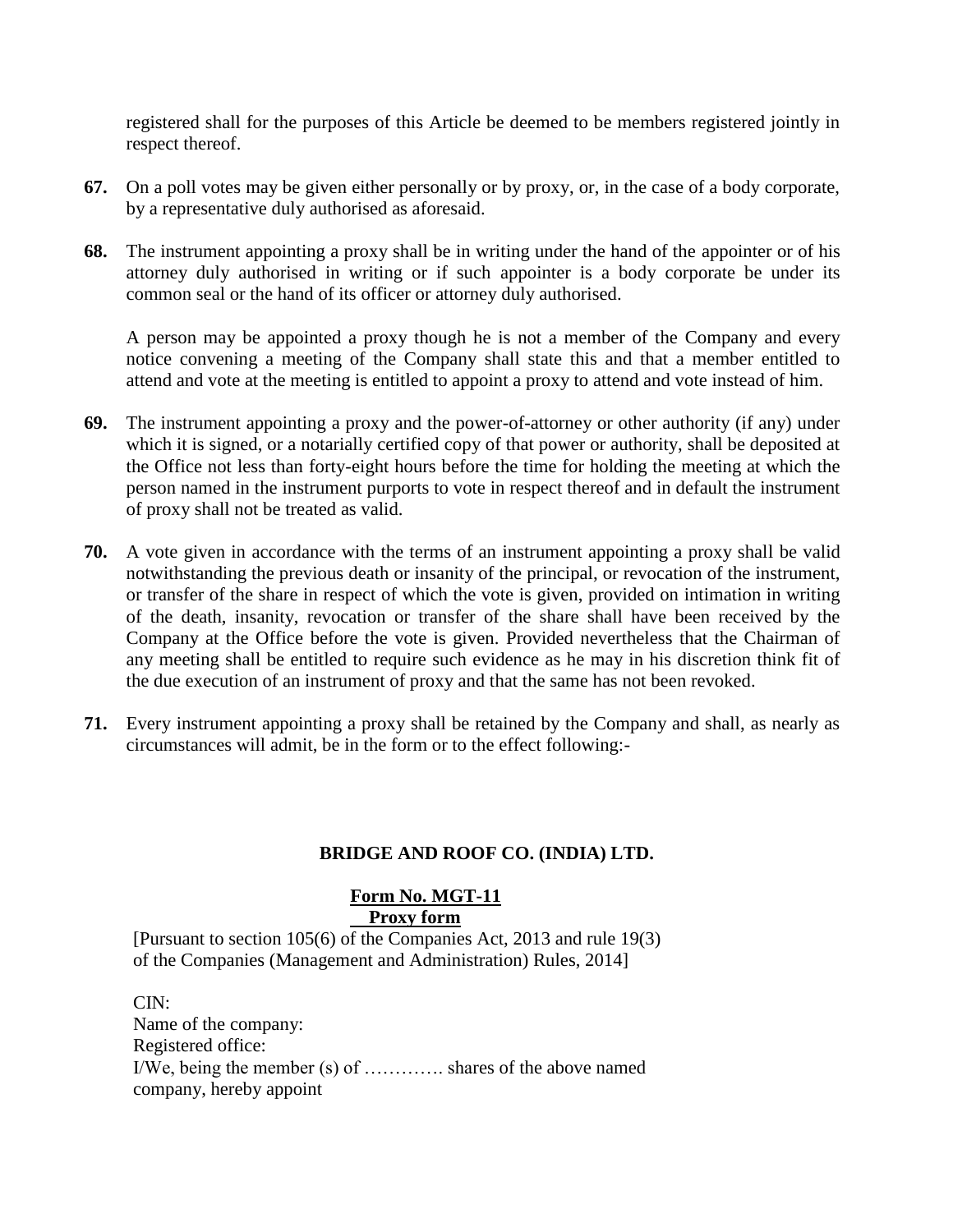registered shall for the purposes of this Article be deemed to be members registered jointly in respect thereof.

**67.** On a poll votes may be given either personally or by proxy, or, in the case of a body corporate, by a representative duly authorised as aforesaid.

**68.** The instrument appointing a proxy shall be in writing under the hand of the appointer or of his attorney duly authorised in writing or if such appointer is a body corporate be under its common seal or the hand of its officer or attorney duly authorised.

A person may be appointed a proxy though he is not a member of the Company and every notice convening a meeting of the Company shall state this and that a member entitled to attend and vote at the meeting is entitled to appoint a proxy to attend and vote instead of him.

**69.** The instrument appointing a proxy and the power-of-attorney or other authority (if any) under which it is signed, or a notarially certified copy of that power or authority, shall be deposited at the Office not less than forty-eight hours before the time for holding the meeting at which the person named in the instrument purports to vote in respect thereof and in default the instrument of proxy shall not be treated as valid.

**70.** A vote given in accordance with the terms of an instrument appointing a proxy shall be valid notwithstanding the previous death or insanity of the principal, or revocation of the instrument, or transfer of the share in respect of which the vote is given, provided on intimation in writing of the death, insanity, revocation or transfer of the share shall have been received by the Company at the Office before the vote is given. Provided nevertheless that the Chairman of any meeting shall be entitled to require such evidence as he may in his discretion think fit of the due execution of an instrument of proxy and that the same has not been revoked.

**71.** Every instrument appointing a proxy shall be retained by the Company and shall, as nearly as circumstances will admit, be in the form or to the effect following:-

**BRIDGE AND ROOF CO. (INDIA) LTD.**

**Form No. MGT-11**
**Proxy form**

[Pursuant to section 105(6) of the Companies Act, 2013 and rule 19(3) of the Companies (Management and Administration) Rules, 2014]

CIN:
Name of the company:
Registered office:
I/We, being the member (s) of …………. shares of the above named company, hereby appoint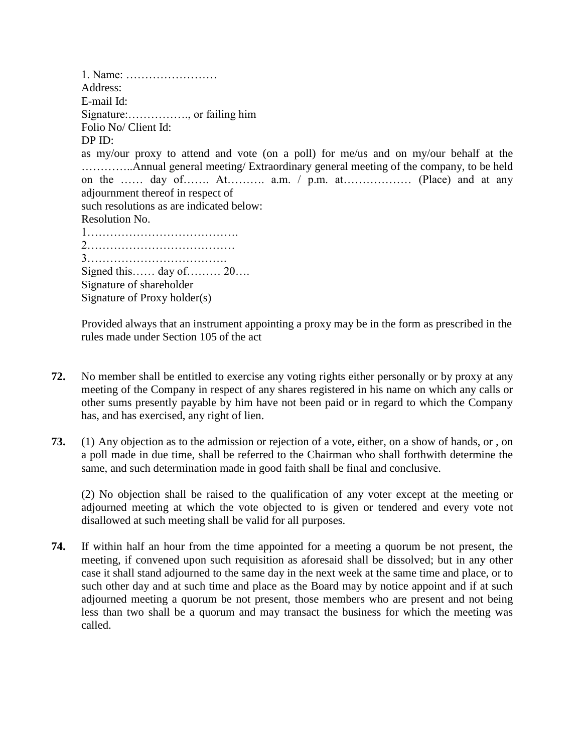1. Name: ……………………
Address:
E-mail Id:
Signature:……………., or failing him
Folio No/ Client Id:
DP ID:
as my/our proxy to attend and vote (on a poll) for me/us and on my/our behalf at the …………..Annual general meeting/ Extraordinary general meeting of the company, to be held on the …… day of……. At………. a.m. / p.m. at……………… (Place) and at any adjournment thereof in respect of
such resolutions as are indicated below:
Resolution No.
1………………………………….
2…………………………………
3……………………………….
Signed this…… day of……… 20….
Signature of shareholder
Signature of Proxy holder(s)

Provided always that an instrument appointing a proxy may be in the form as prescribed in the rules made under Section 105 of the act

**72.** No member shall be entitled to exercise any voting rights either personally or by proxy at any meeting of the Company in respect of any shares registered in his name on which any calls or other sums presently payable by him have not been paid or in regard to which the Company has, and has exercised, any right of lien.

**73.** (1) Any objection as to the admission or rejection of a vote, either, on a show of hands, or , on a poll made in due time, shall be referred to the Chairman who shall forthwith determine the same, and such determination made in good faith shall be final and conclusive.

(2) No objection shall be raised to the qualification of any voter except at the meeting or adjourned meeting at which the vote objected to is given or tendered and every vote not disallowed at such meeting shall be valid for all purposes.

**74.** If within half an hour from the time appointed for a meeting a quorum be not present, the meeting, if convened upon such requisition as aforesaid shall be dissolved; but in any other case it shall stand adjourned to the same day in the next week at the same time and place, or to such other day and at such time and place as the Board may by notice appoint and if at such adjourned meeting a quorum be not present, those members who are present and not being less than two shall be a quorum and may transact the business for which the meeting was called.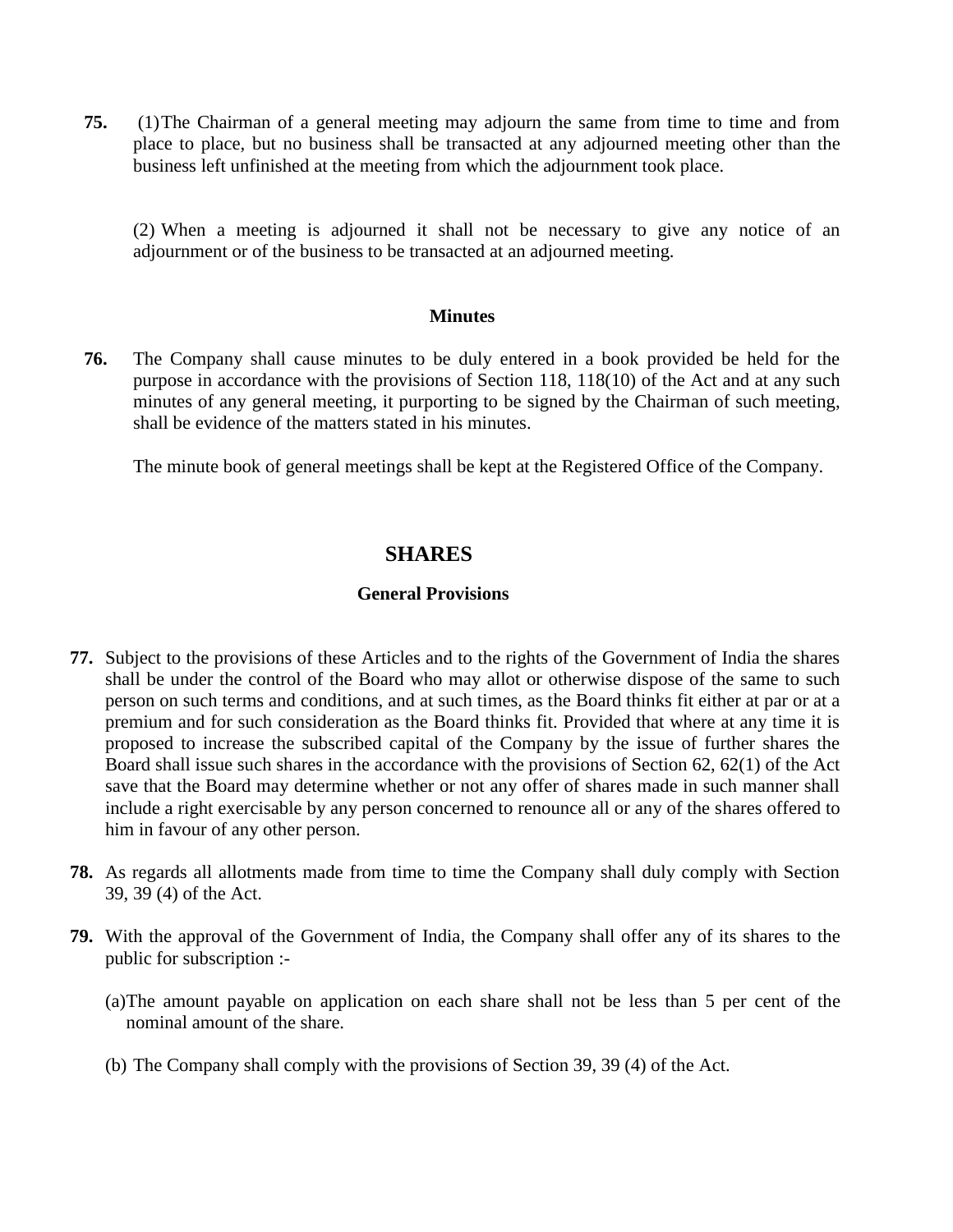**75.** (1) The Chairman of a general meeting may adjourn the same from time to time and from place to place, but no business shall be transacted at any adjourned meeting other than the business left unfinished at the meeting from which the adjournment took place.

(2) When a meeting is adjourned it shall not be necessary to give any notice of an adjournment or of the business to be transacted at an adjourned meeting.

### Minutes

**76.** The Company shall cause minutes to be duly entered in a book provided be held for the purpose in accordance with the provisions of Section 118, 118(10) of the Act and at any such minutes of any general meeting, it purporting to be signed by the Chairman of such meeting, shall be evidence of the matters stated in his minutes.

The minute book of general meetings shall be kept at the Registered Office of the Company.

## SHARES

### General Provisions

**77.** Subject to the provisions of these Articles and to the rights of the Government of India the shares shall be under the control of the Board who may allot or otherwise dispose of the same to such person on such terms and conditions, and at such times, as the Board thinks fit either at par or at a premium and for such consideration as the Board thinks fit. Provided that where at any time it is proposed to increase the subscribed capital of the Company by the issue of further shares the Board shall issue such shares in the accordance with the provisions of Section 62, 62(1) of the Act save that the Board may determine whether or not any offer of shares made in such manner shall include a right exercisable by any person concerned to renounce all or any of the shares offered to him in favour of any other person.

**78.** As regards all allotments made from time to time the Company shall duly comply with Section 39, 39 (4) of the Act.

**79.** With the approval of the Government of India, the Company shall offer any of its shares to the public for subscription :-

(a) The amount payable on application on each share shall not be less than 5 per cent of the nominal amount of the share.

(b) The Company shall comply with the provisions of Section 39, 39 (4) of the Act.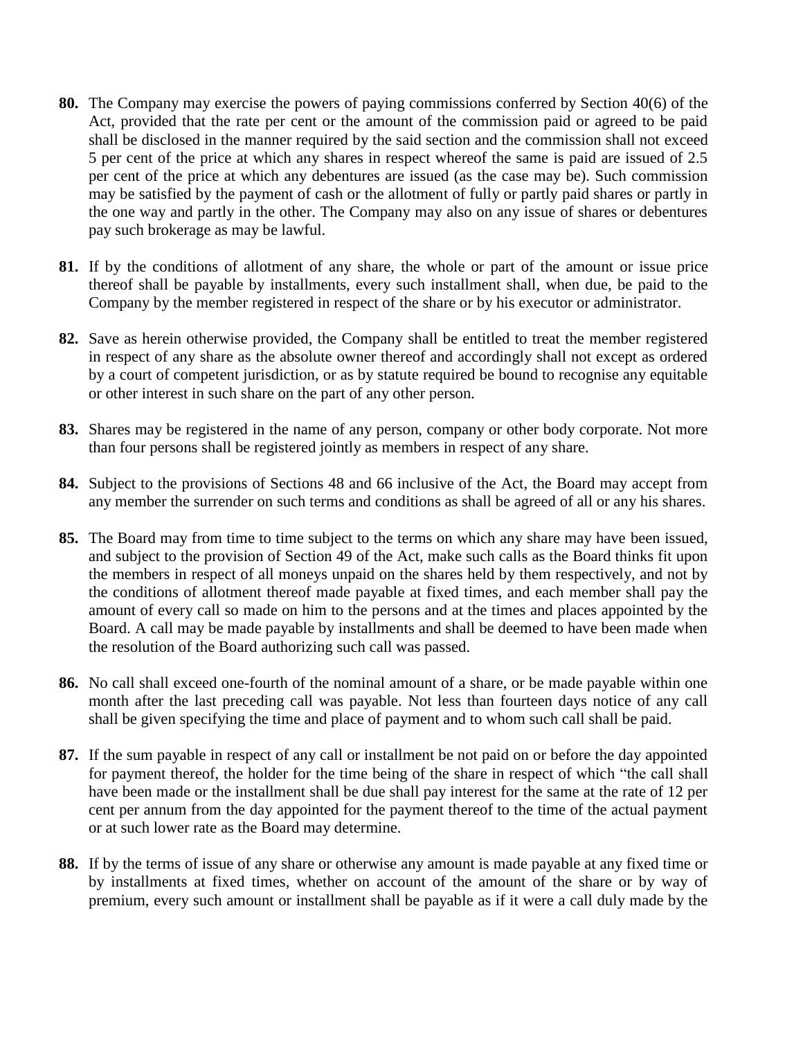**80.** The Company may exercise the powers of paying commissions conferred by Section 40(6) of the Act, provided that the rate per cent or the amount of the commission paid or agreed to be paid shall be disclosed in the manner required by the said section and the commission shall not exceed 5 per cent of the price at which any shares in respect whereof the same is paid are issued of 2.5 per cent of the price at which any debentures are issued (as the case may be). Such commission may be satisfied by the payment of cash or the allotment of fully or partly paid shares or partly in the one way and partly in the other. The Company may also on any issue of shares or debentures pay such brokerage as may be lawful.

**81.** If by the conditions of allotment of any share, the whole or part of the amount or issue price thereof shall be payable by installments, every such installment shall, when due, be paid to the Company by the member registered in respect of the share or by his executor or administrator.

**82.** Save as herein otherwise provided, the Company shall be entitled to treat the member registered in respect of any share as the absolute owner thereof and accordingly shall not except as ordered by a court of competent jurisdiction, or as by statute required be bound to recognise any equitable or other interest in such share on the part of any other person.

**83.** Shares may be registered in the name of any person, company or other body corporate. Not more than four persons shall be registered jointly as members in respect of any share.

**84.** Subject to the provisions of Sections 48 and 66 inclusive of the Act, the Board may accept from any member the surrender on such terms and conditions as shall be agreed of all or any his shares.

**85.** The Board may from time to time subject to the terms on which any share may have been issued, and subject to the provision of Section 49 of the Act, make such calls as the Board thinks fit upon the members in respect of all moneys unpaid on the shares held by them respectively, and not by the conditions of allotment thereof made payable at fixed times, and each member shall pay the amount of every call so made on him to the persons and at the times and places appointed by the Board. A call may be made payable by installments and shall be deemed to have been made when the resolution of the Board authorizing such call was passed.

**86.** No call shall exceed one-fourth of the nominal amount of a share, or be made payable within one month after the last preceding call was payable. Not less than fourteen days notice of any call shall be given specifying the time and place of payment and to whom such call shall be paid.

**87.** If the sum payable in respect of any call or installment be not paid on or before the day appointed for payment thereof, the holder for the time being of the share in respect of which "the call shall have been made or the installment shall be due shall pay interest for the same at the rate of 12 per cent per annum from the day appointed for the payment thereof to the time of the actual payment or at such lower rate as the Board may determine.

**88.** If by the terms of issue of any share or otherwise any amount is made payable at any fixed time or by installments at fixed times, whether on account of the amount of the share or by way of premium, every such amount or installment shall be payable as if it were a call duly made by the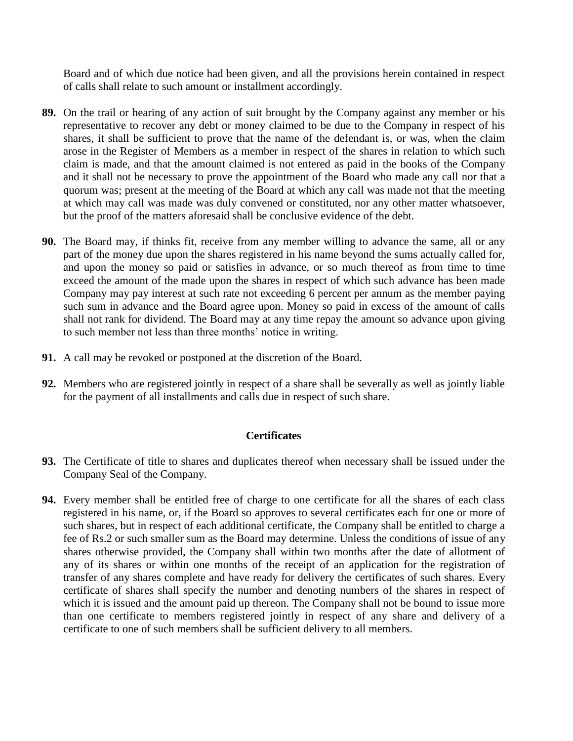Board and of which due notice had been given, and all the provisions herein contained in respect of calls shall relate to such amount or installment accordingly.

**89.** On the trail or hearing of any action of suit brought by the Company against any member or his representative to recover any debt or money claimed to be due to the Company in respect of his shares, it shall be sufficient to prove that the name of the defendant is, or was, when the claim arose in the Register of Members as a member in respect of the shares in relation to which such claim is made, and that the amount claimed is not entered as paid in the books of the Company and it shall not be necessary to prove the appointment of the Board who made any call nor that a quorum was; present at the meeting of the Board at which any call was made not that the meeting at which may call was made was duly convened or constituted, nor any other matter whatsoever, but the proof of the matters aforesaid shall be conclusive evidence of the debt.

**90.** The Board may, if thinks fit, receive from any member willing to advance the same, all or any part of the money due upon the shares registered in his name beyond the sums actually called for, and upon the money so paid or satisfies in advance, or so much thereof as from time to time exceed the amount of the made upon the shares in respect of which such advance has been made Company may pay interest at such rate not exceeding 6 percent per annum as the member paying such sum in advance and the Board agree upon. Money so paid in excess of the amount of calls shall not rank for dividend. The Board may at any time repay the amount so advance upon giving to such member not less than three months' notice in writing.

**91.** A call may be revoked or postponed at the discretion of the Board.

**92.** Members who are registered jointly in respect of a share shall be severally as well as jointly liable for the payment of all installments and calls due in respect of such share.

## Certificates

**93.** The Certificate of title to shares and duplicates thereof when necessary shall be issued under the Company Seal of the Company.

**94.** Every member shall be entitled free of charge to one certificate for all the shares of each class registered in his name, or, if the Board so approves to several certificates each for one or more of such shares, but in respect of each additional certificate, the Company shall be entitled to charge a fee of Rs.2 or such smaller sum as the Board may determine. Unless the conditions of issue of any shares otherwise provided, the Company shall within two months after the date of allotment of any of its shares or within one months of the receipt of an application for the registration of transfer of any shares complete and have ready for delivery the certificates of such shares. Every certificate of shares shall specify the number and denoting numbers of the shares in respect of which it is issued and the amount paid up thereon. The Company shall not be bound to issue more than one certificate to members registered jointly in respect of any share and delivery of a certificate to one of such members shall be sufficient delivery to all members.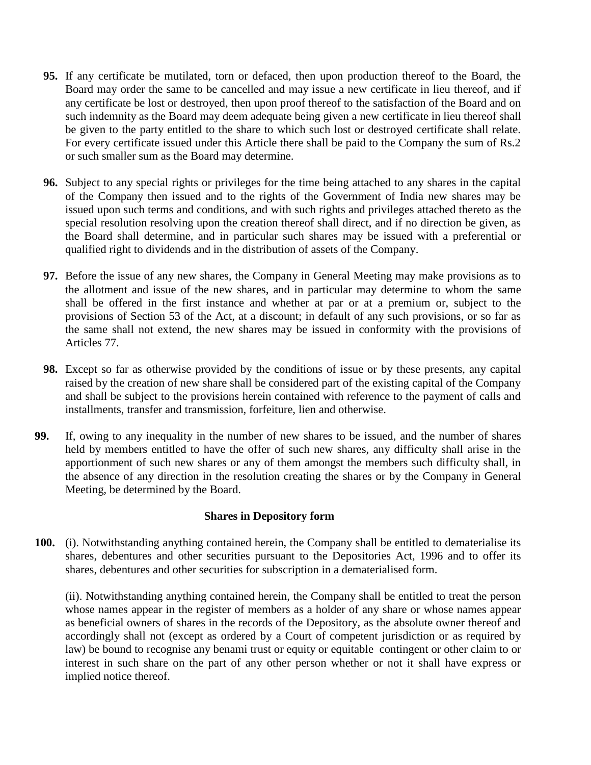**95.** If any certificate be mutilated, torn or defaced, then upon production thereof to the Board, the Board may order the same to be cancelled and may issue a new certificate in lieu thereof, and if any certificate be lost or destroyed, then upon proof thereof to the satisfaction of the Board and on such indemnity as the Board may deem adequate being given a new certificate in lieu thereof shall be given to the party entitled to the share to which such lost or destroyed certificate shall relate. For every certificate issued under this Article there shall be paid to the Company the sum of Rs.2 or such smaller sum as the Board may determine.

**96.** Subject to any special rights or privileges for the time being attached to any shares in the capital of the Company then issued and to the rights of the Government of India new shares may be issued upon such terms and conditions, and with such rights and privileges attached thereto as the special resolution resolving upon the creation thereof shall direct, and if no direction be given, as the Board shall determine, and in particular such shares may be issued with a preferential or qualified right to dividends and in the distribution of assets of the Company.

**97.** Before the issue of any new shares, the Company in General Meeting may make provisions as to the allotment and issue of the new shares, and in particular may determine to whom the same shall be offered in the first instance and whether at par or at a premium or, subject to the provisions of Section 53 of the Act, at a discount; in default of any such provisions, or so far as the same shall not extend, the new shares may be issued in conformity with the provisions of Articles 77.

**98.** Except so far as otherwise provided by the conditions of issue or by these presents, any capital raised by the creation of new share shall be considered part of the existing capital of the Company and shall be subject to the provisions herein contained with reference to the payment of calls and installments, transfer and transmission, forfeiture, lien and otherwise.

**99.** If, owing to any inequality in the number of new shares to be issued, and the number of shares held by members entitled to have the offer of such new shares, any difficulty shall arise in the apportionment of such new shares or any of them amongst the members such difficulty shall, in the absence of any direction in the resolution creating the shares or by the Company in General Meeting, be determined by the Board.

**Shares in Depository form**

**100.** (i). Notwithstanding anything contained herein, the Company shall be entitled to dematerialise its shares, debentures and other securities pursuant to the Depositories Act, 1996 and to offer its shares, debentures and other securities for subscription in a dematerialised form.

(ii). Notwithstanding anything contained herein, the Company shall be entitled to treat the person whose names appear in the register of members as a holder of any share or whose names appear as beneficial owners of shares in the records of the Depository, as the absolute owner thereof and accordingly shall not (except as ordered by a Court of competent jurisdiction or as required by law) be bound to recognise any benami trust or equity or equitable contingent or other claim to or interest in such share on the part of any other person whether or not it shall have express or implied notice thereof.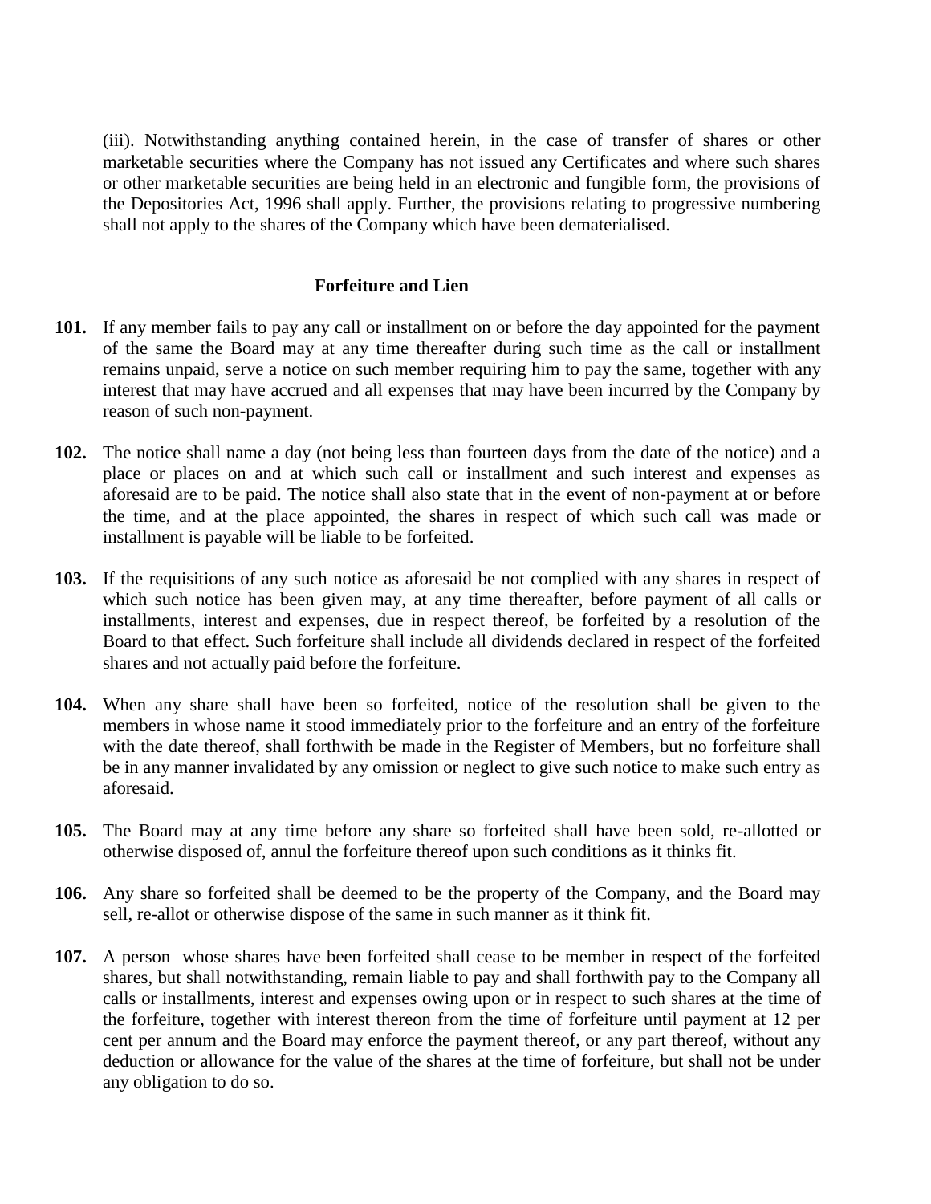(iii). Notwithstanding anything contained herein, in the case of transfer of shares or other marketable securities where the Company has not issued any Certificates and where such shares or other marketable securities are being held in an electronic and fungible form, the provisions of the Depositories Act, 1996 shall apply. Further, the provisions relating to progressive numbering shall not apply to the shares of the Company which have been dematerialised.

### Forfeiture and Lien

**101.** If any member fails to pay any call or installment on or before the day appointed for the payment of the same the Board may at any time thereafter during such time as the call or installment remains unpaid, serve a notice on such member requiring him to pay the same, together with any interest that may have accrued and all expenses that may have been incurred by the Company by reason of such non-payment.

**102.** The notice shall name a day (not being less than fourteen days from the date of the notice) and a place or places on and at which such call or installment and such interest and expenses as aforesaid are to be paid. The notice shall also state that in the event of non-payment at or before the time, and at the place appointed, the shares in respect of which such call was made or installment is payable will be liable to be forfeited.

**103.** If the requisitions of any such notice as aforesaid be not complied with any shares in respect of which such notice has been given may, at any time thereafter, before payment of all calls or installments, interest and expenses, due in respect thereof, be forfeited by a resolution of the Board to that effect. Such forfeiture shall include all dividends declared in respect of the forfeited shares and not actually paid before the forfeiture.

**104.** When any share shall have been so forfeited, notice of the resolution shall be given to the members in whose name it stood immediately prior to the forfeiture and an entry of the forfeiture with the date thereof, shall forthwith be made in the Register of Members, but no forfeiture shall be in any manner invalidated by any omission or neglect to give such notice to make such entry as aforesaid.

**105.** The Board may at any time before any share so forfeited shall have been sold, re-allotted or otherwise disposed of, annul the forfeiture thereof upon such conditions as it thinks fit.

**106.** Any share so forfeited shall be deemed to be the property of the Company, and the Board may sell, re-allot or otherwise dispose of the same in such manner as it think fit.

**107.** A person whose shares have been forfeited shall cease to be member in respect of the forfeited shares, but shall notwithstanding, remain liable to pay and shall forthwith pay to the Company all calls or installments, interest and expenses owing upon or in respect to such shares at the time of the forfeiture, together with interest thereon from the time of forfeiture until payment at 12 per cent per annum and the Board may enforce the payment thereof, or any part thereof, without any deduction or allowance for the value of the shares at the time of forfeiture, but shall not be under any obligation to do so.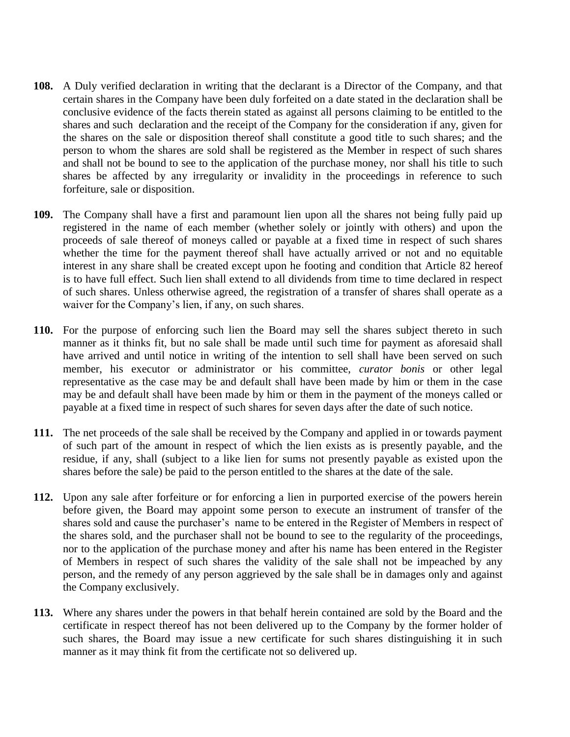**108.** A Duly verified declaration in writing that the declarant is a Director of the Company, and that certain shares in the Company have been duly forfeited on a date stated in the declaration shall be conclusive evidence of the facts therein stated as against all persons claiming to be entitled to the shares and such declaration and the receipt of the Company for the consideration if any, given for the shares on the sale or disposition thereof shall constitute a good title to such shares; and the person to whom the shares are sold shall be registered as the Member in respect of such shares and shall not be bound to see to the application of the purchase money, nor shall his title to such shares be affected by any irregularity or invalidity in the proceedings in reference to such forfeiture, sale or disposition.

**109.** The Company shall have a first and paramount lien upon all the shares not being fully paid up registered in the name of each member (whether solely or jointly with others) and upon the proceeds of sale thereof of moneys called or payable at a fixed time in respect of such shares whether the time for the payment thereof shall have actually arrived or not and no equitable interest in any share shall be created except upon he footing and condition that Article 82 hereof is to have full effect. Such lien shall extend to all dividends from time to time declared in respect of such shares. Unless otherwise agreed, the registration of a transfer of shares shall operate as a waiver for the Company's lien, if any, on such shares.

**110.** For the purpose of enforcing such lien the Board may sell the shares subject thereto in such manner as it thinks fit, but no sale shall be made until such time for payment as aforesaid shall have arrived and until notice in writing of the intention to sell shall have been served on such member, his executor or administrator or his committee, *curator bonis* or other legal representative as the case may be and default shall have been made by him or them in the case may be and default shall have been made by him or them in the payment of the moneys called or payable at a fixed time in respect of such shares for seven days after the date of such notice.

**111.** The net proceeds of the sale shall be received by the Company and applied in or towards payment of such part of the amount in respect of which the lien exists as is presently payable, and the residue, if any, shall (subject to a like lien for sums not presently payable as existed upon the shares before the sale) be paid to the person entitled to the shares at the date of the sale.

**112.** Upon any sale after forfeiture or for enforcing a lien in purported exercise of the powers herein before given, the Board may appoint some person to execute an instrument of transfer of the shares sold and cause the purchaser's name to be entered in the Register of Members in respect of the shares sold, and the purchaser shall not be bound to see to the regularity of the proceedings, nor to the application of the purchase money and after his name has been entered in the Register of Members in respect of such shares the validity of the sale shall not be impeached by any person, and the remedy of any person aggrieved by the sale shall be in damages only and against the Company exclusively.

**113.** Where any shares under the powers in that behalf herein contained are sold by the Board and the certificate in respect thereof has not been delivered up to the Company by the former holder of such shares, the Board may issue a new certificate for such shares distinguishing it in such manner as it may think fit from the certificate not so delivered up.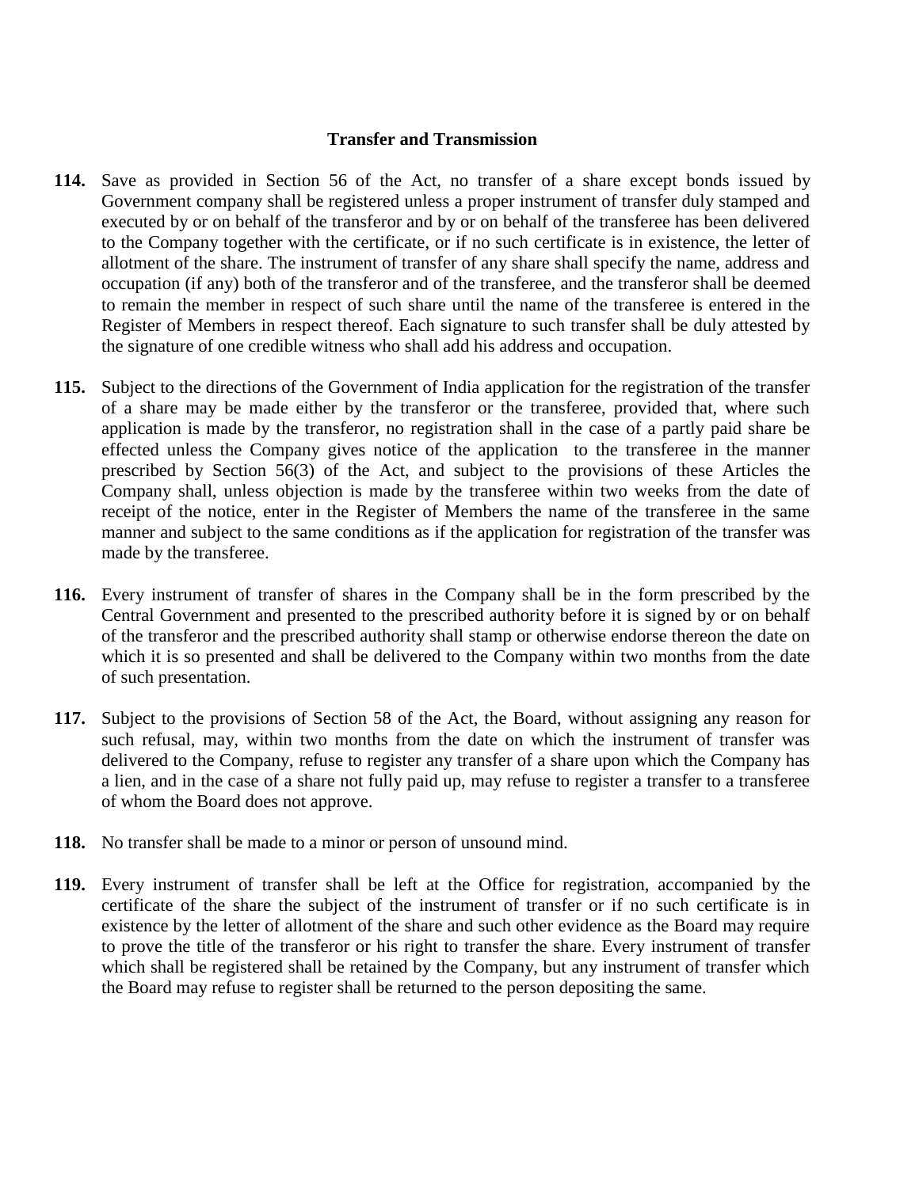## Transfer and Transmission

**114.** Save as provided in Section 56 of the Act, no transfer of a share except bonds issued by Government company shall be registered unless a proper instrument of transfer duly stamped and executed by or on behalf of the transferor and by or on behalf of the transferee has been delivered to the Company together with the certificate, or if no such certificate is in existence, the letter of allotment of the share. The instrument of transfer of any share shall specify the name, address and occupation (if any) both of the transferor and of the transferee, and the transferor shall be deemed to remain the member in respect of such share until the name of the transferee is entered in the Register of Members in respect thereof. Each signature to such transfer shall be duly attested by the signature of one credible witness who shall add his address and occupation.

**115.** Subject to the directions of the Government of India application for the registration of the transfer of a share may be made either by the transferor or the transferee, provided that, where such application is made by the transferor, no registration shall in the case of a partly paid share be effected unless the Company gives notice of the application to the transferee in the manner prescribed by Section 56(3) of the Act, and subject to the provisions of these Articles the Company shall, unless objection is made by the transferee within two weeks from the date of receipt of the notice, enter in the Register of Members the name of the transferee in the same manner and subject to the same conditions as if the application for registration of the transfer was made by the transferee.

**116.** Every instrument of transfer of shares in the Company shall be in the form prescribed by the Central Government and presented to the prescribed authority before it is signed by or on behalf of the transferor and the prescribed authority shall stamp or otherwise endorse thereon the date on which it is so presented and shall be delivered to the Company within two months from the date of such presentation.

**117.** Subject to the provisions of Section 58 of the Act, the Board, without assigning any reason for such refusal, may, within two months from the date on which the instrument of transfer was delivered to the Company, refuse to register any transfer of a share upon which the Company has a lien, and in the case of a share not fully paid up, may refuse to register a transfer to a transferee of whom the Board does not approve.

**118.** No transfer shall be made to a minor or person of unsound mind.

**119.** Every instrument of transfer shall be left at the Office for registration, accompanied by the certificate of the share the subject of the instrument of transfer or if no such certificate is in existence by the letter of allotment of the share and such other evidence as the Board may require to prove the title of the transferor or his right to transfer the share. Every instrument of transfer which shall be registered shall be retained by the Company, but any instrument of transfer which the Board may refuse to register shall be returned to the person depositing the same.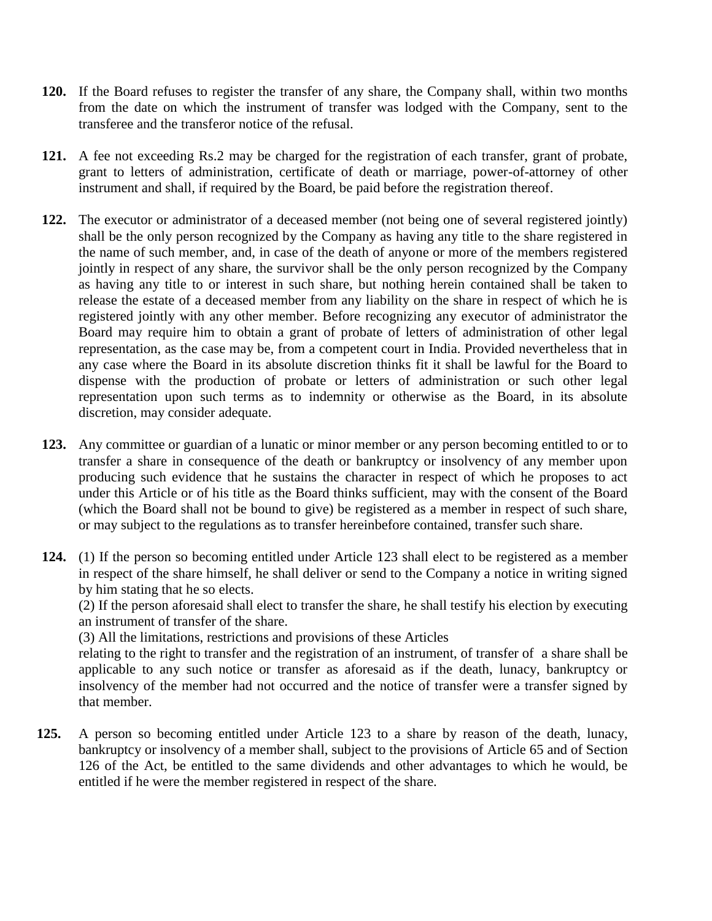**120.** If the Board refuses to register the transfer of any share, the Company shall, within two months from the date on which the instrument of transfer was lodged with the Company, sent to the transferee and the transferor notice of the refusal.

**121.** A fee not exceeding Rs.2 may be charged for the registration of each transfer, grant of probate, grant to letters of administration, certificate of death or marriage, power-of-attorney of other instrument and shall, if required by the Board, be paid before the registration thereof.

**122.** The executor or administrator of a deceased member (not being one of several registered jointly) shall be the only person recognized by the Company as having any title to the share registered in the name of such member, and, in case of the death of anyone or more of the members registered jointly in respect of any share, the survivor shall be the only person recognized by the Company as having any title to or interest in such share, but nothing herein contained shall be taken to release the estate of a deceased member from any liability on the share in respect of which he is registered jointly with any other member. Before recognizing any executor of administrator the Board may require him to obtain a grant of probate of letters of administration of other legal representation, as the case may be, from a competent court in India. Provided nevertheless that in any case where the Board in its absolute discretion thinks fit it shall be lawful for the Board to dispense with the production of probate or letters of administration or such other legal representation upon such terms as to indemnity or otherwise as the Board, in its absolute discretion, may consider adequate.

**123.** Any committee or guardian of a lunatic or minor member or any person becoming entitled to or to transfer a share in consequence of the death or bankruptcy or insolvency of any member upon producing such evidence that he sustains the character in respect of which he proposes to act under this Article or of his title as the Board thinks sufficient, may with the consent of the Board (which the Board shall not be bound to give) be registered as a member in respect of such share, or may subject to the regulations as to transfer hereinbefore contained, transfer such share.

**124.** (1) If the person so becoming entitled under Article 123 shall elect to be registered as a member in respect of the share himself, he shall deliver or send to the Company a notice in writing signed by him stating that he so elects.

(2) If the person aforesaid shall elect to transfer the share, he shall testify his election by executing an instrument of transfer of the share.

(3) All the limitations, restrictions and provisions of these Articles relating to the right to transfer and the registration of an instrument, of transfer of a share shall be applicable to any such notice or transfer as aforesaid as if the death, lunacy, bankruptcy or insolvency of the member had not occurred and the notice of transfer were a transfer signed by that member.

**125.** A person so becoming entitled under Article 123 to a share by reason of the death, lunacy, bankruptcy or insolvency of a member shall, subject to the provisions of Article 65 and of Section 126 of the Act, be entitled to the same dividends and other advantages to which he would, be entitled if he were the member registered in respect of the share.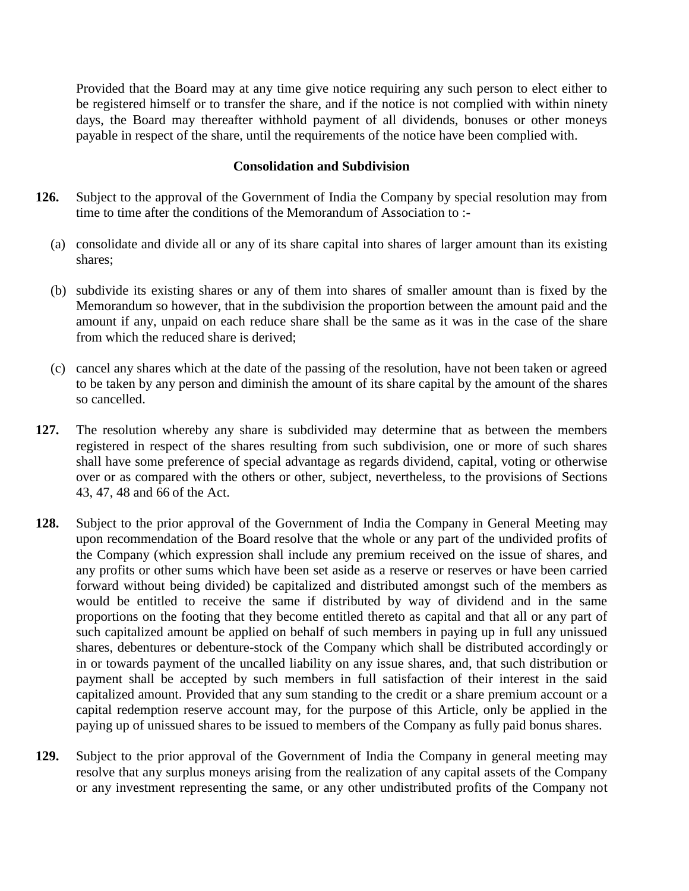Provided that the Board may at any time give notice requiring any such person to elect either to be registered himself or to transfer the share, and if the notice is not complied with within ninety days, the Board may thereafter withhold payment of all dividends, bonuses or other moneys payable in respect of the share, until the requirements of the notice have been complied with.

### Consolidation and Subdivision

**126.** Subject to the approval of the Government of India the Company by special resolution may from time to time after the conditions of the Memorandum of Association to :-

(a) consolidate and divide all or any of its share capital into shares of larger amount than its existing shares;

(b) subdivide its existing shares or any of them into shares of smaller amount than is fixed by the Memorandum so however, that in the subdivision the proportion between the amount paid and the amount if any, unpaid on each reduce share shall be the same as it was in the case of the share from which the reduced share is derived;

(c) cancel any shares which at the date of the passing of the resolution, have not been taken or agreed to be taken by any person and diminish the amount of its share capital by the amount of the shares so cancelled.

**127.** The resolution whereby any share is subdivided may determine that as between the members registered in respect of the shares resulting from such subdivision, one or more of such shares shall have some preference of special advantage as regards dividend, capital, voting or otherwise over or as compared with the others or other, subject, nevertheless, to the provisions of Sections 43, 47, 48 and 66 of the Act.

**128.** Subject to the prior approval of the Government of India the Company in General Meeting may upon recommendation of the Board resolve that the whole or any part of the undivided profits of the Company (which expression shall include any premium received on the issue of shares, and any profits or other sums which have been set aside as a reserve or reserves or have been carried forward without being divided) be capitalized and distributed amongst such of the members as would be entitled to receive the same if distributed by way of dividend and in the same proportions on the footing that they become entitled thereto as capital and that all or any part of such capitalized amount be applied on behalf of such members in paying up in full any unissued shares, debentures or debenture-stock of the Company which shall be distributed accordingly or in or towards payment of the uncalled liability on any issue shares, and, that such distribution or payment shall be accepted by such members in full satisfaction of their interest in the said capitalized amount. Provided that any sum standing to the credit or a share premium account or a capital redemption reserve account may, for the purpose of this Article, only be applied in the paying up of unissued shares to be issued to members of the Company as fully paid bonus shares.

**129.** Subject to the prior approval of the Government of India the Company in general meeting may resolve that any surplus moneys arising from the realization of any capital assets of the Company or any investment representing the same, or any other undistributed profits of the Company not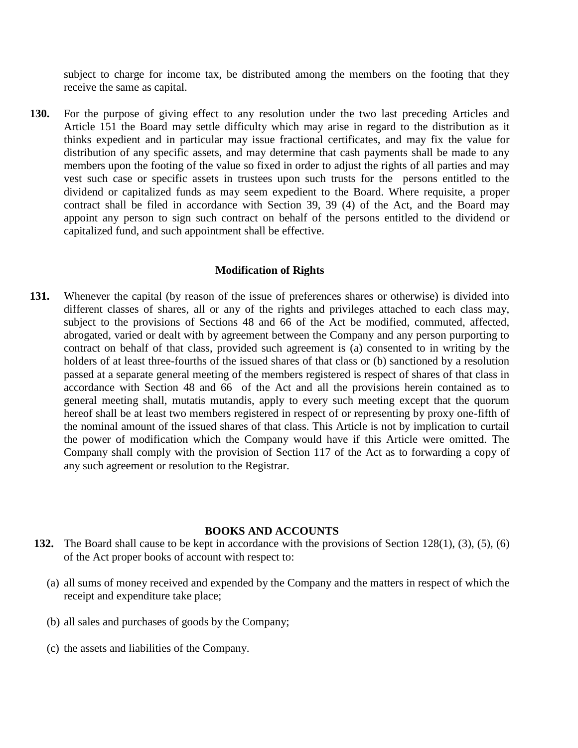subject to charge for income tax, be distributed among the members on the footing that they receive the same as capital.

**130.** For the purpose of giving effect to any resolution under the two last preceding Articles and Article 151 the Board may settle difficulty which may arise in regard to the distribution as it thinks expedient and in particular may issue fractional certificates, and may fix the value for distribution of any specific assets, and may determine that cash payments shall be made to any members upon the footing of the value so fixed in order to adjust the rights of all parties and may vest such case or specific assets in trustees upon such trusts for the persons entitled to the dividend or capitalized funds as may seem expedient to the Board. Where requisite, a proper contract shall be filed in accordance with Section 39, 39 (4) of the Act, and the Board may appoint any person to sign such contract on behalf of the persons entitled to the dividend or capitalized fund, and such appointment shall be effective.

### Modification of Rights

**131.** Whenever the capital (by reason of the issue of preferences shares or otherwise) is divided into different classes of shares, all or any of the rights and privileges attached to each class may, subject to the provisions of Sections 48 and 66 of the Act be modified, commuted, affected, abrogated, varied or dealt with by agreement between the Company and any person purporting to contract on behalf of that class, provided such agreement is (a) consented to in writing by the holders of at least three-fourths of the issued shares of that class or (b) sanctioned by a resolution passed at a separate general meeting of the members registered is respect of shares of that class in accordance with Section 48 and 66 of the Act and all the provisions herein contained as to general meeting shall, mutatis mutandis, apply to every such meeting except that the quorum hereof shall be at least two members registered in respect of or representing by proxy one-fifth of the nominal amount of the issued shares of that class. This Article is not by implication to curtail the power of modification which the Company would have if this Article were omitted. The Company shall comply with the provision of Section 117 of the Act as to forwarding a copy of any such agreement or resolution to the Registrar.

## BOOKS AND ACCOUNTS

**132.** The Board shall cause to be kept in accordance with the provisions of Section 128(1), (3), (5), (6) of the Act proper books of account with respect to:

(a) all sums of money received and expended by the Company and the matters in respect of which the receipt and expenditure take place;

(b) all sales and purchases of goods by the Company;

(c) the assets and liabilities of the Company.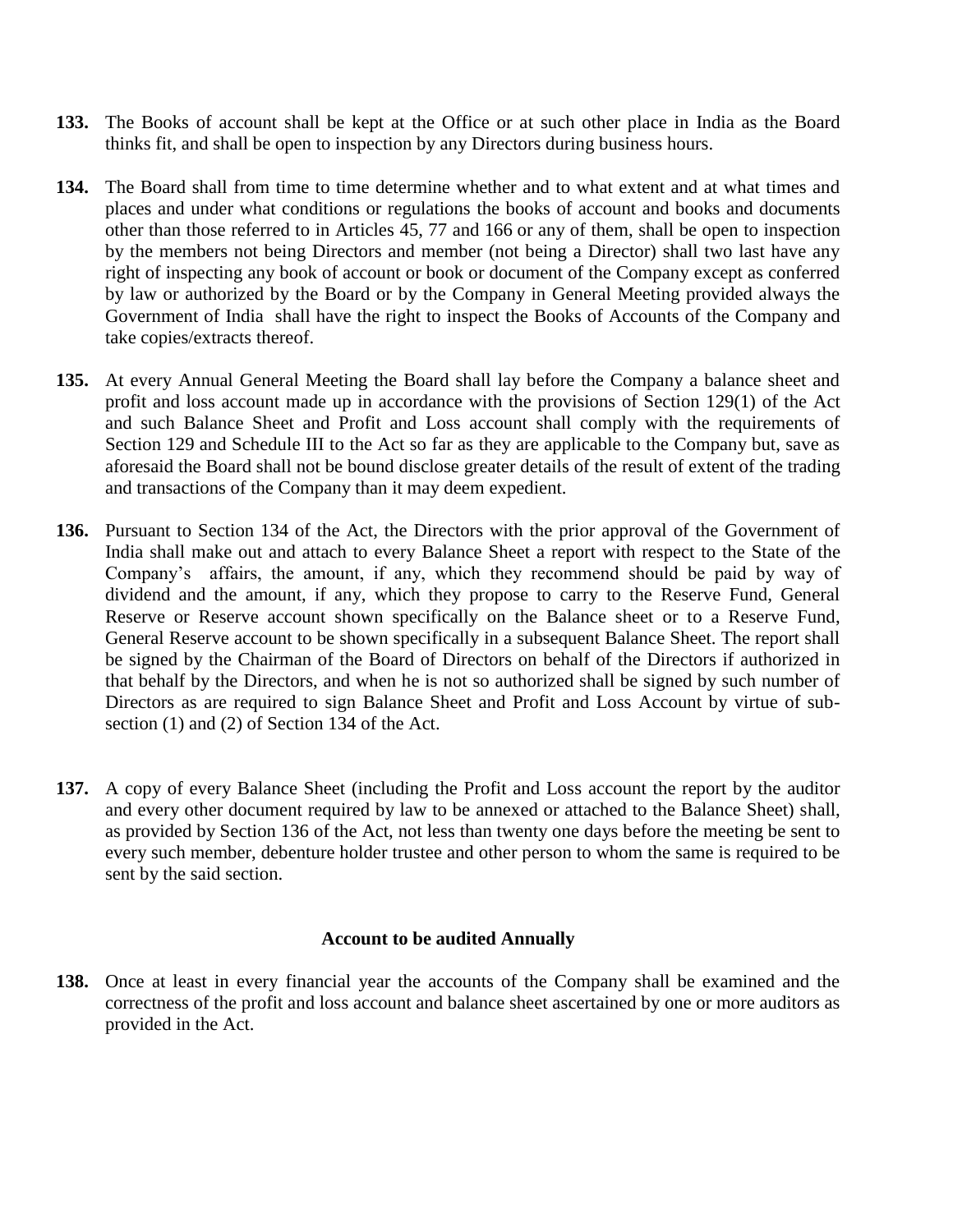**133.** The Books of account shall be kept at the Office or at such other place in India as the Board thinks fit, and shall be open to inspection by any Directors during business hours.

**134.** The Board shall from time to time determine whether and to what extent and at what times and places and under what conditions or regulations the books of account and books and documents other than those referred to in Articles 45, 77 and 166 or any of them, shall be open to inspection by the members not being Directors and member (not being a Director) shall two last have any right of inspecting any book of account or book or document of the Company except as conferred by law or authorized by the Board or by the Company in General Meeting provided always the Government of India shall have the right to inspect the Books of Accounts of the Company and take copies/extracts thereof.

**135.** At every Annual General Meeting the Board shall lay before the Company a balance sheet and profit and loss account made up in accordance with the provisions of Section 129(1) of the Act and such Balance Sheet and Profit and Loss account shall comply with the requirements of Section 129 and Schedule III to the Act so far as they are applicable to the Company but, save as aforesaid the Board shall not be bound disclose greater details of the result of extent of the trading and transactions of the Company than it may deem expedient.

**136.** Pursuant to Section 134 of the Act, the Directors with the prior approval of the Government of India shall make out and attach to every Balance Sheet a report with respect to the State of the Company's affairs, the amount, if any, which they recommend should be paid by way of dividend and the amount, if any, which they propose to carry to the Reserve Fund, General Reserve or Reserve account shown specifically on the Balance sheet or to a Reserve Fund, General Reserve account to be shown specifically in a subsequent Balance Sheet. The report shall be signed by the Chairman of the Board of Directors on behalf of the Directors if authorized in that behalf by the Directors, and when he is not so authorized shall be signed by such number of Directors as are required to sign Balance Sheet and Profit and Loss Account by virtue of sub-section (1) and (2) of Section 134 of the Act.

**137.** A copy of every Balance Sheet (including the Profit and Loss account the report by the auditor and every other document required by law to be annexed or attached to the Balance Sheet) shall, as provided by Section 136 of the Act, not less than twenty one days before the meeting be sent to every such member, debenture holder trustee and other person to whom the same is required to be sent by the said section.

### Account to be audited Annually

**138.** Once at least in every financial year the accounts of the Company shall be examined and the correctness of the profit and loss account and balance sheet ascertained by one or more auditors as provided in the Act.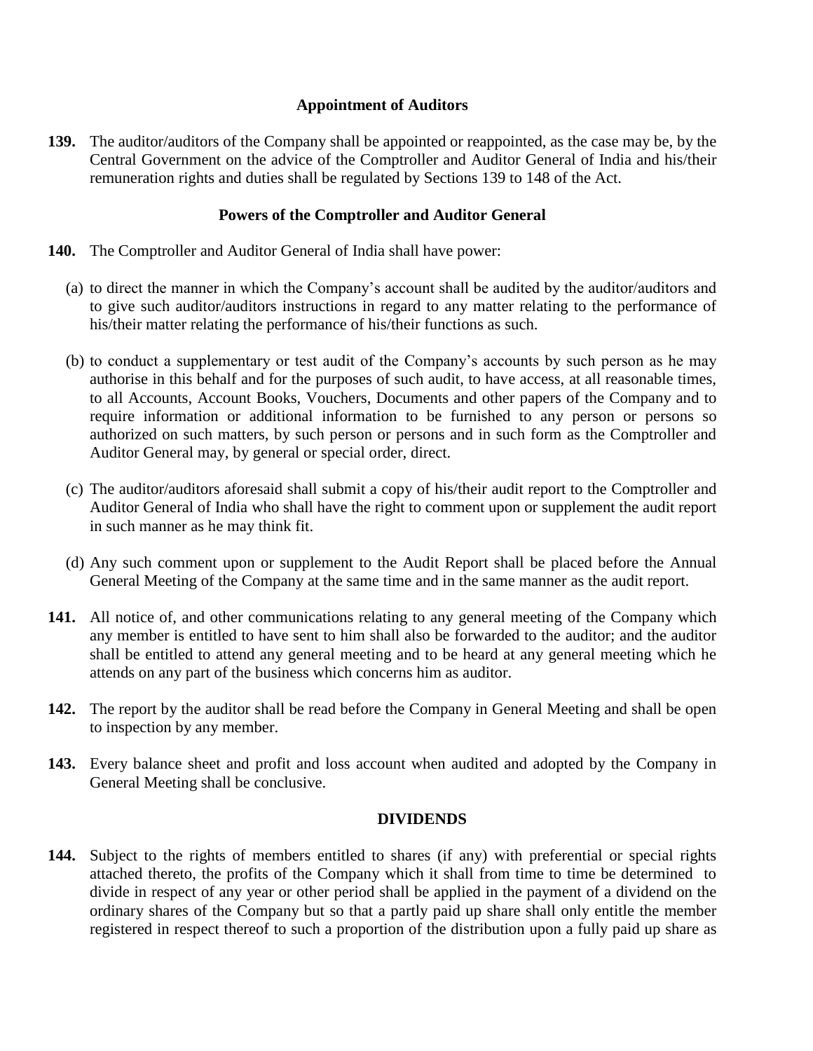## Appointment of Auditors

**139.** The auditor/auditors of the Company shall be appointed or reappointed, as the case may be, by the Central Government on the advice of the Comptroller and Auditor General of India and his/their remuneration rights and duties shall be regulated by Sections 139 to 148 of the Act.

## Powers of the Comptroller and Auditor General

**140.** The Comptroller and Auditor General of India shall have power:

(a) to direct the manner in which the Company's account shall be audited by the auditor/auditors and to give such auditor/auditors instructions in regard to any matter relating to the performance of his/their matter relating the performance of his/their functions as such.

(b) to conduct a supplementary or test audit of the Company's accounts by such person as he may authorise in this behalf and for the purposes of such audit, to have access, at all reasonable times, to all Accounts, Account Books, Vouchers, Documents and other papers of the Company and to require information or additional information to be furnished to any person or persons so authorized on such matters, by such person or persons and in such form as the Comptroller and Auditor General may, by general or special order, direct.

(c) The auditor/auditors aforesaid shall submit a copy of his/their audit report to the Comptroller and Auditor General of India who shall have the right to comment upon or supplement the audit report in such manner as he may think fit.

(d) Any such comment upon or supplement to the Audit Report shall be placed before the Annual General Meeting of the Company at the same time and in the same manner as the audit report.

**141.** All notice of, and other communications relating to any general meeting of the Company which any member is entitled to have sent to him shall also be forwarded to the auditor; and the auditor shall be entitled to attend any general meeting and to be heard at any general meeting which he attends on any part of the business which concerns him as auditor.

**142.** The report by the auditor shall be read before the Company in General Meeting and shall be open to inspection by any member.

**143.** Every balance sheet and profit and loss account when audited and adopted by the Company in General Meeting shall be conclusive.

## DIVIDENDS

**144.** Subject to the rights of members entitled to shares (if any) with preferential or special rights attached thereto, the profits of the Company which it shall from time to time be determined to divide in respect of any year or other period shall be applied in the payment of a dividend on the ordinary shares of the Company but so that a partly paid up share shall only entitle the member registered in respect thereof to such a proportion of the distribution upon a fully paid up share as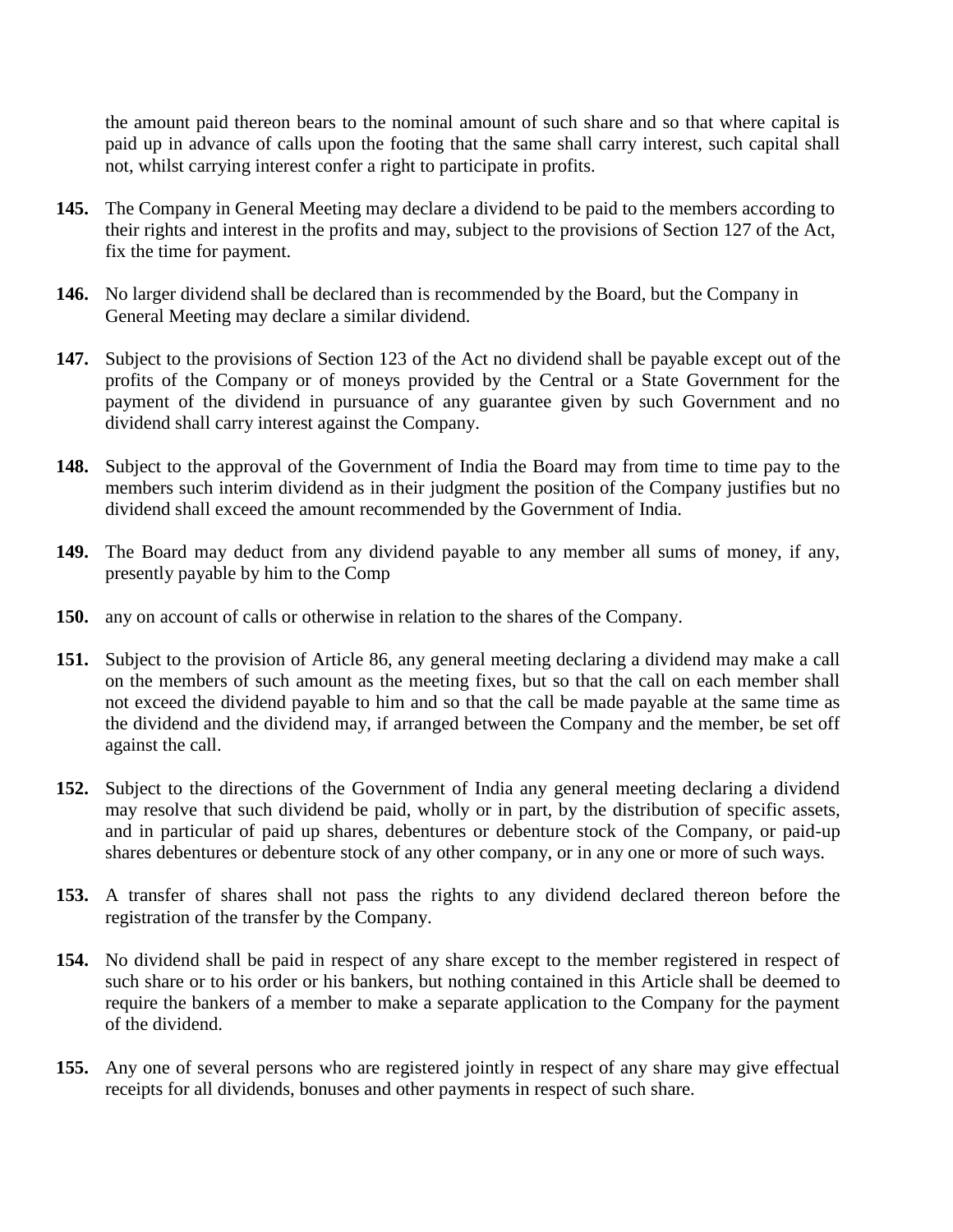the amount paid thereon bears to the nominal amount of such share and so that where capital is paid up in advance of calls upon the footing that the same shall carry interest, such capital shall not, whilst carrying interest confer a right to participate in profits.

**145.** The Company in General Meeting may declare a dividend to be paid to the members according to their rights and interest in the profits and may, subject to the provisions of Section 127 of the Act, fix the time for payment.

**146.** No larger dividend shall be declared than is recommended by the Board, but the Company in General Meeting may declare a similar dividend.

**147.** Subject to the provisions of Section 123 of the Act no dividend shall be payable except out of the profits of the Company or of moneys provided by the Central or a State Government for the payment of the dividend in pursuance of any guarantee given by such Government and no dividend shall carry interest against the Company.

**148.** Subject to the approval of the Government of India the Board may from time to time pay to the members such interim dividend as in their judgment the position of the Company justifies but no dividend shall exceed the amount recommended by the Government of India.

**149.** The Board may deduct from any dividend payable to any member all sums of money, if any, presently payable by him to the Comp

**150.** any on account of calls or otherwise in relation to the shares of the Company.

**151.** Subject to the provision of Article 86, any general meeting declaring a dividend may make a call on the members of such amount as the meeting fixes, but so that the call on each member shall not exceed the dividend payable to him and so that the call be made payable at the same time as the dividend and the dividend may, if arranged between the Company and the member, be set off against the call.

**152.** Subject to the directions of the Government of India any general meeting declaring a dividend may resolve that such dividend be paid, wholly or in part, by the distribution of specific assets, and in particular of paid up shares, debentures or debenture stock of the Company, or paid-up shares debentures or debenture stock of any other company, or in any one or more of such ways.

**153.** A transfer of shares shall not pass the rights to any dividend declared thereon before the registration of the transfer by the Company.

**154.** No dividend shall be paid in respect of any share except to the member registered in respect of such share or to his order or his bankers, but nothing contained in this Article shall be deemed to require the bankers of a member to make a separate application to the Company for the payment of the dividend.

**155.** Any one of several persons who are registered jointly in respect of any share may give effectual receipts for all dividends, bonuses and other payments in respect of such share.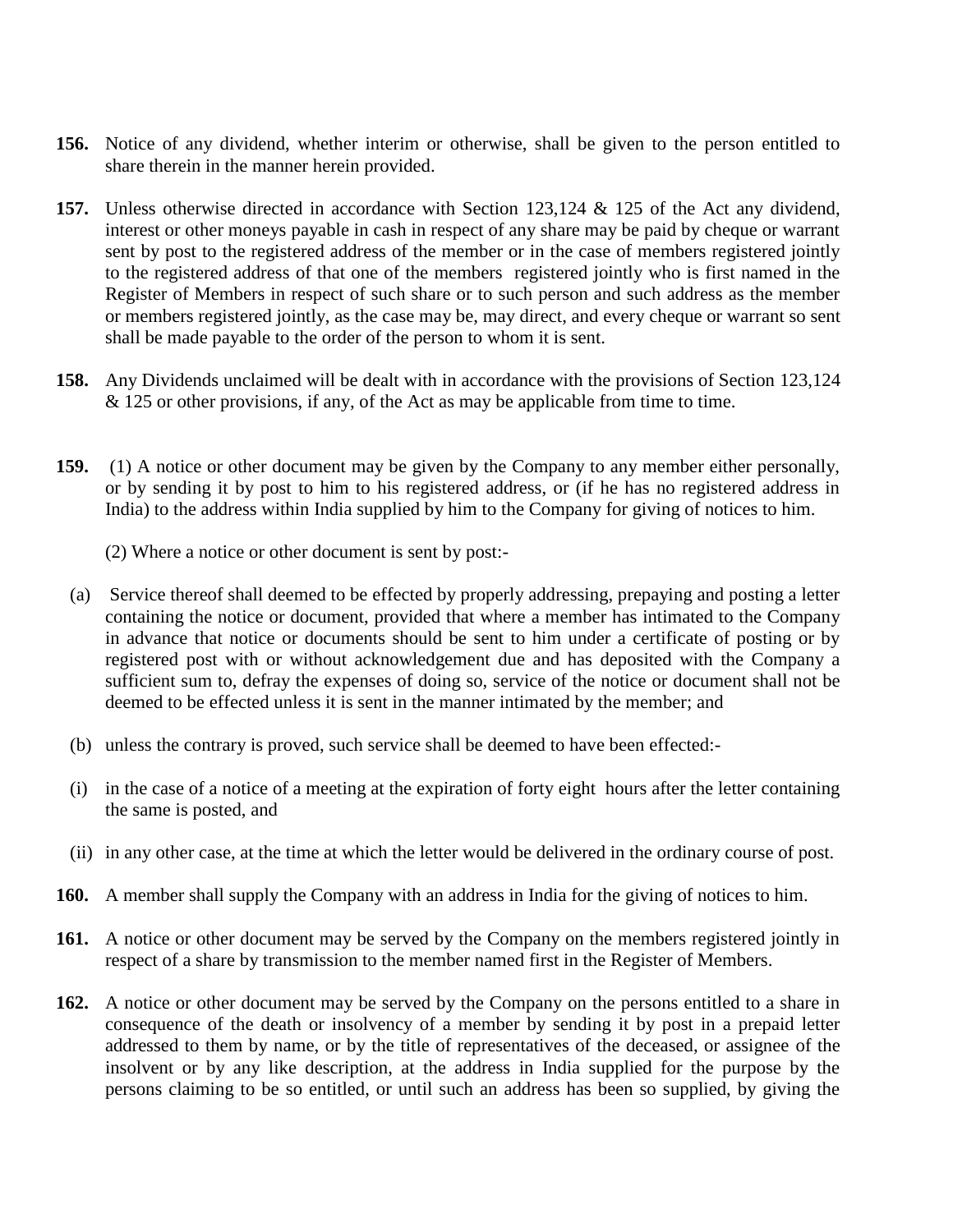**156.** Notice of any dividend, whether interim or otherwise, shall be given to the person entitled to share therein in the manner herein provided.

**157.** Unless otherwise directed in accordance with Section 123,124 & 125 of the Act any dividend, interest or other moneys payable in cash in respect of any share may be paid by cheque or warrant sent by post to the registered address of the member or in the case of members registered jointly to the registered address of that one of the members registered jointly who is first named in the Register of Members in respect of such share or to such person and such address as the member or members registered jointly, as the case may be, may direct, and every cheque or warrant so sent shall be made payable to the order of the person to whom it is sent.

**158.** Any Dividends unclaimed will be dealt with in accordance with the provisions of Section 123,124 & 125 or other provisions, if any, of the Act as may be applicable from time to time.

**159.** (1) A notice or other document may be given by the Company to any member either personally, or by sending it by post to him to his registered address, or (if he has no registered address in India) to the address within India supplied by him to the Company for giving of notices to him.

(2) Where a notice or other document is sent by post:-

(a) Service thereof shall deemed to be effected by properly addressing, prepaying and posting a letter containing the notice or document, provided that where a member has intimated to the Company in advance that notice or documents should be sent to him under a certificate of posting or by registered post with or without acknowledgement due and has deposited with the Company a sufficient sum to, defray the expenses of doing so, service of the notice or document shall not be deemed to be effected unless it is sent in the manner intimated by the member; and

(b) unless the contrary is proved, such service shall be deemed to have been effected:-

(i) in the case of a notice of a meeting at the expiration of forty eight hours after the letter containing the same is posted, and

(ii) in any other case, at the time at which the letter would be delivered in the ordinary course of post.

**160.** A member shall supply the Company with an address in India for the giving of notices to him.

**161.** A notice or other document may be served by the Company on the members registered jointly in respect of a share by transmission to the member named first in the Register of Members.

**162.** A notice or other document may be served by the Company on the persons entitled to a share in consequence of the death or insolvency of a member by sending it by post in a prepaid letter addressed to them by name, or by the title of representatives of the deceased, or assignee of the insolvent or by any like description, at the address in India supplied for the purpose by the persons claiming to be so entitled, or until such an address has been so supplied, by giving the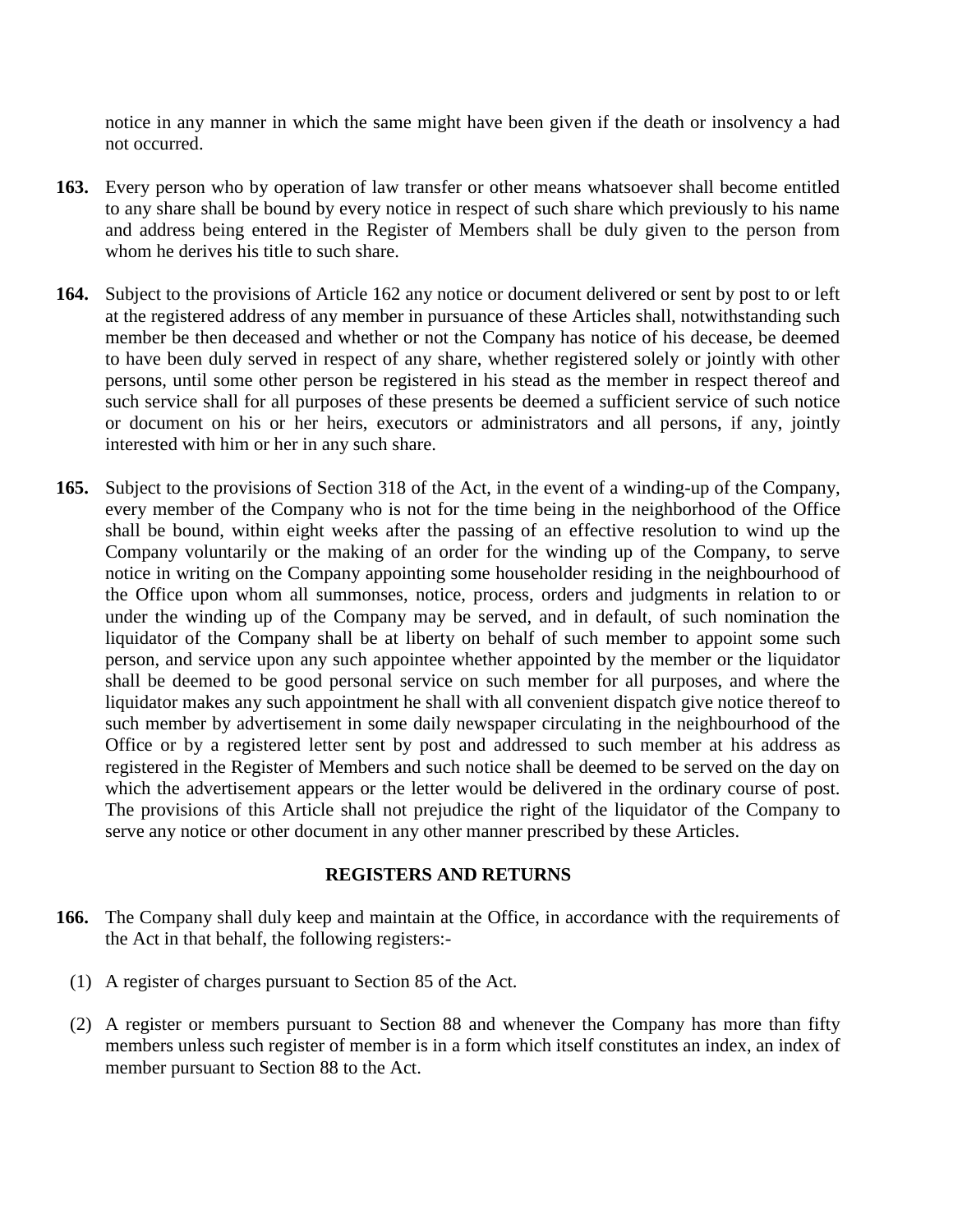notice in any manner in which the same might have been given if the death or insolvency a had not occurred.

**163.** Every person who by operation of law transfer or other means whatsoever shall become entitled to any share shall be bound by every notice in respect of such share which previously to his name and address being entered in the Register of Members shall be duly given to the person from whom he derives his title to such share.

**164.** Subject to the provisions of Article 162 any notice or document delivered or sent by post to or left at the registered address of any member in pursuance of these Articles shall, notwithstanding such member be then deceased and whether or not the Company has notice of his decease, be deemed to have been duly served in respect of any share, whether registered solely or jointly with other persons, until some other person be registered in his stead as the member in respect thereof and such service shall for all purposes of these presents be deemed a sufficient service of such notice or document on his or her heirs, executors or administrators and all persons, if any, jointly interested with him or her in any such share.

**165.** Subject to the provisions of Section 318 of the Act, in the event of a winding-up of the Company, every member of the Company who is not for the time being in the neighborhood of the Office shall be bound, within eight weeks after the passing of an effective resolution to wind up the Company voluntarily or the making of an order for the winding up of the Company, to serve notice in writing on the Company appointing some householder residing in the neighbourhood of the Office upon whom all summonses, notice, process, orders and judgments in relation to or under the winding up of the Company may be served, and in default, of such nomination the liquidator of the Company shall be at liberty on behalf of such member to appoint some such person, and service upon any such appointee whether appointed by the member or the liquidator shall be deemed to be good personal service on such member for all purposes, and where the liquidator makes any such appointment he shall with all convenient dispatch give notice thereof to such member by advertisement in some daily newspaper circulating in the neighbourhood of the Office or by a registered letter sent by post and addressed to such member at his address as registered in the Register of Members and such notice shall be deemed to be served on the day on which the advertisement appears or the letter would be delivered in the ordinary course of post. The provisions of this Article shall not prejudice the right of the liquidator of the Company to serve any notice or other document in any other manner prescribed by these Articles.

## REGISTERS AND RETURNS

**166.** The Company shall duly keep and maintain at the Office, in accordance with the requirements of the Act in that behalf, the following registers:-

(1) A register of charges pursuant to Section 85 of the Act.

(2) A register or members pursuant to Section 88 and whenever the Company has more than fifty members unless such register of member is in a form which itself constitutes an index, an index of member pursuant to Section 88 to the Act.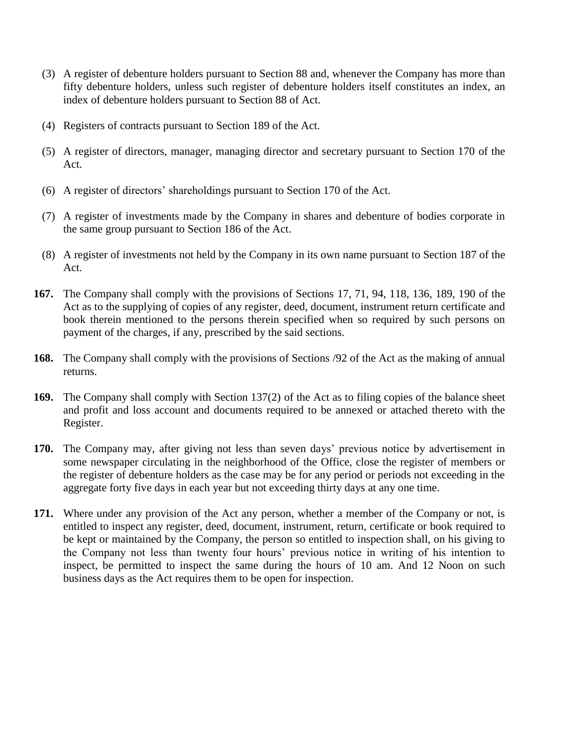(3) A register of debenture holders pursuant to Section 88 and, whenever the Company has more than fifty debenture holders, unless such register of debenture holders itself constitutes an index, an index of debenture holders pursuant to Section 88 of Act.

(4) Registers of contracts pursuant to Section 189 of the Act.

(5) A register of directors, manager, managing director and secretary pursuant to Section 170 of the Act.

(6) A register of directors' shareholdings pursuant to Section 170 of the Act.

(7) A register of investments made by the Company in shares and debenture of bodies corporate in the same group pursuant to Section 186 of the Act.

(8) A register of investments not held by the Company in its own name pursuant to Section 187 of the Act.

**167.** The Company shall comply with the provisions of Sections 17, 71, 94, 118, 136, 189, 190 of the Act as to the supplying of copies of any register, deed, document, instrument return certificate and book therein mentioned to the persons therein specified when so required by such persons on payment of the charges, if any, prescribed by the said sections.

**168.** The Company shall comply with the provisions of Sections /92 of the Act as the making of annual returns.

**169.** The Company shall comply with Section 137(2) of the Act as to filing copies of the balance sheet and profit and loss account and documents required to be annexed or attached thereto with the Register.

**170.** The Company may, after giving not less than seven days' previous notice by advertisement in some newspaper circulating in the neighborhood of the Office, close the register of members or the register of debenture holders as the case may be for any period or periods not exceeding in the aggregate forty five days in each year but not exceeding thirty days at any one time.

**171.** Where under any provision of the Act any person, whether a member of the Company or not, is entitled to inspect any register, deed, document, instrument, return, certificate or book required to be kept or maintained by the Company, the person so entitled to inspection shall, on his giving to the Company not less than twenty four hours' previous notice in writing of his intention to inspect, be permitted to inspect the same during the hours of 10 am. And 12 Noon on such business days as the Act requires them to be open for inspection.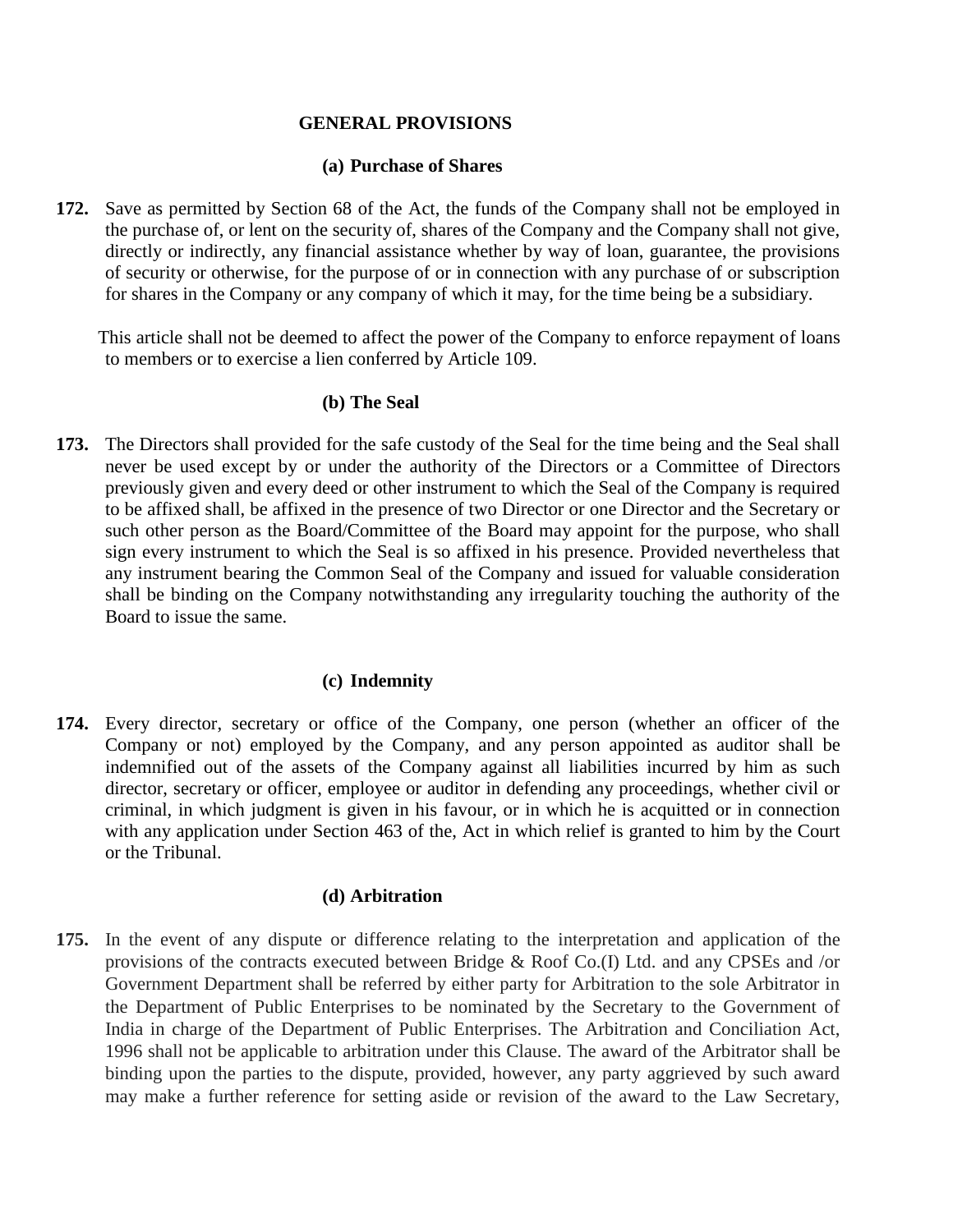## GENERAL PROVISIONS

### (a) Purchase of Shares

**172.** Save as permitted by Section 68 of the Act, the funds of the Company shall not be employed in the purchase of, or lent on the security of, shares of the Company and the Company shall not give, directly or indirectly, any financial assistance whether by way of loan, guarantee, the provisions of security or otherwise, for the purpose of or in connection with any purchase of or subscription for shares in the Company or any company of which it may, for the time being be a subsidiary.

This article shall not be deemed to affect the power of the Company to enforce repayment of loans to members or to exercise a lien conferred by Article 109.

### (b) The Seal

**173.** The Directors shall provided for the safe custody of the Seal for the time being and the Seal shall never be used except by or under the authority of the Directors or a Committee of Directors previously given and every deed or other instrument to which the Seal of the Company is required to be affixed shall, be affixed in the presence of two Director or one Director and the Secretary or such other person as the Board/Committee of the Board may appoint for the purpose, who shall sign every instrument to which the Seal is so affixed in his presence. Provided nevertheless that any instrument bearing the Common Seal of the Company and issued for valuable consideration shall be binding on the Company notwithstanding any irregularity touching the authority of the Board to issue the same.

### (c) Indemnity

**174.** Every director, secretary or office of the Company, one person (whether an officer of the Company or not) employed by the Company, and any person appointed as auditor shall be indemnified out of the assets of the Company against all liabilities incurred by him as such director, secretary or officer, employee or auditor in defending any proceedings, whether civil or criminal, in which judgment is given in his favour, or in which he is acquitted or in connection with any application under Section 463 of the, Act in which relief is granted to him by the Court or the Tribunal.

### (d) Arbitration

**175.** In the event of any dispute or difference relating to the interpretation and application of the provisions of the contracts executed between Bridge & Roof Co.(I) Ltd. and any CPSEs and /or Government Department shall be referred by either party for Arbitration to the sole Arbitrator in the Department of Public Enterprises to be nominated by the Secretary to the Government of India in charge of the Department of Public Enterprises. The Arbitration and Conciliation Act, 1996 shall not be applicable to arbitration under this Clause. The award of the Arbitrator shall be binding upon the parties to the dispute, provided, however, any party aggrieved by such award may make a further reference for setting aside or revision of the award to the Law Secretary,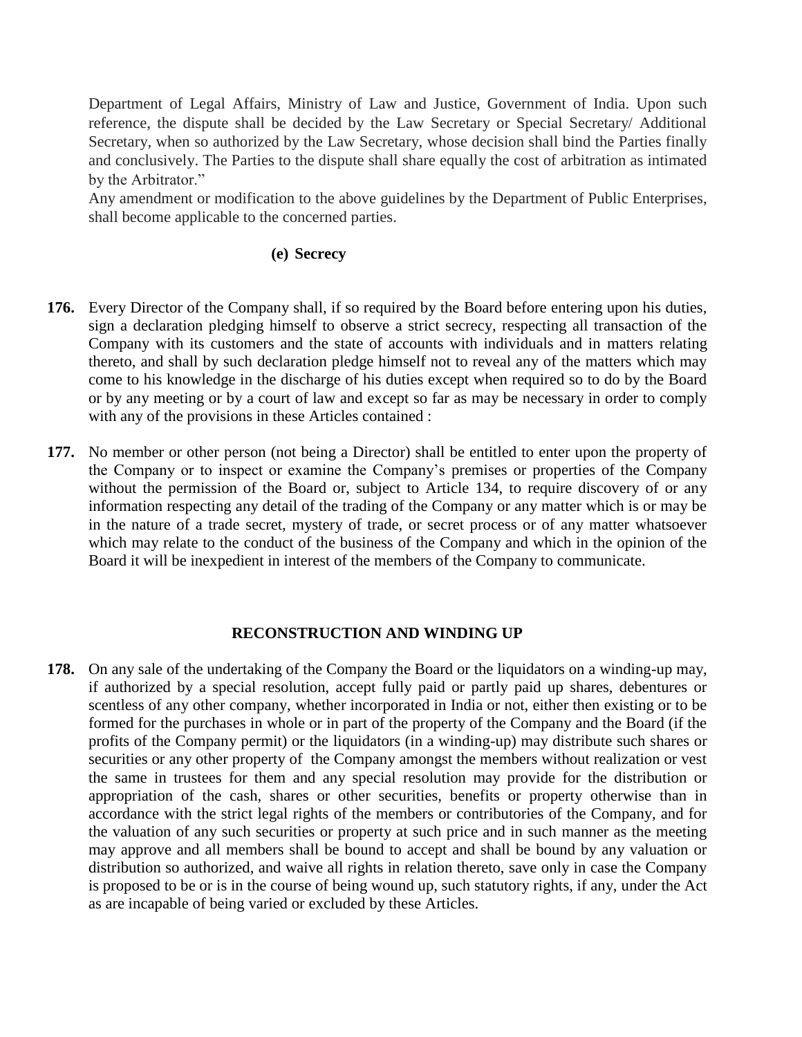Department of Legal Affairs, Ministry of Law and Justice, Government of India. Upon such reference, the dispute shall be decided by the Law Secretary or Special Secretary/ Additional Secretary, when so authorized by the Law Secretary, whose decision shall bind the Parties finally and conclusively. The Parties to the dispute shall share equally the cost of arbitration as intimated by the Arbitrator."

Any amendment or modification to the above guidelines by the Department of Public Enterprises, shall become applicable to the concerned parties.

### (e) Secrecy

**176.** Every Director of the Company shall, if so required by the Board before entering upon his duties, sign a declaration pledging himself to observe a strict secrecy, respecting all transaction of the Company with its customers and the state of accounts with individuals and in matters relating thereto, and shall by such declaration pledge himself not to reveal any of the matters which may come to his knowledge in the discharge of his duties except when required so to do by the Board or by any meeting or by a court of law and except so far as may be necessary in order to comply with any of the provisions in these Articles contained :

**177.** No member or other person (not being a Director) shall be entitled to enter upon the property of the Company or to inspect or examine the Company's premises or properties of the Company without the permission of the Board or, subject to Article 134, to require discovery of or any information respecting any detail of the trading of the Company or any matter which is or may be in the nature of a trade secret, mystery of trade, or secret process or of any matter whatsoever which may relate to the conduct of the business of the Company and which in the opinion of the Board it will be inexpedient in interest of the members of the Company to communicate.

## RECONSTRUCTION AND WINDING UP

**178.** On any sale of the undertaking of the Company the Board or the liquidators on a winding-up may, if authorized by a special resolution, accept fully paid or partly paid up shares, debentures or scentless of any other company, whether incorporated in India or not, either then existing or to be formed for the purchases in whole or in part of the property of the Company and the Board (if the profits of the Company permit) or the liquidators (in a winding-up) may distribute such shares or securities or any other property of the Company amongst the members without realization or vest the same in trustees for them and any special resolution may provide for the distribution or appropriation of the cash, shares or other securities, benefits or property otherwise than in accordance with the strict legal rights of the members or contributories of the Company, and for the valuation of any such securities or property at such price and in such manner as the meeting may approve and all members shall be bound to accept and shall be bound by any valuation or distribution so authorized, and waive all rights in relation thereto, save only in case the Company is proposed to be or is in the course of being wound up, such statutory rights, if any, under the Act as are incapable of being varied or excluded by these Articles.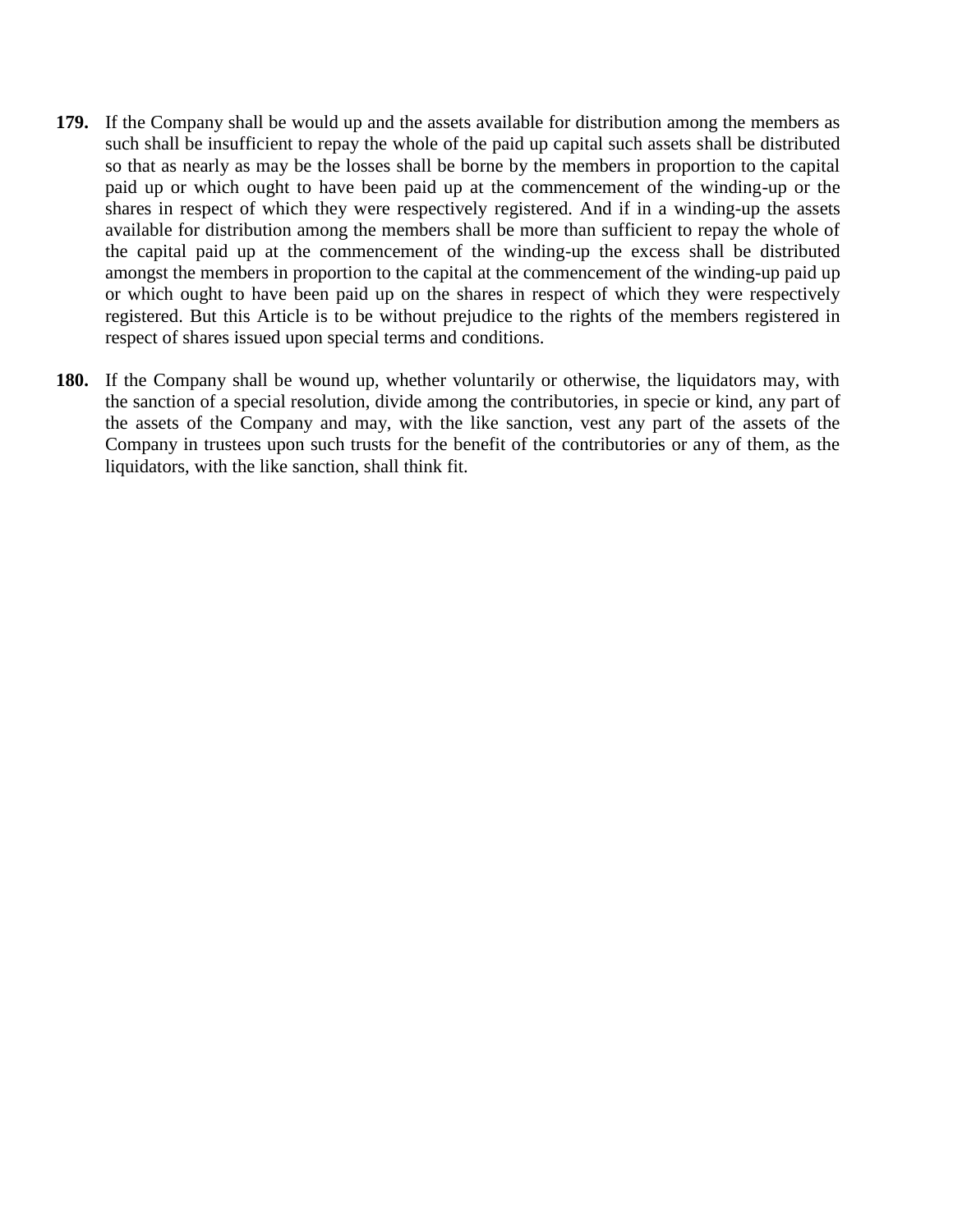**179.** If the Company shall be would up and the assets available for distribution among the members as such shall be insufficient to repay the whole of the paid up capital such assets shall be distributed so that as nearly as may be the losses shall be borne by the members in proportion to the capital paid up or which ought to have been paid up at the commencement of the winding-up or the shares in respect of which they were respectively registered. And if in a winding-up the assets available for distribution among the members shall be more than sufficient to repay the whole of the capital paid up at the commencement of the winding-up the excess shall be distributed amongst the members in proportion to the capital at the commencement of the winding-up paid up or which ought to have been paid up on the shares in respect of which they were respectively registered. But this Article is to be without prejudice to the rights of the members registered in respect of shares issued upon special terms and conditions.

**180.** If the Company shall be wound up, whether voluntarily or otherwise, the liquidators may, with the sanction of a special resolution, divide among the contributories, in specie or kind, any part of the assets of the Company and may, with the like sanction, vest any part of the assets of the Company in trustees upon such trusts for the benefit of the contributories or any of them, as the liquidators, with the like sanction, shall think fit.